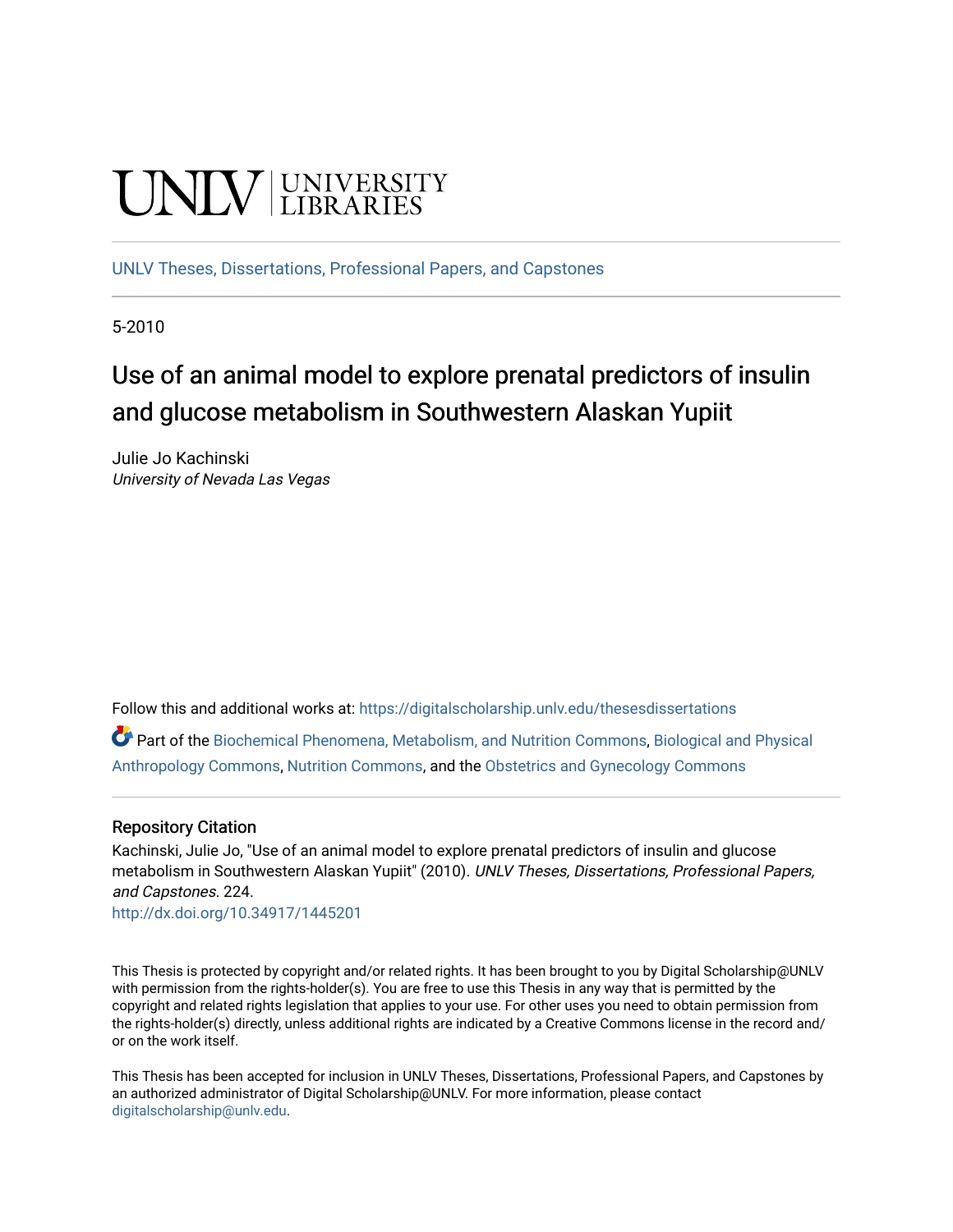UNLV | UNIVERSITY LIBRARIES

UNLV Theses, Dissertations, Professional Papers, and Capstones

5-2010

# Use of an animal model to explore prenatal predictors of insulin and glucose metabolism in Southwestern Alaskan Yupiit

Julie Jo Kachinski
*University of Nevada Las Vegas*

Follow this and additional works at: https://digitalscholarship.unlv.edu/thesesdissertations

Part of the Biochemical Phenomena, Metabolism, and Nutrition Commons, Biological and Physical Anthropology Commons, Nutrition Commons, and the Obstetrics and Gynecology Commons

## Repository Citation

Kachinski, Julie Jo, "Use of an animal model to explore prenatal predictors of insulin and glucose metabolism in Southwestern Alaskan Yupiit" (2010). *UNLV Theses, Dissertations, Professional Papers, and Capstones*. 224.
http://dx.doi.org/10.34917/1445201

This Thesis is protected by copyright and/or related rights. It has been brought to you by Digital Scholarship@UNLV with permission from the rights-holder(s). You are free to use this Thesis in any way that is permitted by the copyright and related rights legislation that applies to your use. For other uses you need to obtain permission from the rights-holder(s) directly, unless additional rights are indicated by a Creative Commons license in the record and/or on the work itself.

This Thesis has been accepted for inclusion in UNLV Theses, Dissertations, Professional Papers, and Capstones by an authorized administrator of Digital Scholarship@UNLV. For more information, please contact digitalscholarship@unlv.edu.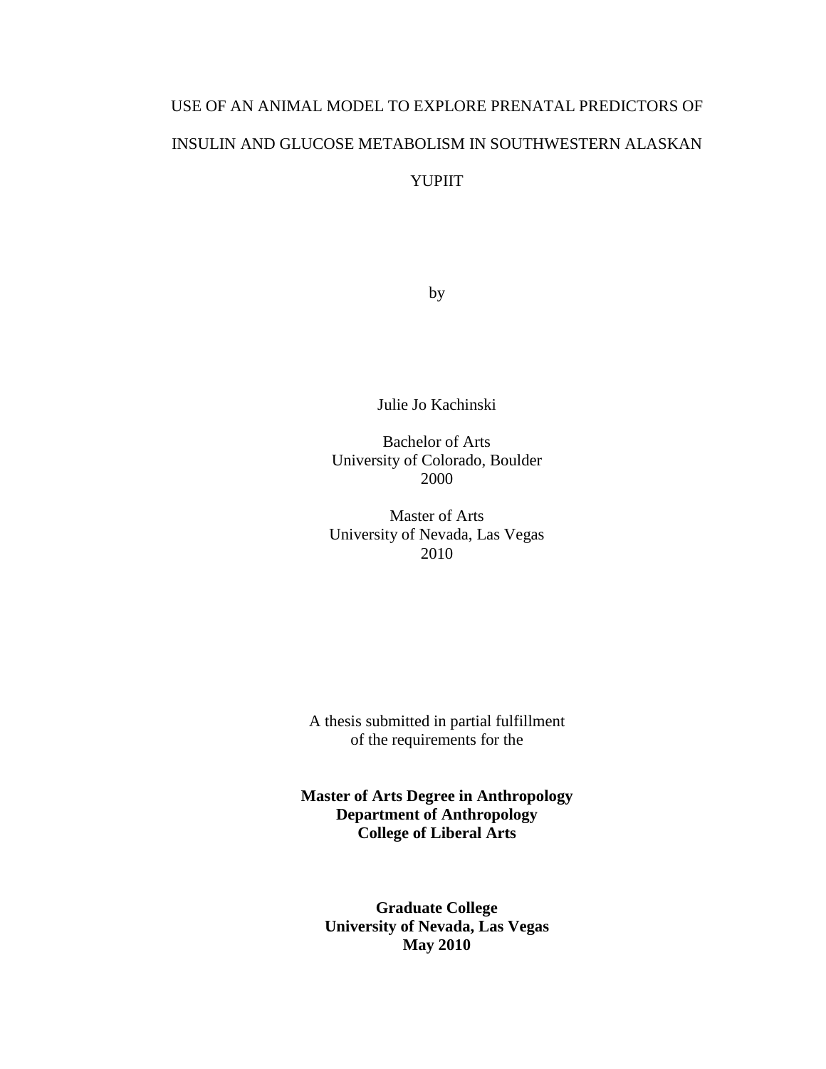# USE OF AN ANIMAL MODEL TO EXPLORE PRENATAL PREDICTORS OF INSULIN AND GLUCOSE METABOLISM IN SOUTHWESTERN ALASKAN YUPIIT

by

Julie Jo Kachinski

Bachelor of Arts
University of Colorado, Boulder
2000

Master of Arts
University of Nevada, Las Vegas
2010

A thesis submitted in partial fulfillment
of the requirements for the

**Master of Arts Degree in Anthropology**
**Department of Anthropology**
**College of Liberal Arts**

**Graduate College**
**University of Nevada, Las Vegas**
**May 2010**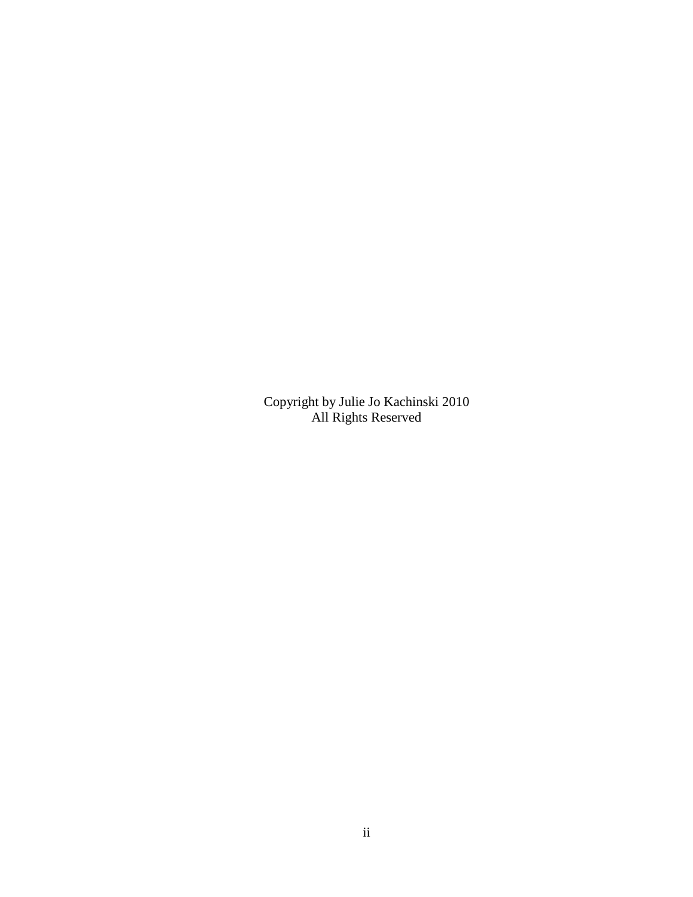Copyright by Julie Jo Kachinski 2010
All Rights Reserved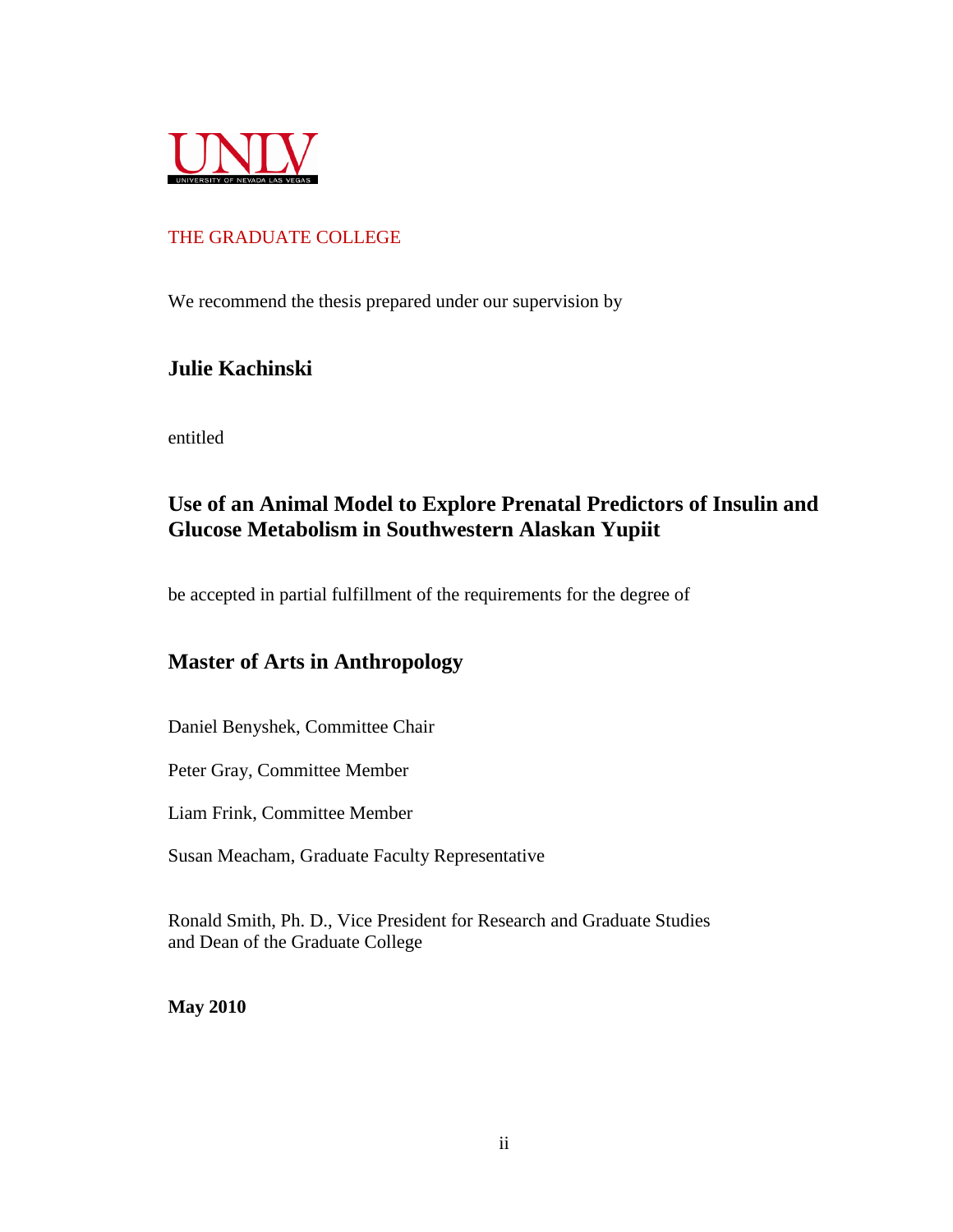UNLV
UNIVERSITY OF NEVADA LAS VEGAS

THE GRADUATE COLLEGE

We recommend the thesis prepared under our supervision by

**Julie Kachinski**

entitled

**Use of an Animal Model to Explore Prenatal Predictors of Insulin and Glucose Metabolism in Southwestern Alaskan Yupiit**

be accepted in partial fulfillment of the requirements for the degree of

**Master of Arts in Anthropology**

Daniel Benyshek, Committee Chair

Peter Gray, Committee Member

Liam Frink, Committee Member

Susan Meacham, Graduate Faculty Representative

Ronald Smith, Ph. D., Vice President for Research and Graduate Studies
and Dean of the Graduate College

**May 2010**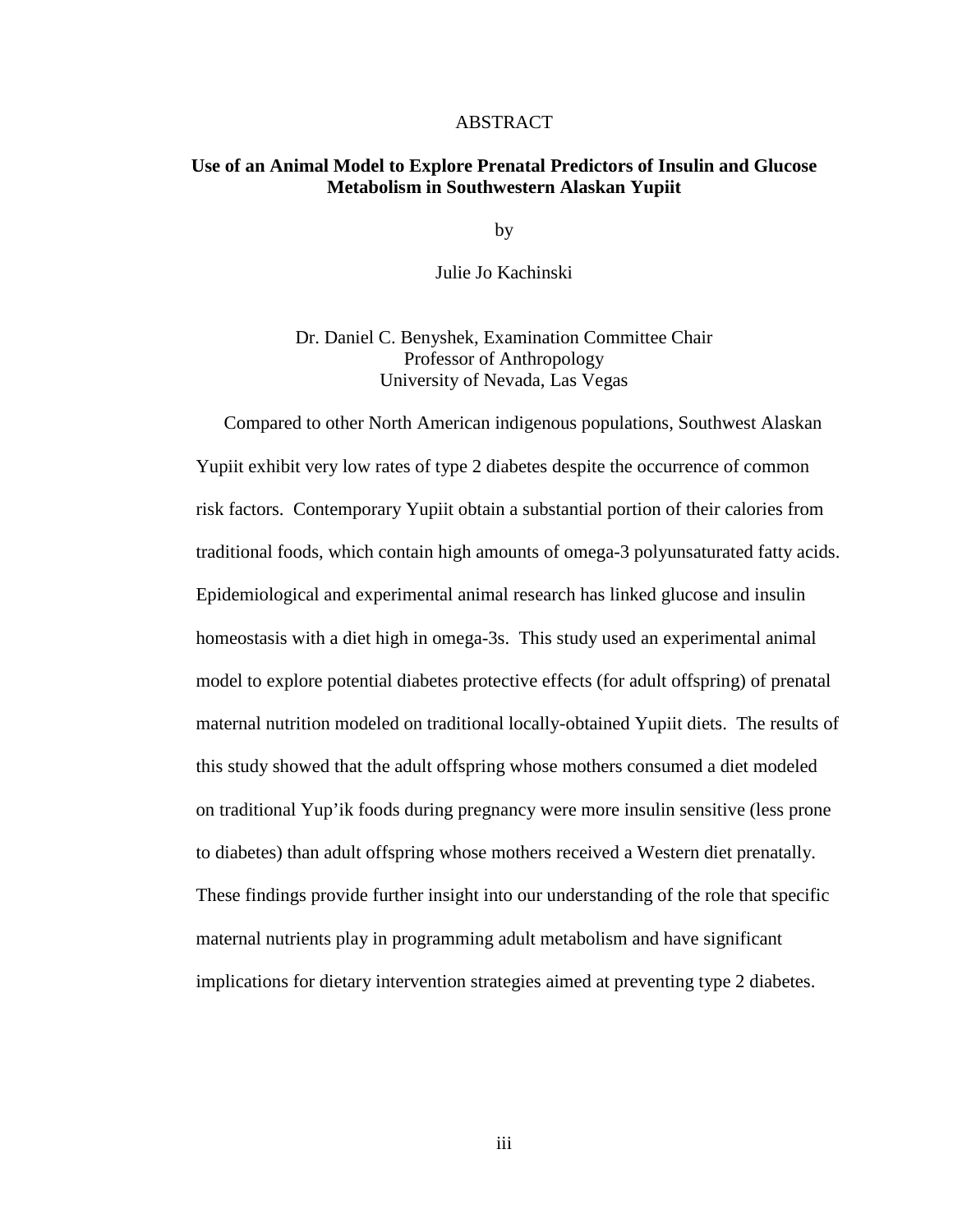# ABSTRACT

**Use of an Animal Model to Explore Prenatal Predictors of Insulin and Glucose Metabolism in Southwestern Alaskan Yupiit**

by

Julie Jo Kachinski

Dr. Daniel C. Benyshek, Examination Committee Chair
Professor of Anthropology
University of Nevada, Las Vegas

Compared to other North American indigenous populations, Southwest Alaskan Yupiit exhibit very low rates of type 2 diabetes despite the occurrence of common risk factors. Contemporary Yupiit obtain a substantial portion of their calories from traditional foods, which contain high amounts of omega-3 polyunsaturated fatty acids. Epidemiological and experimental animal research has linked glucose and insulin homeostasis with a diet high in omega-3s. This study used an experimental animal model to explore potential diabetes protective effects (for adult offspring) of prenatal maternal nutrition modeled on traditional locally-obtained Yupiit diets. The results of this study showed that the adult offspring whose mothers consumed a diet modeled on traditional Yup'ik foods during pregnancy were more insulin sensitive (less prone to diabetes) than adult offspring whose mothers received a Western diet prenatally. These findings provide further insight into our understanding of the role that specific maternal nutrients play in programming adult metabolism and have significant implications for dietary intervention strategies aimed at preventing type 2 diabetes.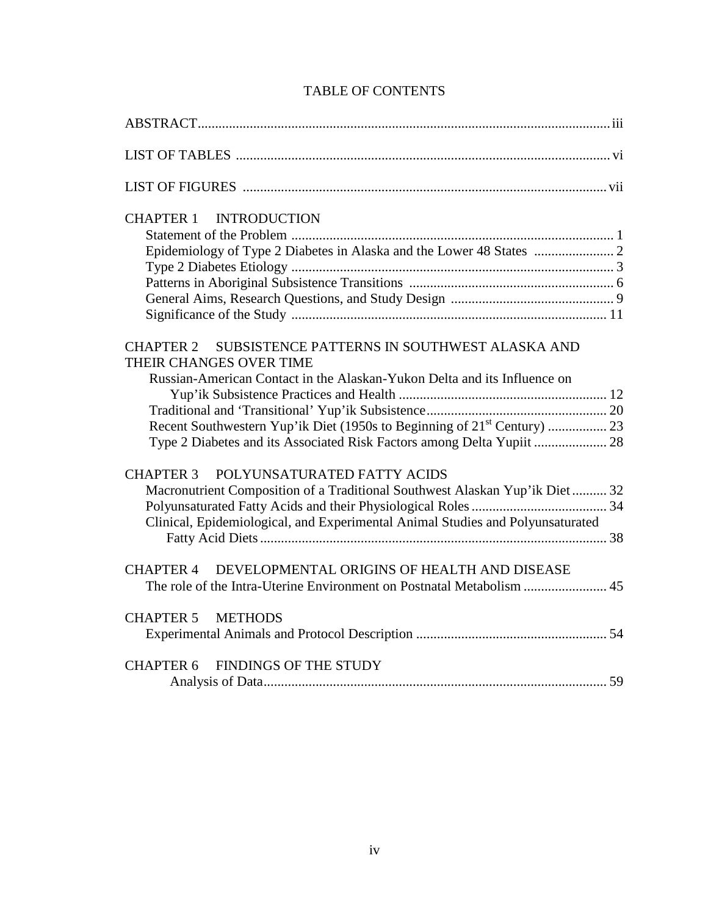# TABLE OF CONTENTS

ABSTRACT ..... iii

LIST OF TABLES ..... vi

LIST OF FIGURES ..... vii

CHAPTER 1 INTRODUCTION

- Statement of the Problem ..... 1
- Epidemiology of Type 2 Diabetes in Alaska and the Lower 48 States ..... 2
- Type 2 Diabetes Etiology ..... 3
- Patterns in Aboriginal Subsistence Transitions ..... 6
- General Aims, Research Questions, and Study Design ..... 9
- Significance of the Study ..... 11

CHAPTER 2 SUBSISTENCE PATTERNS IN SOUTHWEST ALASKA AND THEIR CHANGES OVER TIME

- Russian-American Contact in the Alaskan-Yukon Delta and its Influence on Yup'ik Subsistence Practices and Health ..... 12
- Traditional and 'Transitional' Yup'ik Subsistence ..... 20
- Recent Southwestern Yup'ik Diet (1950s to Beginning of 21st Century) ..... 23
- Type 2 Diabetes and its Associated Risk Factors among Delta Yupiit ..... 28

CHAPTER 3 POLYUNSATURATED FATTY ACIDS

- Macronutrient Composition of a Traditional Southwest Alaskan Yup'ik Diet ..... 32
- Polyunsaturated Fatty Acids and their Physiological Roles ..... 34
- Clinical, Epidemiological, and Experimental Animal Studies and Polyunsaturated Fatty Acid Diets ..... 38

CHAPTER 4 DEVELOPMENTAL ORIGINS OF HEALTH AND DISEASE

- The role of the Intra-Uterine Environment on Postnatal Metabolism ..... 45

CHAPTER 5 METHODS

- Experimental Animals and Protocol Description ..... 54

CHAPTER 6 FINDINGS OF THE STUDY

- Analysis of Data ..... 59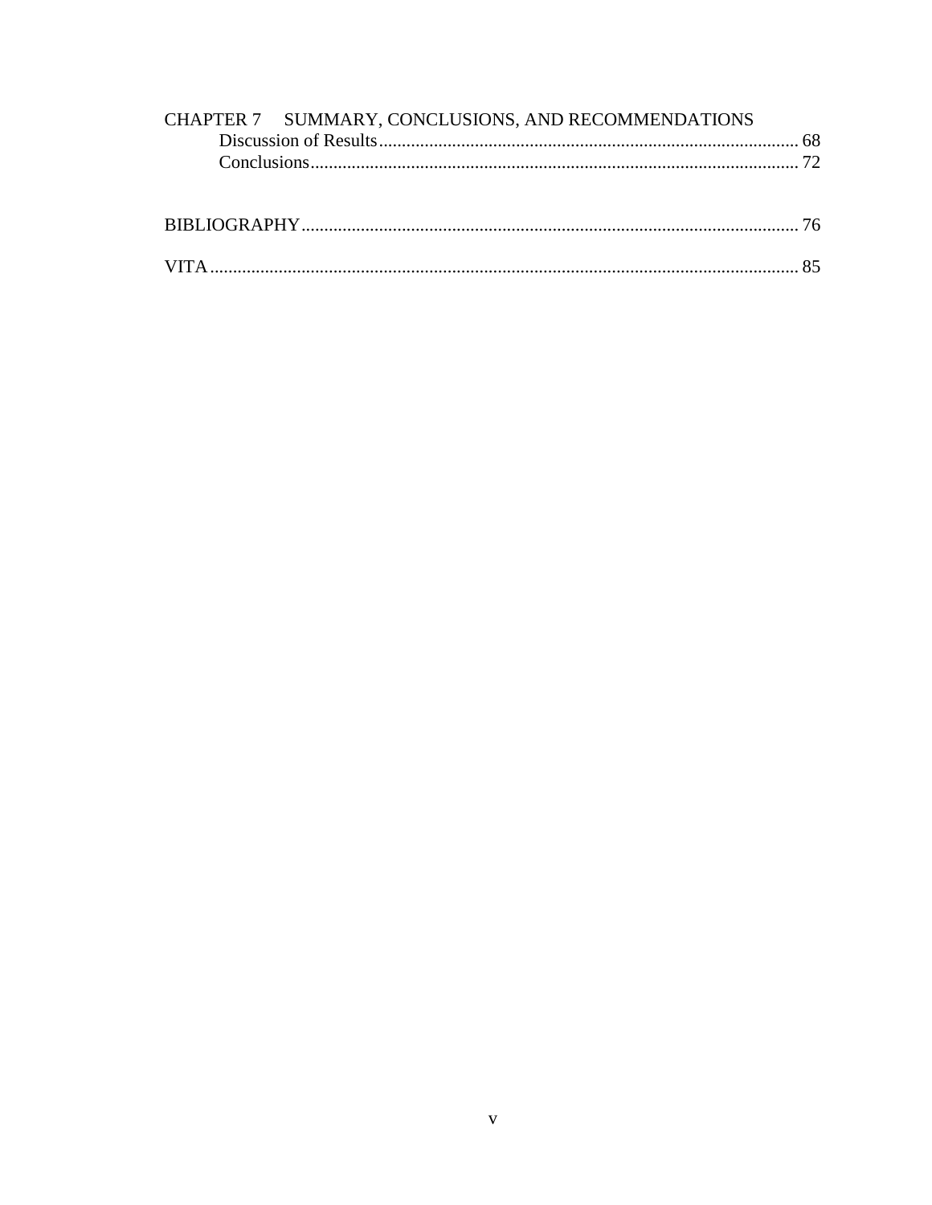CHAPTER 7 SUMMARY, CONCLUSIONS, AND RECOMMENDATIONS

- Discussion of Results ........................................................................................ 68
- Conclusions ....................................................................................................... 72

BIBLIOGRAPHY ....................................................................................................... 76

VITA ........................................................................................................................... 85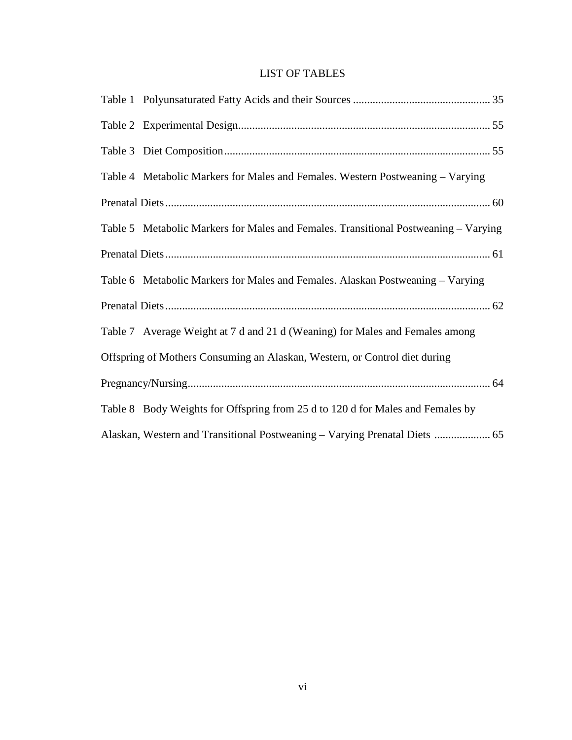# LIST OF TABLES

Table 1 Polyunsaturated Fatty Acids and their Sources ................................................ 35

Table 2 Experimental Design......................................................................................... 55

Table 3 Diet Composition.............................................................................................. 55

Table 4 Metabolic Markers for Males and Females. Western Postweaning – Varying Prenatal Diets.................................................................................................................... 60

Table 5 Metabolic Markers for Males and Females. Transitional Postweaning – Varying Prenatal Diets.................................................................................................................... 61

Table 6 Metabolic Markers for Males and Females. Alaskan Postweaning – Varying Prenatal Diets.................................................................................................................... 62

Table 7 Average Weight at 7 d and 21 d (Weaning) for Males and Females among Offspring of Mothers Consuming an Alaskan, Western, or Control diet during Pregnancy/Nursing........................................................................................................... 64

Table 8 Body Weights for Offspring from 25 d to 120 d for Males and Females by Alaskan, Western and Transitional Postweaning – Varying Prenatal Diets .................... 65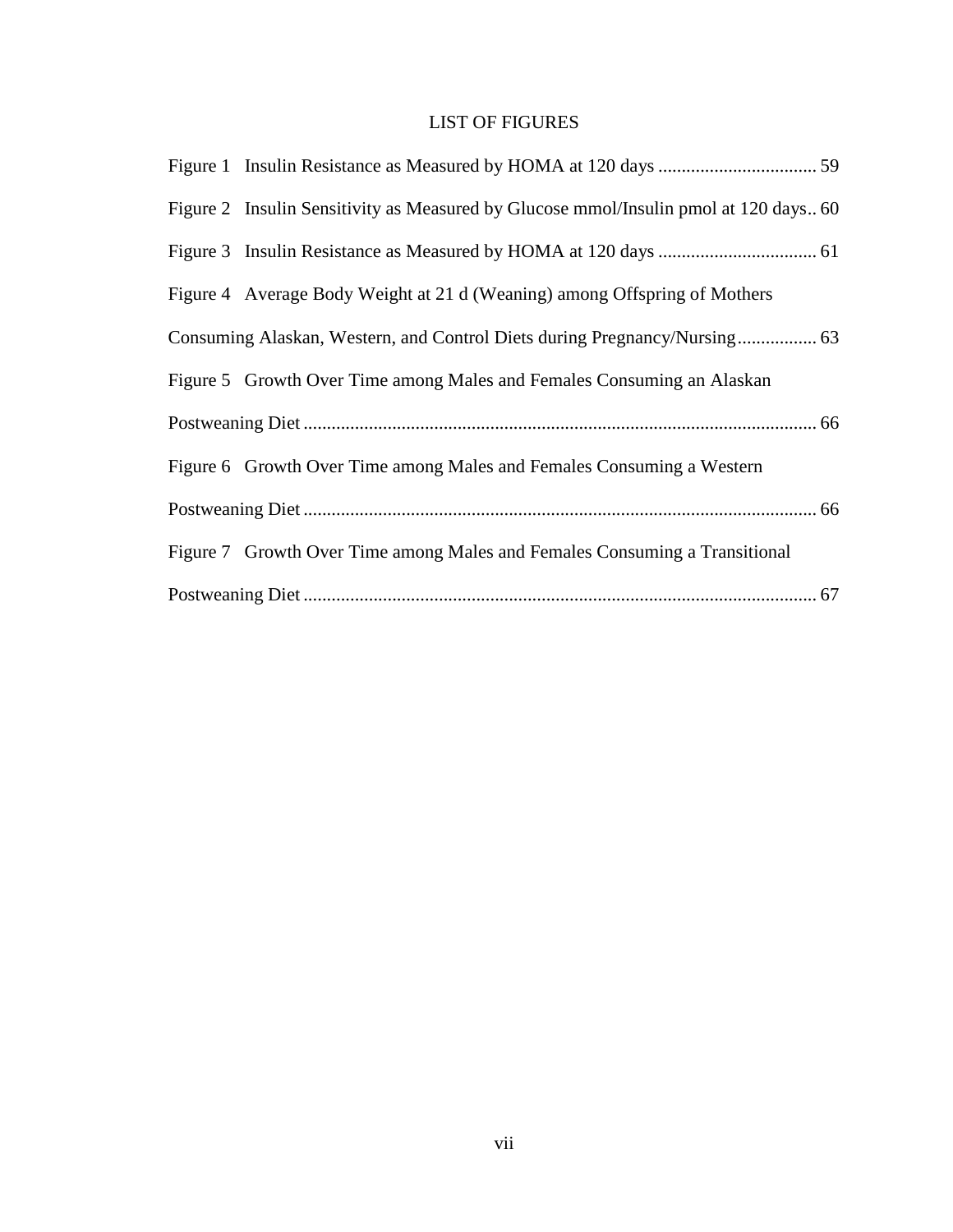# LIST OF FIGURES

Figure 1 Insulin Resistance as Measured by HOMA at 120 days ................................. 59

Figure 2 Insulin Sensitivity as Measured by Glucose mmol/Insulin pmol at 120 days.. 60

Figure 3 Insulin Resistance as Measured by HOMA at 120 days ................................. 61

Figure 4 Average Body Weight at 21 d (Weaning) among Offspring of Mothers Consuming Alaskan, Western, and Control Diets during Pregnancy/Nursing................. 63

Figure 5 Growth Over Time among Males and Females Consuming an Alaskan Postweaning Diet ............................................................................................................ 66

Figure 6 Growth Over Time among Males and Females Consuming a Western Postweaning Diet ............................................................................................................ 66

Figure 7 Growth Over Time among Males and Females Consuming a Transitional Postweaning Diet ............................................................................................................ 67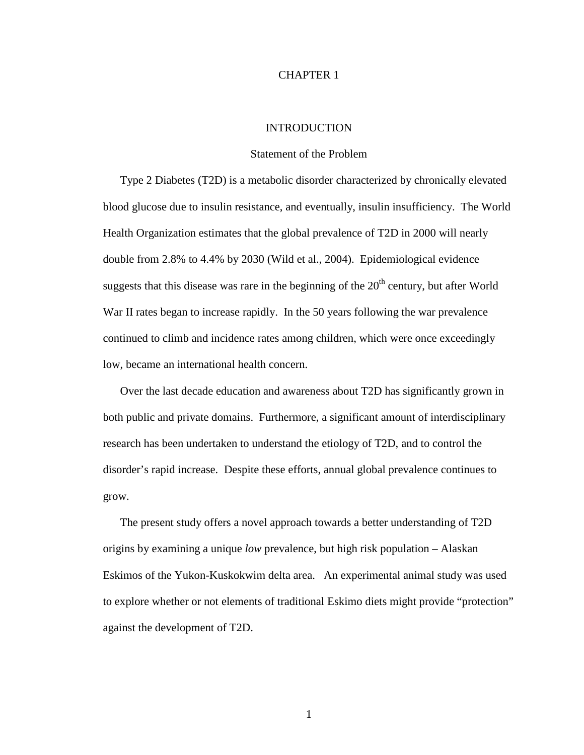# CHAPTER 1

## INTRODUCTION

### Statement of the Problem

Type 2 Diabetes (T2D) is a metabolic disorder characterized by chronically elevated blood glucose due to insulin resistance, and eventually, insulin insufficiency. The World Health Organization estimates that the global prevalence of T2D in 2000 will nearly double from 2.8% to 4.4% by 2030 (Wild et al., 2004). Epidemiological evidence suggests that this disease was rare in the beginning of the 20$^{th}$ century, but after World War II rates began to increase rapidly. In the 50 years following the war prevalence continued to climb and incidence rates among children, which were once exceedingly low, became an international health concern.

Over the last decade education and awareness about T2D has significantly grown in both public and private domains. Furthermore, a significant amount of interdisciplinary research has been undertaken to understand the etiology of T2D, and to control the disorder's rapid increase. Despite these efforts, annual global prevalence continues to grow.

The present study offers a novel approach towards a better understanding of T2D origins by examining a unique *low* prevalence, but high risk population – Alaskan Eskimos of the Yukon-Kuskokwim delta area. An experimental animal study was used to explore whether or not elements of traditional Eskimo diets might provide "protection" against the development of T2D.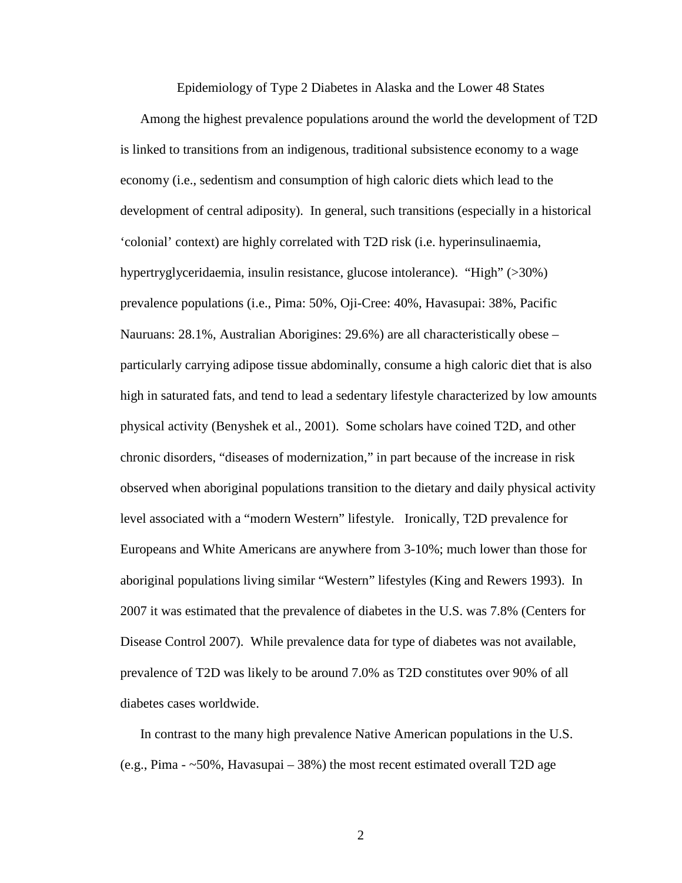## Epidemiology of Type 2 Diabetes in Alaska and the Lower 48 States

Among the highest prevalence populations around the world the development of T2D is linked to transitions from an indigenous, traditional subsistence economy to a wage economy (i.e., sedentism and consumption of high caloric diets which lead to the development of central adiposity). In general, such transitions (especially in a historical 'colonial' context) are highly correlated with T2D risk (i.e. hyperinsulinaemia, hypertryglyceridaemia, insulin resistance, glucose intolerance). "High" (>30%) prevalence populations (i.e., Pima: 50%, Oji-Cree: 40%, Havasupai: 38%, Pacific Nauruans: 28.1%, Australian Aborigines: 29.6%) are all characteristically obese – particularly carrying adipose tissue abdominally, consume a high caloric diet that is also high in saturated fats, and tend to lead a sedentary lifestyle characterized by low amounts physical activity (Benyshek et al., 2001). Some scholars have coined T2D, and other chronic disorders, "diseases of modernization," in part because of the increase in risk observed when aboriginal populations transition to the dietary and daily physical activity level associated with a "modern Western" lifestyle. Ironically, T2D prevalence for Europeans and White Americans are anywhere from 3-10%; much lower than those for aboriginal populations living similar "Western" lifestyles (King and Rewers 1993). In 2007 it was estimated that the prevalence of diabetes in the U.S. was 7.8% (Centers for Disease Control 2007). While prevalence data for type of diabetes was not available, prevalence of T2D was likely to be around 7.0% as T2D constitutes over 90% of all diabetes cases worldwide.

In contrast to the many high prevalence Native American populations in the U.S. (e.g., Pima - ~50%, Havasupai – 38%) the most recent estimated overall T2D age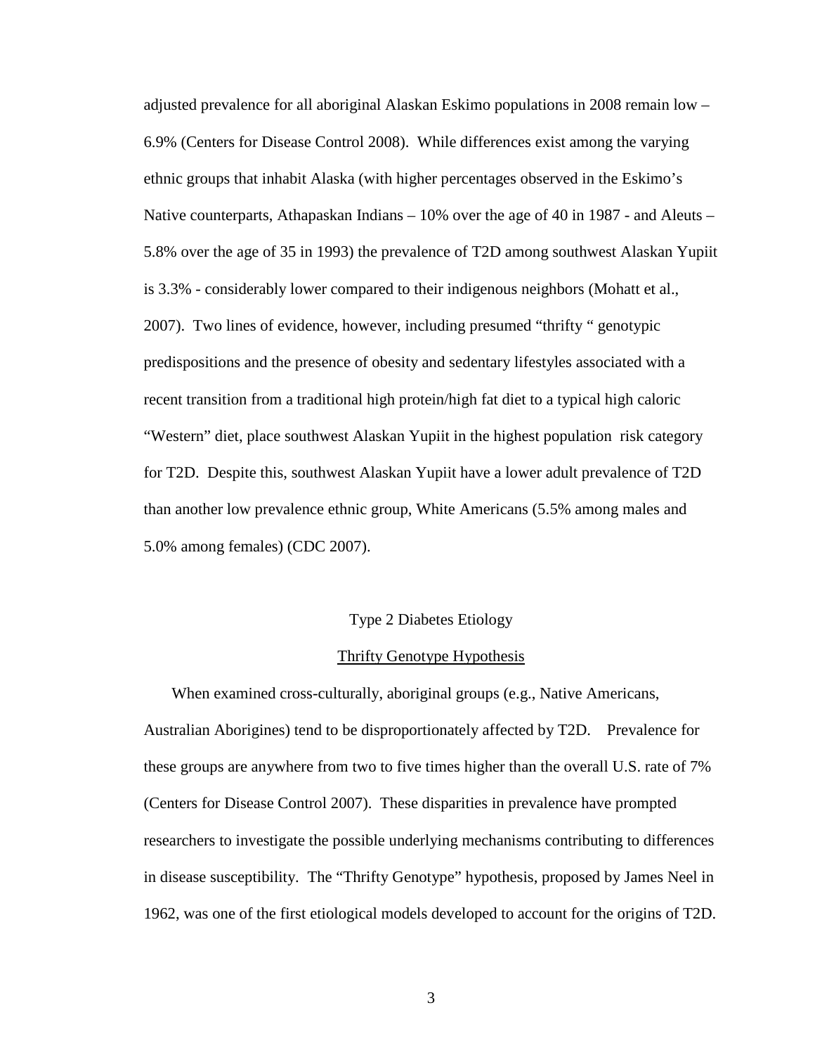adjusted prevalence for all aboriginal Alaskan Eskimo populations in 2008 remain low – 6.9% (Centers for Disease Control 2008). While differences exist among the varying ethnic groups that inhabit Alaska (with higher percentages observed in the Eskimo's Native counterparts, Athapaskan Indians – 10% over the age of 40 in 1987 - and Aleuts – 5.8% over the age of 35 in 1993) the prevalence of T2D among southwest Alaskan Yupiit is 3.3% - considerably lower compared to their indigenous neighbors (Mohatt et al., 2007). Two lines of evidence, however, including presumed "thrifty " genotypic predispositions and the presence of obesity and sedentary lifestyles associated with a recent transition from a traditional high protein/high fat diet to a typical high caloric "Western" diet, place southwest Alaskan Yupiit in the highest population risk category for T2D. Despite this, southwest Alaskan Yupiit have a lower adult prevalence of T2D than another low prevalence ethnic group, White Americans (5.5% among males and 5.0% among females) (CDC 2007).

## Type 2 Diabetes Etiology

### Thrifty Genotype Hypothesis

When examined cross-culturally, aboriginal groups (e.g., Native Americans, Australian Aborigines) tend to be disproportionately affected by T2D. Prevalence for these groups are anywhere from two to five times higher than the overall U.S. rate of 7% (Centers for Disease Control 2007). These disparities in prevalence have prompted researchers to investigate the possible underlying mechanisms contributing to differences in disease susceptibility. The "Thrifty Genotype" hypothesis, proposed by James Neel in 1962, was one of the first etiological models developed to account for the origins of T2D.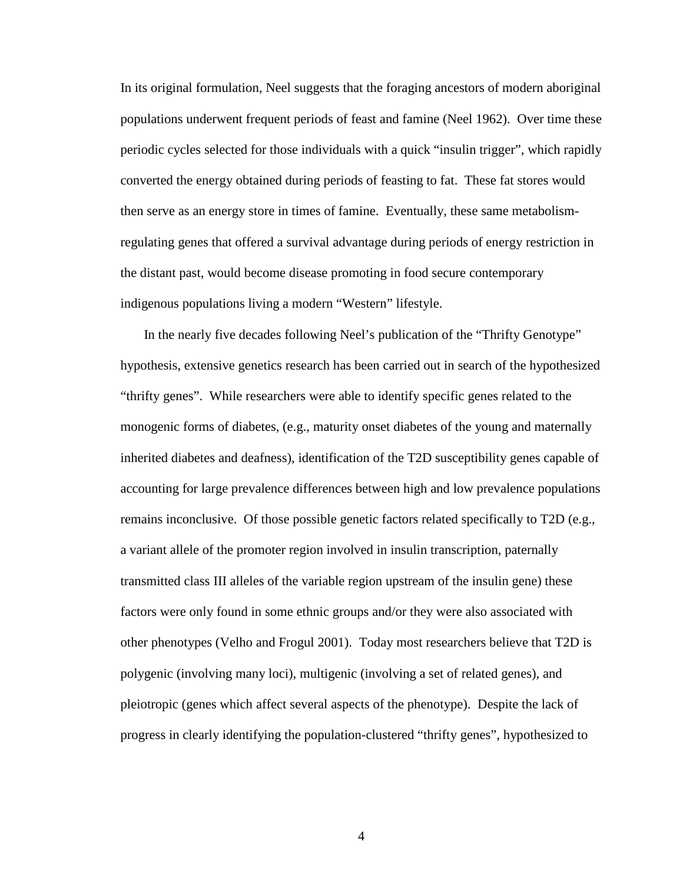In its original formulation, Neel suggests that the foraging ancestors of modern aboriginal populations underwent frequent periods of feast and famine (Neel 1962). Over time these periodic cycles selected for those individuals with a quick "insulin trigger", which rapidly converted the energy obtained during periods of feasting to fat. These fat stores would then serve as an energy store in times of famine. Eventually, these same metabolism-regulating genes that offered a survival advantage during periods of energy restriction in the distant past, would become disease promoting in food secure contemporary indigenous populations living a modern "Western" lifestyle.

In the nearly five decades following Neel's publication of the "Thrifty Genotype" hypothesis, extensive genetics research has been carried out in search of the hypothesized "thrifty genes". While researchers were able to identify specific genes related to the monogenic forms of diabetes, (e.g., maturity onset diabetes of the young and maternally inherited diabetes and deafness), identification of the T2D susceptibility genes capable of accounting for large prevalence differences between high and low prevalence populations remains inconclusive. Of those possible genetic factors related specifically to T2D (e.g., a variant allele of the promoter region involved in insulin transcription, paternally transmitted class III alleles of the variable region upstream of the insulin gene) these factors were only found in some ethnic groups and/or they were also associated with other phenotypes (Velho and Frogul 2001). Today most researchers believe that T2D is polygenic (involving many loci), multigenic (involving a set of related genes), and pleiotropic (genes which affect several aspects of the phenotype). Despite the lack of progress in clearly identifying the population-clustered "thrifty genes", hypothesized to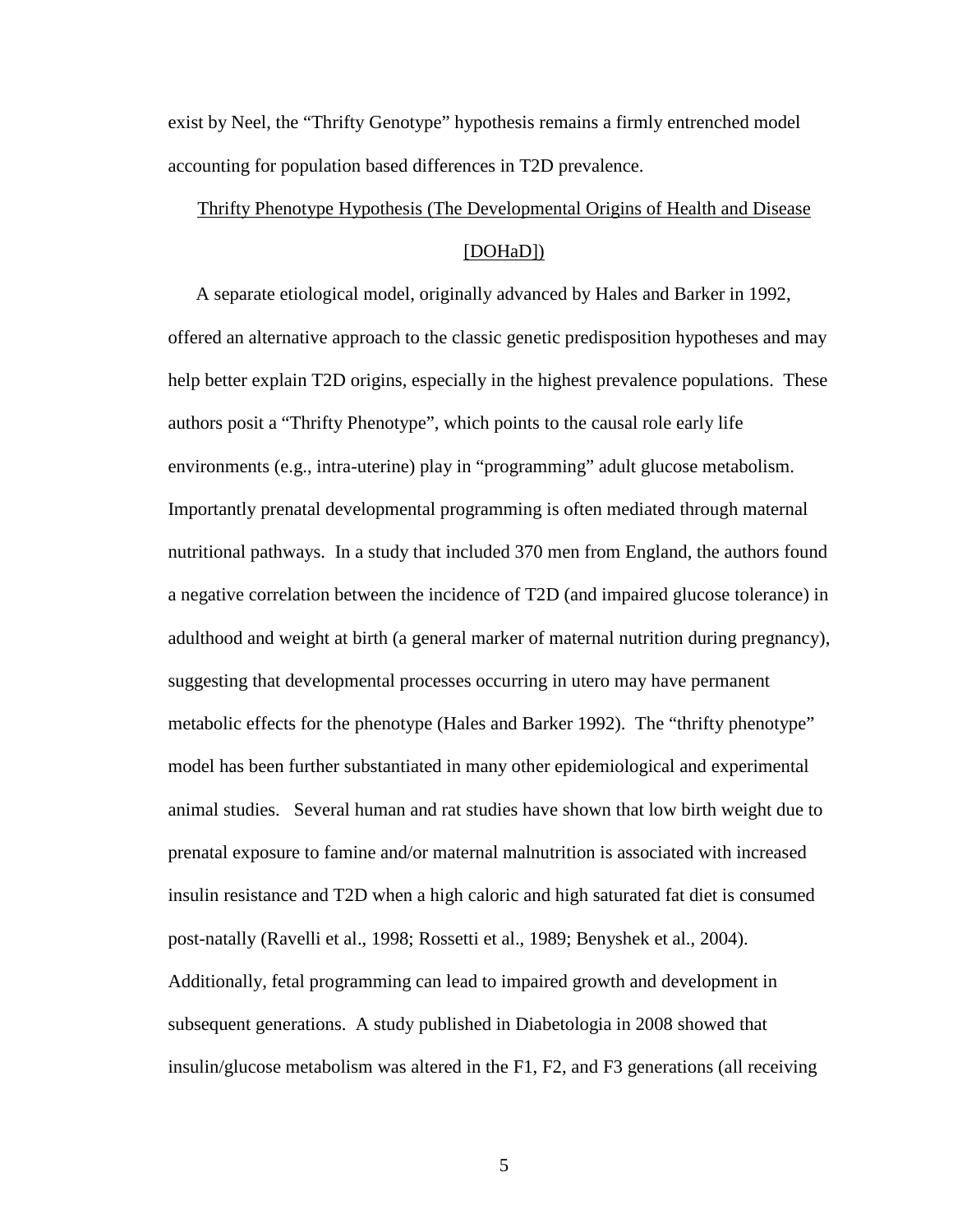exist by Neel, the "Thrifty Genotype" hypothesis remains a firmly entrenched model accounting for population based differences in T2D prevalence.

### Thrifty Phenotype Hypothesis (The Developmental Origins of Health and Disease [DOHaD])

A separate etiological model, originally advanced by Hales and Barker in 1992, offered an alternative approach to the classic genetic predisposition hypotheses and may help better explain T2D origins, especially in the highest prevalence populations. These authors posit a "Thrifty Phenotype", which points to the causal role early life environments (e.g., intra-uterine) play in "programming" adult glucose metabolism. Importantly prenatal developmental programming is often mediated through maternal nutritional pathways. In a study that included 370 men from England, the authors found a negative correlation between the incidence of T2D (and impaired glucose tolerance) in adulthood and weight at birth (a general marker of maternal nutrition during pregnancy), suggesting that developmental processes occurring in utero may have permanent metabolic effects for the phenotype (Hales and Barker 1992). The "thrifty phenotype" model has been further substantiated in many other epidemiological and experimental animal studies. Several human and rat studies have shown that low birth weight due to prenatal exposure to famine and/or maternal malnutrition is associated with increased insulin resistance and T2D when a high caloric and high saturated fat diet is consumed post-natally (Ravelli et al., 1998; Rossetti et al., 1989; Benyshek et al., 2004). Additionally, fetal programming can lead to impaired growth and development in subsequent generations. A study published in Diabetologia in 2008 showed that insulin/glucose metabolism was altered in the F1, F2, and F3 generations (all receiving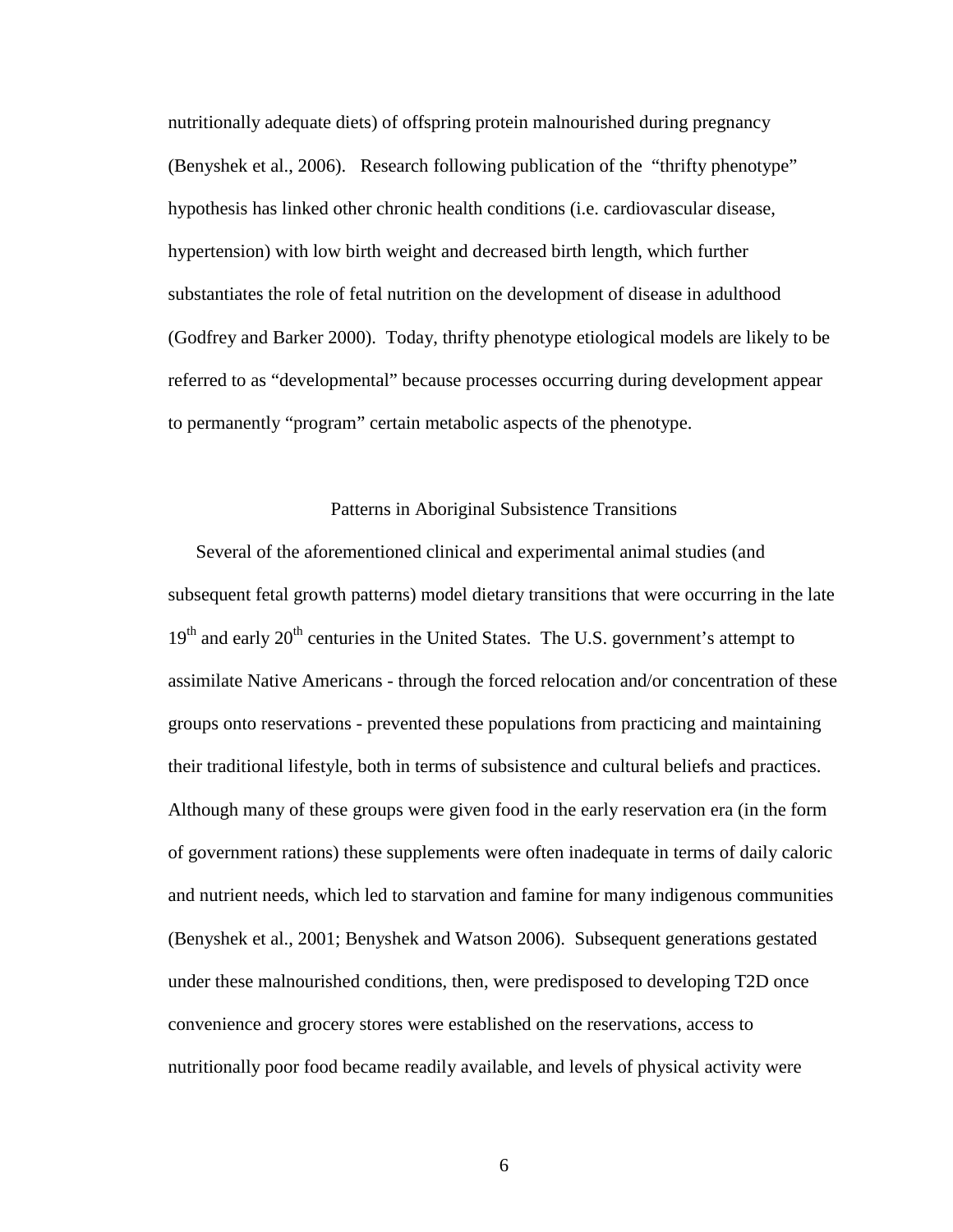nutritionally adequate diets) of offspring protein malnourished during pregnancy (Benyshek et al., 2006). Research following publication of the "thrifty phenotype" hypothesis has linked other chronic health conditions (i.e. cardiovascular disease, hypertension) with low birth weight and decreased birth length, which further substantiates the role of fetal nutrition on the development of disease in adulthood (Godfrey and Barker 2000). Today, thrifty phenotype etiological models are likely to be referred to as "developmental" because processes occurring during development appear to permanently "program" certain metabolic aspects of the phenotype.

## Patterns in Aboriginal Subsistence Transitions

Several of the aforementioned clinical and experimental animal studies (and subsequent fetal growth patterns) model dietary transitions that were occurring in the late 19th and early 20th centuries in the United States. The U.S. government's attempt to assimilate Native Americans - through the forced relocation and/or concentration of these groups onto reservations - prevented these populations from practicing and maintaining their traditional lifestyle, both in terms of subsistence and cultural beliefs and practices. Although many of these groups were given food in the early reservation era (in the form of government rations) these supplements were often inadequate in terms of daily caloric and nutrient needs, which led to starvation and famine for many indigenous communities (Benyshek et al., 2001; Benyshek and Watson 2006). Subsequent generations gestated under these malnourished conditions, then, were predisposed to developing T2D once convenience and grocery stores were established on the reservations, access to nutritionally poor food became readily available, and levels of physical activity were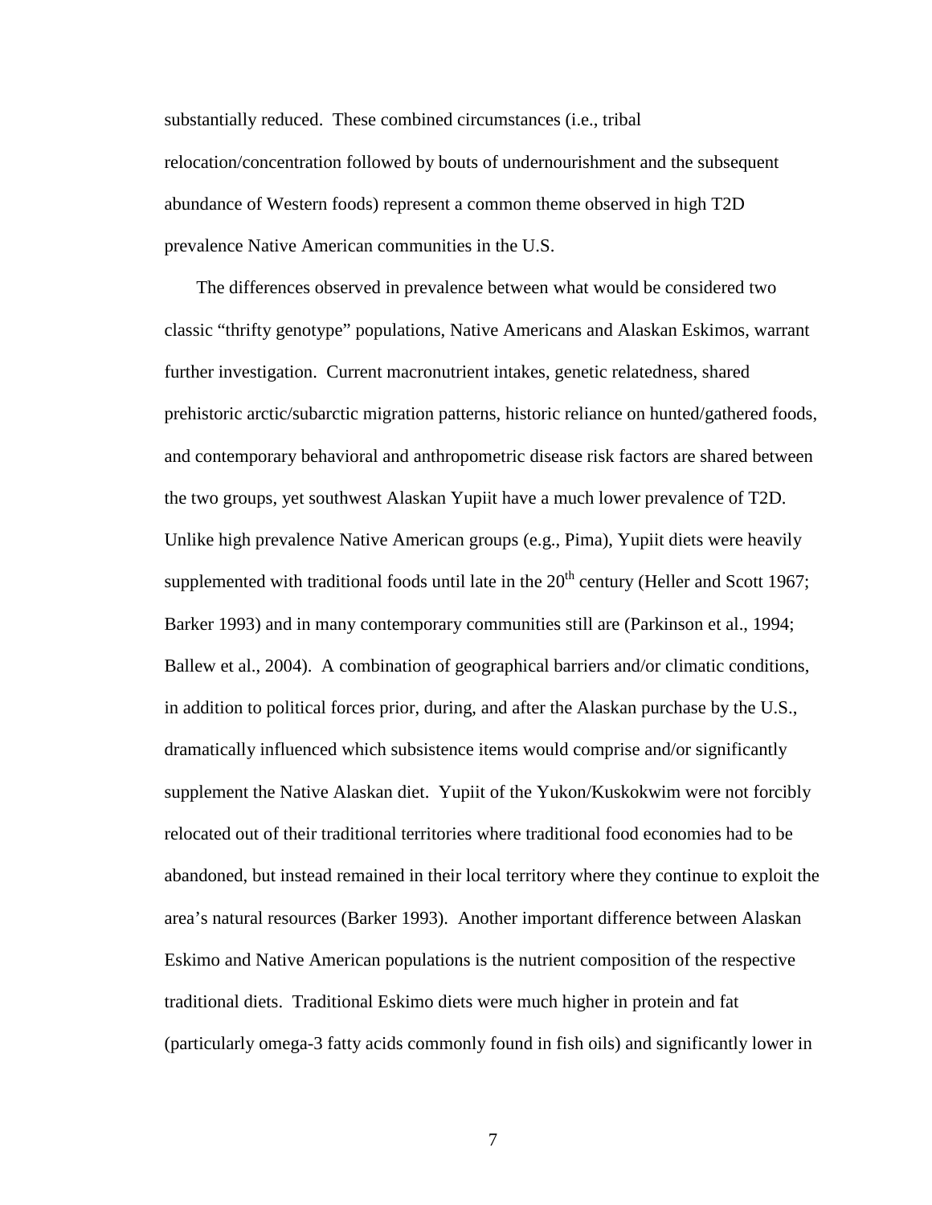substantially reduced. These combined circumstances (i.e., tribal relocation/concentration followed by bouts of undernourishment and the subsequent abundance of Western foods) represent a common theme observed in high T2D prevalence Native American communities in the U.S.

The differences observed in prevalence between what would be considered two classic "thrifty genotype" populations, Native Americans and Alaskan Eskimos, warrant further investigation. Current macronutrient intakes, genetic relatedness, shared prehistoric arctic/subarctic migration patterns, historic reliance on hunted/gathered foods, and contemporary behavioral and anthropometric disease risk factors are shared between the two groups, yet southwest Alaskan Yupiit have a much lower prevalence of T2D. Unlike high prevalence Native American groups (e.g., Pima), Yupiit diets were heavily supplemented with traditional foods until late in the 20th century (Heller and Scott 1967; Barker 1993) and in many contemporary communities still are (Parkinson et al., 1994; Ballew et al., 2004). A combination of geographical barriers and/or climatic conditions, in addition to political forces prior, during, and after the Alaskan purchase by the U.S., dramatically influenced which subsistence items would comprise and/or significantly supplement the Native Alaskan diet. Yupiit of the Yukon/Kuskokwim were not forcibly relocated out of their traditional territories where traditional food economies had to be abandoned, but instead remained in their local territory where they continue to exploit the area's natural resources (Barker 1993). Another important difference between Alaskan Eskimo and Native American populations is the nutrient composition of the respective traditional diets. Traditional Eskimo diets were much higher in protein and fat (particularly omega-3 fatty acids commonly found in fish oils) and significantly lower in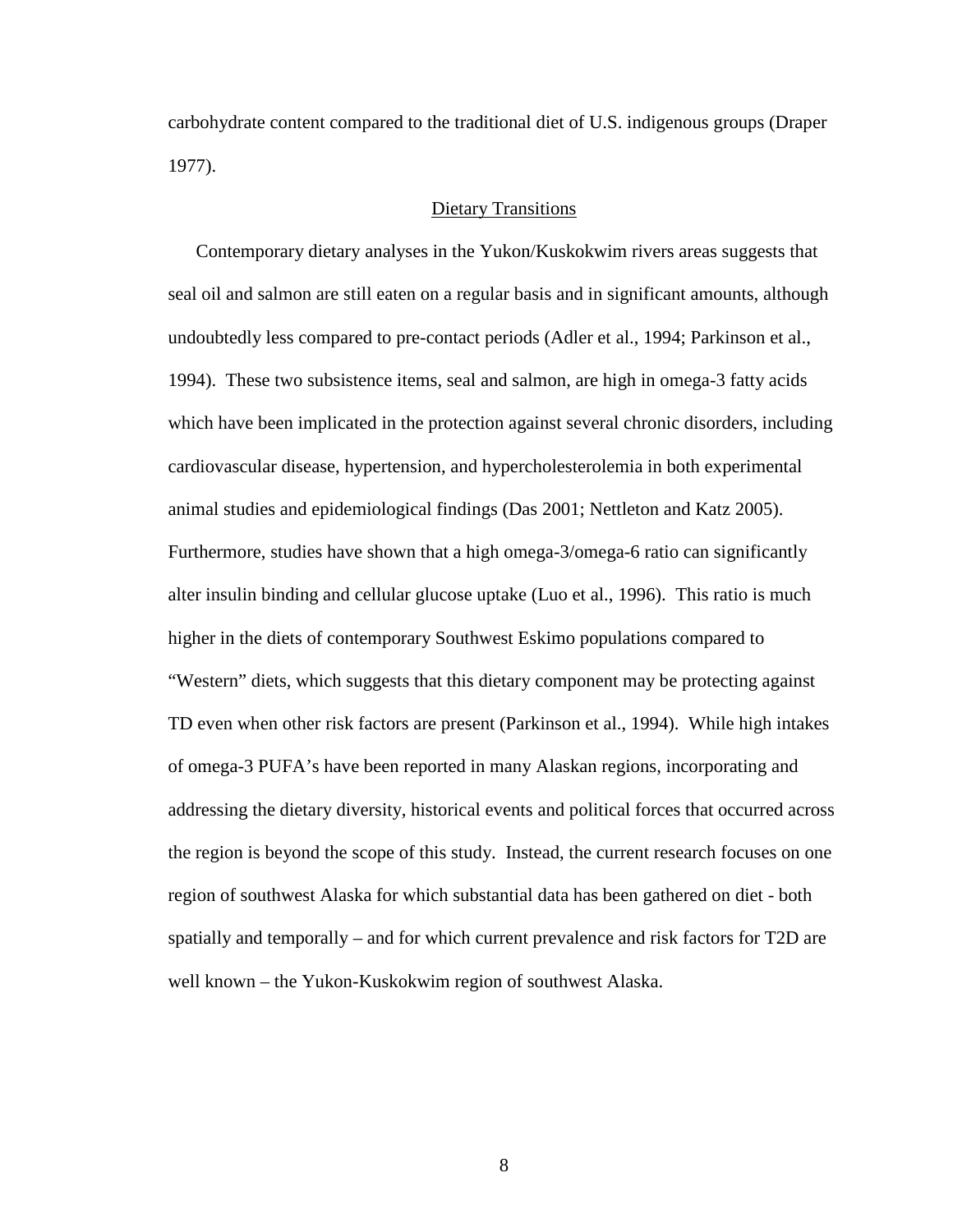carbohydrate content compared to the traditional diet of U.S. indigenous groups (Draper 1977).

## Dietary Transitions

Contemporary dietary analyses in the Yukon/Kuskokwim rivers areas suggests that seal oil and salmon are still eaten on a regular basis and in significant amounts, although undoubtedly less compared to pre-contact periods (Adler et al., 1994; Parkinson et al., 1994). These two subsistence items, seal and salmon, are high in omega-3 fatty acids which have been implicated in the protection against several chronic disorders, including cardiovascular disease, hypertension, and hypercholesterolemia in both experimental animal studies and epidemiological findings (Das 2001; Nettleton and Katz 2005). Furthermore, studies have shown that a high omega-3/omega-6 ratio can significantly alter insulin binding and cellular glucose uptake (Luo et al., 1996). This ratio is much higher in the diets of contemporary Southwest Eskimo populations compared to "Western" diets, which suggests that this dietary component may be protecting against TD even when other risk factors are present (Parkinson et al., 1994). While high intakes of omega-3 PUFA's have been reported in many Alaskan regions, incorporating and addressing the dietary diversity, historical events and political forces that occurred across the region is beyond the scope of this study. Instead, the current research focuses on one region of southwest Alaska for which substantial data has been gathered on diet - both spatially and temporally – and for which current prevalence and risk factors for T2D are well known – the Yukon-Kuskokwim region of southwest Alaska.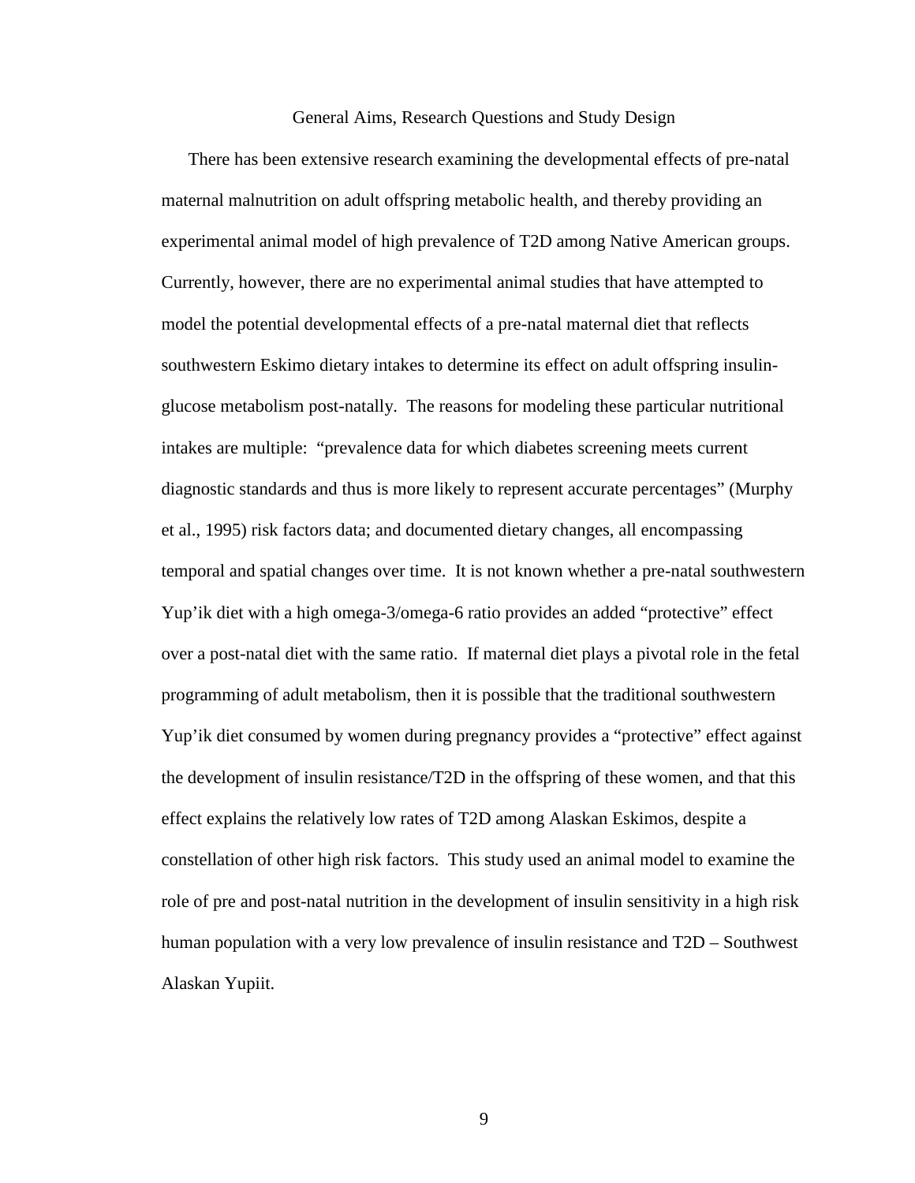## General Aims, Research Questions and Study Design

There has been extensive research examining the developmental effects of pre-natal maternal malnutrition on adult offspring metabolic health, and thereby providing an experimental animal model of high prevalence of T2D among Native American groups. Currently, however, there are no experimental animal studies that have attempted to model the potential developmental effects of a pre-natal maternal diet that reflects southwestern Eskimo dietary intakes to determine its effect on adult offspring insulin-glucose metabolism post-natally. The reasons for modeling these particular nutritional intakes are multiple: "prevalence data for which diabetes screening meets current diagnostic standards and thus is more likely to represent accurate percentages" (Murphy et al., 1995) risk factors data; and documented dietary changes, all encompassing temporal and spatial changes over time. It is not known whether a pre-natal southwestern Yup'ik diet with a high omega-3/omega-6 ratio provides an added "protective" effect over a post-natal diet with the same ratio. If maternal diet plays a pivotal role in the fetal programming of adult metabolism, then it is possible that the traditional southwestern Yup'ik diet consumed by women during pregnancy provides a "protective" effect against the development of insulin resistance/T2D in the offspring of these women, and that this effect explains the relatively low rates of T2D among Alaskan Eskimos, despite a constellation of other high risk factors. This study used an animal model to examine the role of pre and post-natal nutrition in the development of insulin sensitivity in a high risk human population with a very low prevalence of insulin resistance and T2D – Southwest Alaskan Yupiit.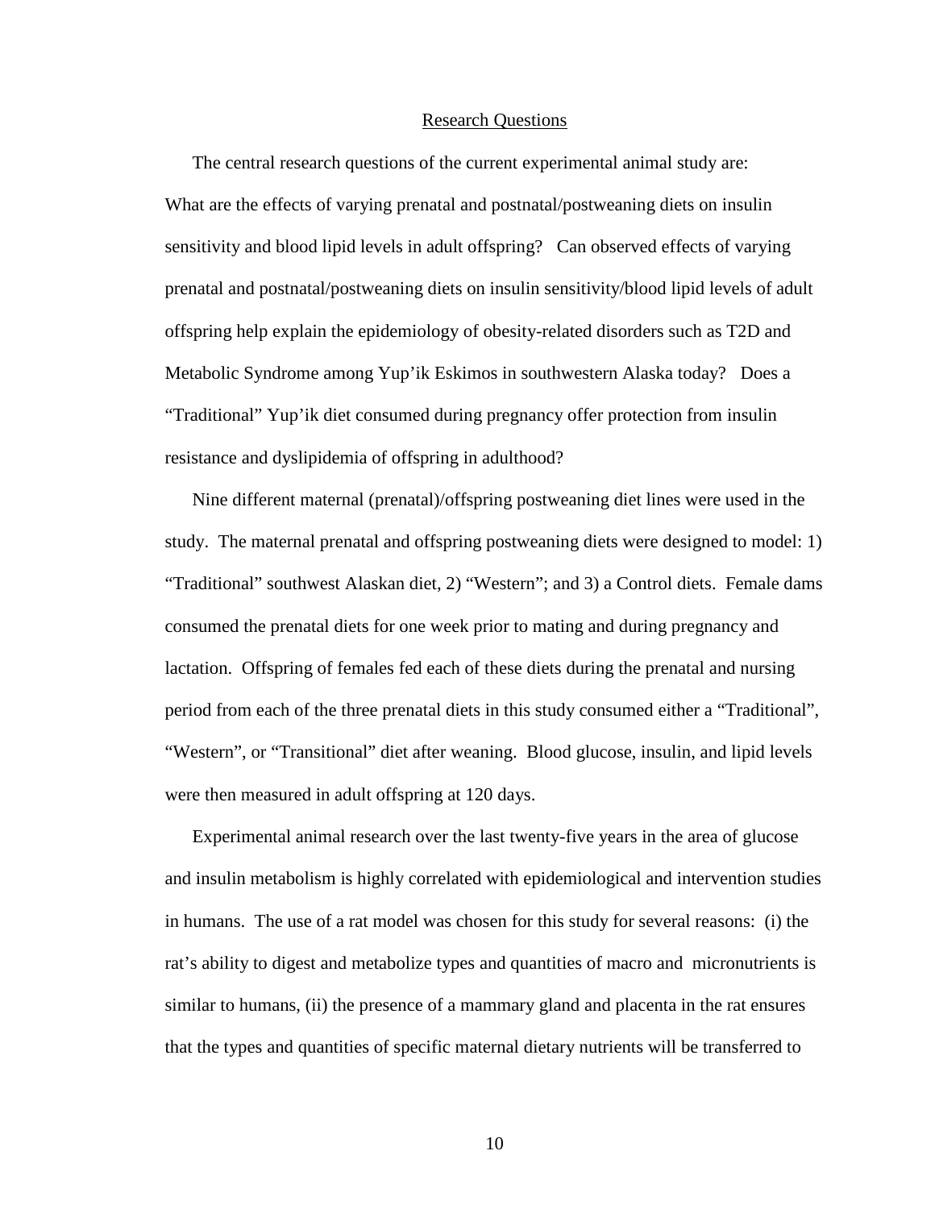## Research Questions

The central research questions of the current experimental animal study are: What are the effects of varying prenatal and postnatal/postweaning diets on insulin sensitivity and blood lipid levels in adult offspring? Can observed effects of varying prenatal and postnatal/postweaning diets on insulin sensitivity/blood lipid levels of adult offspring help explain the epidemiology of obesity-related disorders such as T2D and Metabolic Syndrome among Yup'ik Eskimos in southwestern Alaska today? Does a "Traditional" Yup'ik diet consumed during pregnancy offer protection from insulin resistance and dyslipidemia of offspring in adulthood?

Nine different maternal (prenatal)/offspring postweaning diet lines were used in the study. The maternal prenatal and offspring postweaning diets were designed to model: 1) "Traditional" southwest Alaskan diet, 2) "Western"; and 3) a Control diets. Female dams consumed the prenatal diets for one week prior to mating and during pregnancy and lactation. Offspring of females fed each of these diets during the prenatal and nursing period from each of the three prenatal diets in this study consumed either a "Traditional", "Western", or "Transitional" diet after weaning. Blood glucose, insulin, and lipid levels were then measured in adult offspring at 120 days.

Experimental animal research over the last twenty-five years in the area of glucose and insulin metabolism is highly correlated with epidemiological and intervention studies in humans. The use of a rat model was chosen for this study for several reasons: (i) the rat's ability to digest and metabolize types and quantities of macro and micronutrients is similar to humans, (ii) the presence of a mammary gland and placenta in the rat ensures that the types and quantities of specific maternal dietary nutrients will be transferred to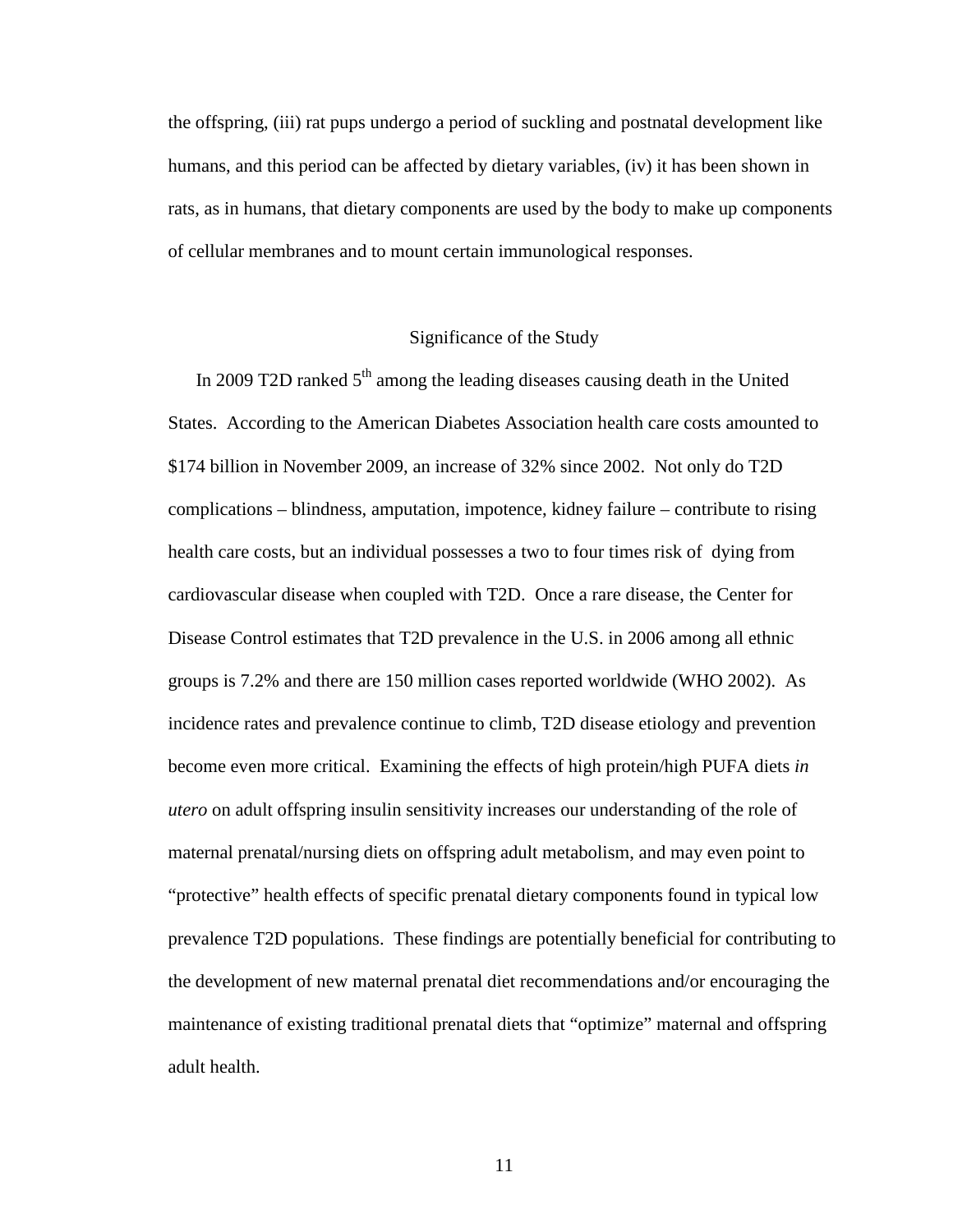the offspring, (iii) rat pups undergo a period of suckling and postnatal development like humans, and this period can be affected by dietary variables, (iv) it has been shown in rats, as in humans, that dietary components are used by the body to make up components of cellular membranes and to mount certain immunological responses.

## Significance of the Study

In 2009 T2D ranked 5th among the leading diseases causing death in the United States. According to the American Diabetes Association health care costs amounted to $174 billion in November 2009, an increase of 32% since 2002. Not only do T2D complications – blindness, amputation, impotence, kidney failure – contribute to rising health care costs, but an individual possesses a two to four times risk of dying from cardiovascular disease when coupled with T2D. Once a rare disease, the Center for Disease Control estimates that T2D prevalence in the U.S. in 2006 among all ethnic groups is 7.2% and there are 150 million cases reported worldwide (WHO 2002). As incidence rates and prevalence continue to climb, T2D disease etiology and prevention become even more critical. Examining the effects of high protein/high PUFA diets *in utero* on adult offspring insulin sensitivity increases our understanding of the role of maternal prenatal/nursing diets on offspring adult metabolism, and may even point to "protective" health effects of specific prenatal dietary components found in typical low prevalence T2D populations. These findings are potentially beneficial for contributing to the development of new maternal prenatal diet recommendations and/or encouraging the maintenance of existing traditional prenatal diets that "optimize" maternal and offspring adult health.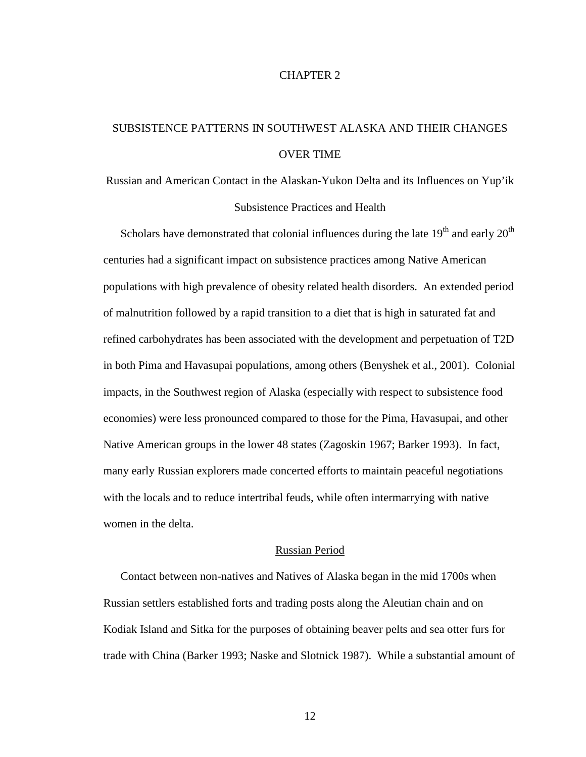# CHAPTER 2

# SUBSISTENCE PATTERNS IN SOUTHWEST ALASKA AND THEIR CHANGES OVER TIME

## Russian and American Contact in the Alaskan-Yukon Delta and its Influences on Yup'ik Subsistence Practices and Health

Scholars have demonstrated that colonial influences during the late 19th and early 20th centuries had a significant impact on subsistence practices among Native American populations with high prevalence of obesity related health disorders. An extended period of malnutrition followed by a rapid transition to a diet that is high in saturated fat and refined carbohydrates has been associated with the development and perpetuation of T2D in both Pima and Havasupai populations, among others (Benyshek et al., 2001). Colonial impacts, in the Southwest region of Alaska (especially with respect to subsistence food economies) were less pronounced compared to those for the Pima, Havasupai, and other Native American groups in the lower 48 states (Zagoskin 1967; Barker 1993). In fact, many early Russian explorers made concerted efforts to maintain peaceful negotiations with the locals and to reduce intertribal feuds, while often intermarrying with native women in the delta.

### Russian Period

Contact between non-natives and Natives of Alaska began in the mid 1700s when Russian settlers established forts and trading posts along the Aleutian chain and on Kodiak Island and Sitka for the purposes of obtaining beaver pelts and sea otter furs for trade with China (Barker 1993; Naske and Slotnick 1987). While a substantial amount of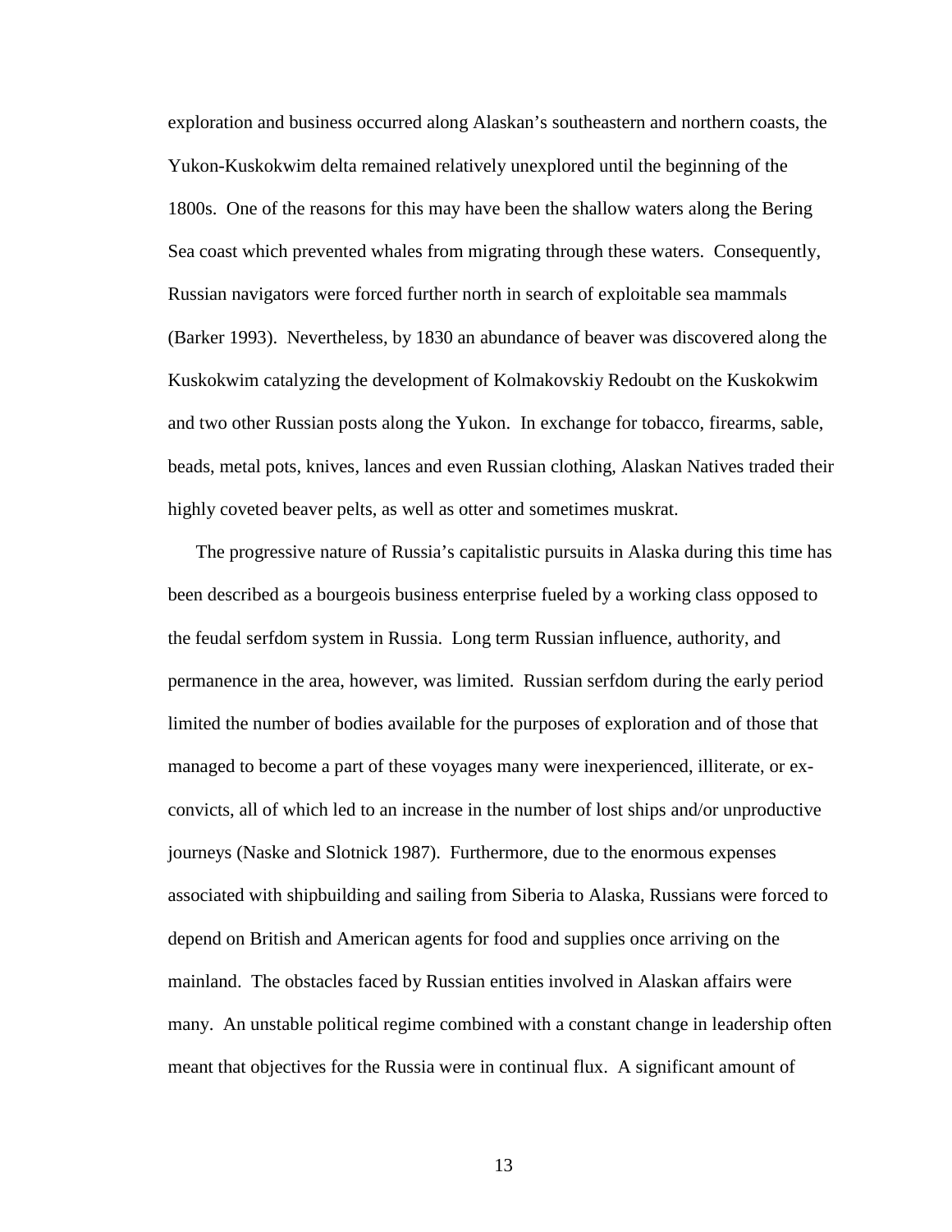exploration and business occurred along Alaskan's southeastern and northern coasts, the Yukon-Kuskokwim delta remained relatively unexplored until the beginning of the 1800s. One of the reasons for this may have been the shallow waters along the Bering Sea coast which prevented whales from migrating through these waters. Consequently, Russian navigators were forced further north in search of exploitable sea mammals (Barker 1993). Nevertheless, by 1830 an abundance of beaver was discovered along the Kuskokwim catalyzing the development of Kolmakovskiy Redoubt on the Kuskokwim and two other Russian posts along the Yukon. In exchange for tobacco, firearms, sable, beads, metal pots, knives, lances and even Russian clothing, Alaskan Natives traded their highly coveted beaver pelts, as well as otter and sometimes muskrat.

The progressive nature of Russia's capitalistic pursuits in Alaska during this time has been described as a bourgeois business enterprise fueled by a working class opposed to the feudal serfdom system in Russia. Long term Russian influence, authority, and permanence in the area, however, was limited. Russian serfdom during the early period limited the number of bodies available for the purposes of exploration and of those that managed to become a part of these voyages many were inexperienced, illiterate, or ex-convicts, all of which led to an increase in the number of lost ships and/or unproductive journeys (Naske and Slotnick 1987). Furthermore, due to the enormous expenses associated with shipbuilding and sailing from Siberia to Alaska, Russians were forced to depend on British and American agents for food and supplies once arriving on the mainland. The obstacles faced by Russian entities involved in Alaskan affairs were many. An unstable political regime combined with a constant change in leadership often meant that objectives for the Russia were in continual flux. A significant amount of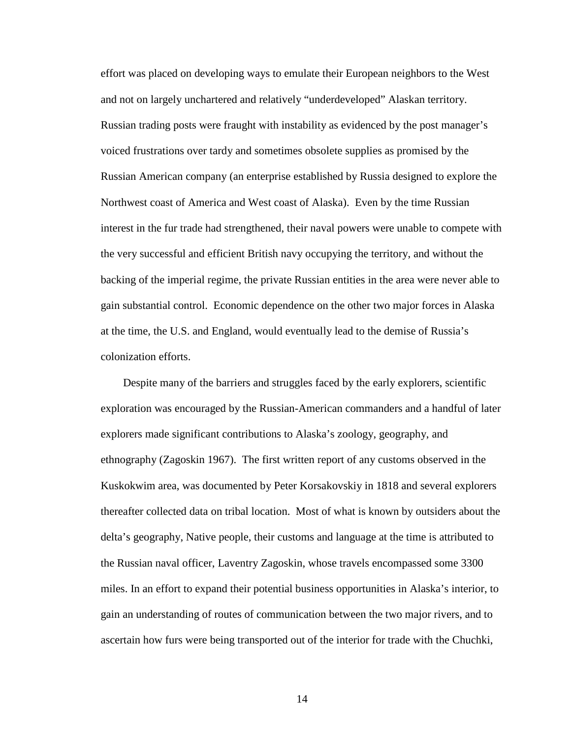effort was placed on developing ways to emulate their European neighbors to the West and not on largely unchartered and relatively "underdeveloped" Alaskan territory. Russian trading posts were fraught with instability as evidenced by the post manager's voiced frustrations over tardy and sometimes obsolete supplies as promised by the Russian American company (an enterprise established by Russia designed to explore the Northwest coast of America and West coast of Alaska). Even by the time Russian interest in the fur trade had strengthened, their naval powers were unable to compete with the very successful and efficient British navy occupying the territory, and without the backing of the imperial regime, the private Russian entities in the area were never able to gain substantial control. Economic dependence on the other two major forces in Alaska at the time, the U.S. and England, would eventually lead to the demise of Russia's colonization efforts.

Despite many of the barriers and struggles faced by the early explorers, scientific exploration was encouraged by the Russian-American commanders and a handful of later explorers made significant contributions to Alaska's zoology, geography, and ethnography (Zagoskin 1967). The first written report of any customs observed in the Kuskokwim area, was documented by Peter Korsakovskiy in 1818 and several explorers thereafter collected data on tribal location. Most of what is known by outsiders about the delta's geography, Native people, their customs and language at the time is attributed to the Russian naval officer, Laventry Zagoskin, whose travels encompassed some 3300 miles. In an effort to expand their potential business opportunities in Alaska's interior, to gain an understanding of routes of communication between the two major rivers, and to ascertain how furs were being transported out of the interior for trade with the Chuchki,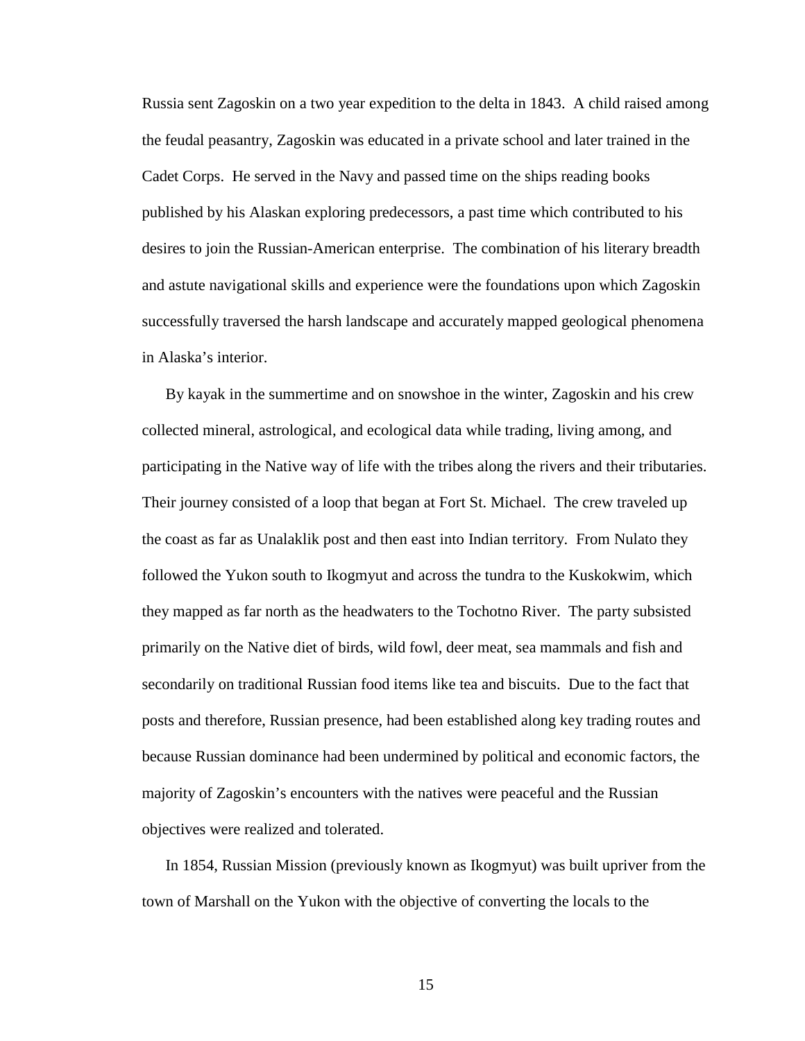Russia sent Zagoskin on a two year expedition to the delta in 1843. A child raised among the feudal peasantry, Zagoskin was educated in a private school and later trained in the Cadet Corps. He served in the Navy and passed time on the ships reading books published by his Alaskan exploring predecessors, a past time which contributed to his desires to join the Russian-American enterprise. The combination of his literary breadth and astute navigational skills and experience were the foundations upon which Zagoskin successfully traversed the harsh landscape and accurately mapped geological phenomena in Alaska's interior.

By kayak in the summertime and on snowshoe in the winter, Zagoskin and his crew collected mineral, astrological, and ecological data while trading, living among, and participating in the Native way of life with the tribes along the rivers and their tributaries. Their journey consisted of a loop that began at Fort St. Michael. The crew traveled up the coast as far as Unalaklik post and then east into Indian territory. From Nulato they followed the Yukon south to Ikogmyut and across the tundra to the Kuskokwim, which they mapped as far north as the headwaters to the Tochotno River. The party subsisted primarily on the Native diet of birds, wild fowl, deer meat, sea mammals and fish and secondarily on traditional Russian food items like tea and biscuits. Due to the fact that posts and therefore, Russian presence, had been established along key trading routes and because Russian dominance had been undermined by political and economic factors, the majority of Zagoskin's encounters with the natives were peaceful and the Russian objectives were realized and tolerated.

In 1854, Russian Mission (previously known as Ikogmyut) was built upriver from the town of Marshall on the Yukon with the objective of converting the locals to the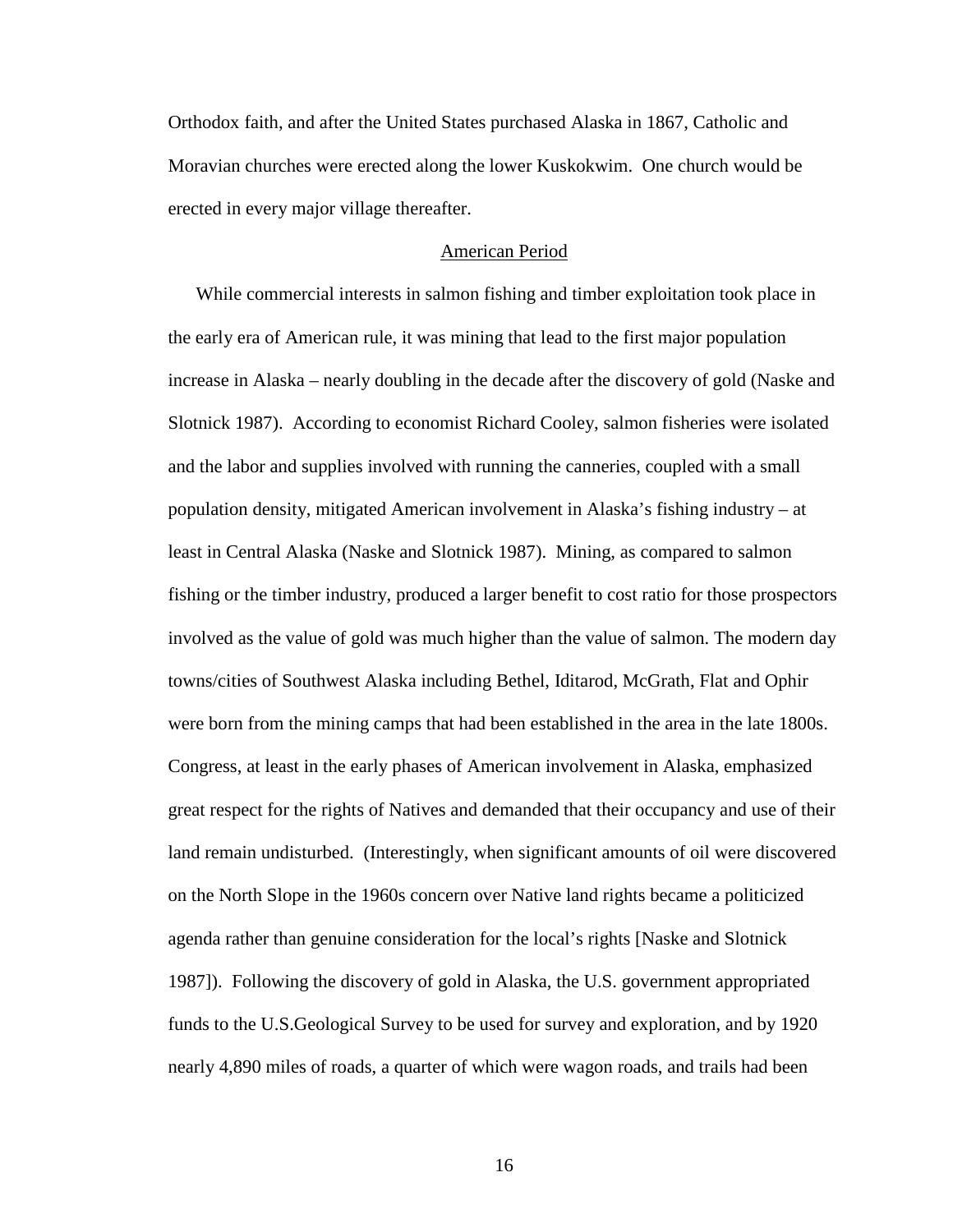Orthodox faith, and after the United States purchased Alaska in 1867, Catholic and Moravian churches were erected along the lower Kuskokwim. One church would be erected in every major village thereafter.

## American Period

While commercial interests in salmon fishing and timber exploitation took place in the early era of American rule, it was mining that lead to the first major population increase in Alaska – nearly doubling in the decade after the discovery of gold (Naske and Slotnick 1987). According to economist Richard Cooley, salmon fisheries were isolated and the labor and supplies involved with running the canneries, coupled with a small population density, mitigated American involvement in Alaska's fishing industry – at least in Central Alaska (Naske and Slotnick 1987). Mining, as compared to salmon fishing or the timber industry, produced a larger benefit to cost ratio for those prospectors involved as the value of gold was much higher than the value of salmon. The modern day towns/cities of Southwest Alaska including Bethel, Iditarod, McGrath, Flat and Ophir were born from the mining camps that had been established in the area in the late 1800s. Congress, at least in the early phases of American involvement in Alaska, emphasized great respect for the rights of Natives and demanded that their occupancy and use of their land remain undisturbed. (Interestingly, when significant amounts of oil were discovered on the North Slope in the 1960s concern over Native land rights became a politicized agenda rather than genuine consideration for the local's rights [Naske and Slotnick 1987]). Following the discovery of gold in Alaska, the U.S. government appropriated funds to the U.S.Geological Survey to be used for survey and exploration, and by 1920 nearly 4,890 miles of roads, a quarter of which were wagon roads, and trails had been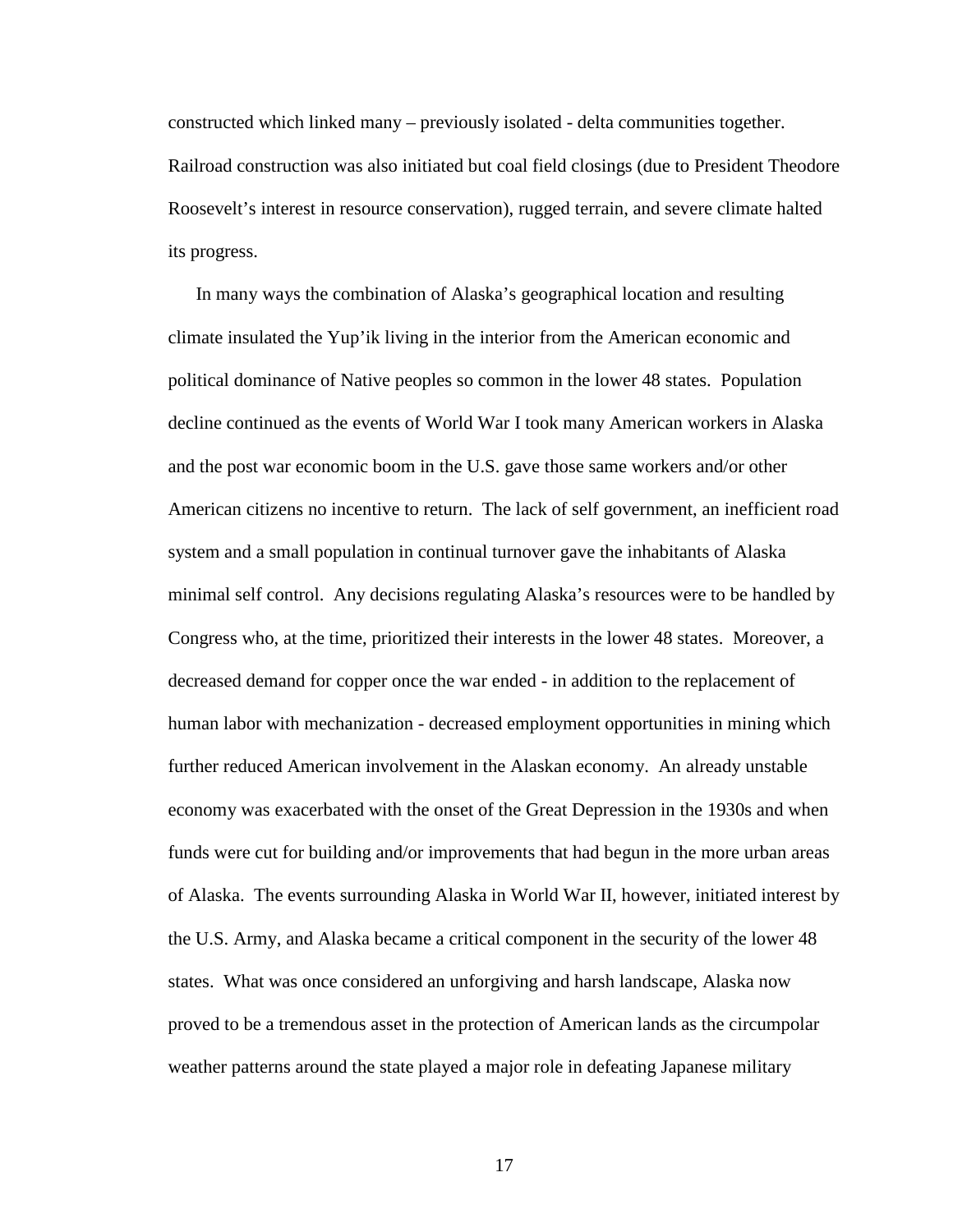constructed which linked many – previously isolated - delta communities together. Railroad construction was also initiated but coal field closings (due to President Theodore Roosevelt's interest in resource conservation), rugged terrain, and severe climate halted its progress.

In many ways the combination of Alaska's geographical location and resulting climate insulated the Yup'ik living in the interior from the American economic and political dominance of Native peoples so common in the lower 48 states. Population decline continued as the events of World War I took many American workers in Alaska and the post war economic boom in the U.S. gave those same workers and/or other American citizens no incentive to return. The lack of self government, an inefficient road system and a small population in continual turnover gave the inhabitants of Alaska minimal self control. Any decisions regulating Alaska's resources were to be handled by Congress who, at the time, prioritized their interests in the lower 48 states. Moreover, a decreased demand for copper once the war ended - in addition to the replacement of human labor with mechanization - decreased employment opportunities in mining which further reduced American involvement in the Alaskan economy. An already unstable economy was exacerbated with the onset of the Great Depression in the 1930s and when funds were cut for building and/or improvements that had begun in the more urban areas of Alaska. The events surrounding Alaska in World War II, however, initiated interest by the U.S. Army, and Alaska became a critical component in the security of the lower 48 states. What was once considered an unforgiving and harsh landscape, Alaska now proved to be a tremendous asset in the protection of American lands as the circumpolar weather patterns around the state played a major role in defeating Japanese military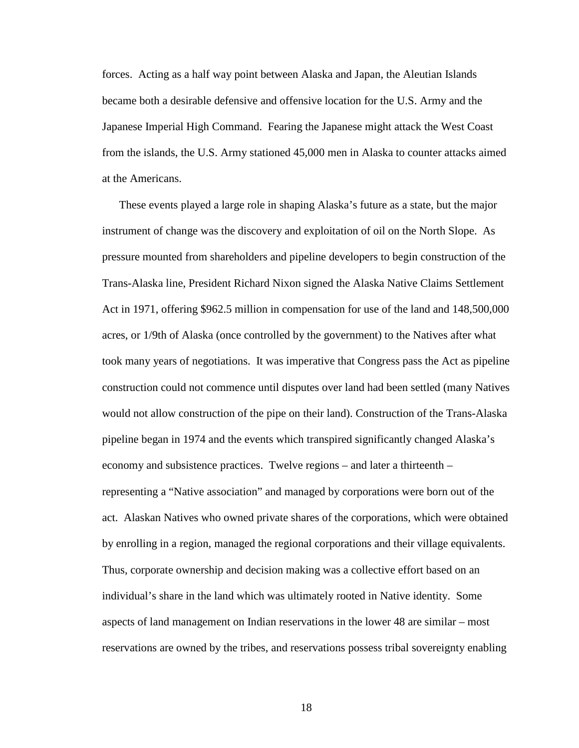forces. Acting as a half way point between Alaska and Japan, the Aleutian Islands became both a desirable defensive and offensive location for the U.S. Army and the Japanese Imperial High Command. Fearing the Japanese might attack the West Coast from the islands, the U.S. Army stationed 45,000 men in Alaska to counter attacks aimed at the Americans.

These events played a large role in shaping Alaska's future as a state, but the major instrument of change was the discovery and exploitation of oil on the North Slope. As pressure mounted from shareholders and pipeline developers to begin construction of the Trans-Alaska line, President Richard Nixon signed the Alaska Native Claims Settlement Act in 1971, offering $962.5 million in compensation for use of the land and 148,500,000 acres, or 1/9th of Alaska (once controlled by the government) to the Natives after what took many years of negotiations. It was imperative that Congress pass the Act as pipeline construction could not commence until disputes over land had been settled (many Natives would not allow construction of the pipe on their land). Construction of the Trans-Alaska pipeline began in 1974 and the events which transpired significantly changed Alaska's economy and subsistence practices. Twelve regions – and later a thirteenth – representing a "Native association" and managed by corporations were born out of the act. Alaskan Natives who owned private shares of the corporations, which were obtained by enrolling in a region, managed the regional corporations and their village equivalents. Thus, corporate ownership and decision making was a collective effort based on an individual's share in the land which was ultimately rooted in Native identity. Some aspects of land management on Indian reservations in the lower 48 are similar – most reservations are owned by the tribes, and reservations possess tribal sovereignty enabling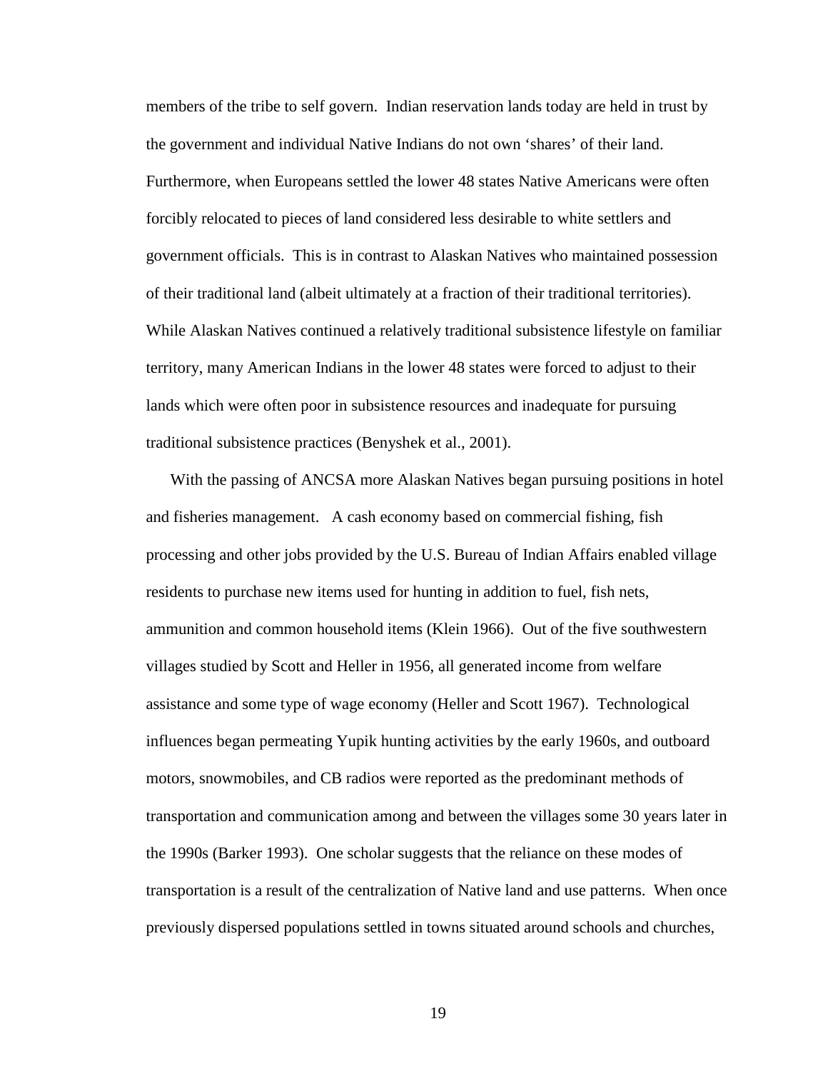members of the tribe to self govern. Indian reservation lands today are held in trust by the government and individual Native Indians do not own 'shares' of their land. Furthermore, when Europeans settled the lower 48 states Native Americans were often forcibly relocated to pieces of land considered less desirable to white settlers and government officials. This is in contrast to Alaskan Natives who maintained possession of their traditional land (albeit ultimately at a fraction of their traditional territories). While Alaskan Natives continued a relatively traditional subsistence lifestyle on familiar territory, many American Indians in the lower 48 states were forced to adjust to their lands which were often poor in subsistence resources and inadequate for pursuing traditional subsistence practices (Benyshek et al., 2001).

With the passing of ANCSA more Alaskan Natives began pursuing positions in hotel and fisheries management. A cash economy based on commercial fishing, fish processing and other jobs provided by the U.S. Bureau of Indian Affairs enabled village residents to purchase new items used for hunting in addition to fuel, fish nets, ammunition and common household items (Klein 1966). Out of the five southwestern villages studied by Scott and Heller in 1956, all generated income from welfare assistance and some type of wage economy (Heller and Scott 1967). Technological influences began permeating Yupik hunting activities by the early 1960s, and outboard motors, snowmobiles, and CB radios were reported as the predominant methods of transportation and communication among and between the villages some 30 years later in the 1990s (Barker 1993). One scholar suggests that the reliance on these modes of transportation is a result of the centralization of Native land and use patterns. When once previously dispersed populations settled in towns situated around schools and churches,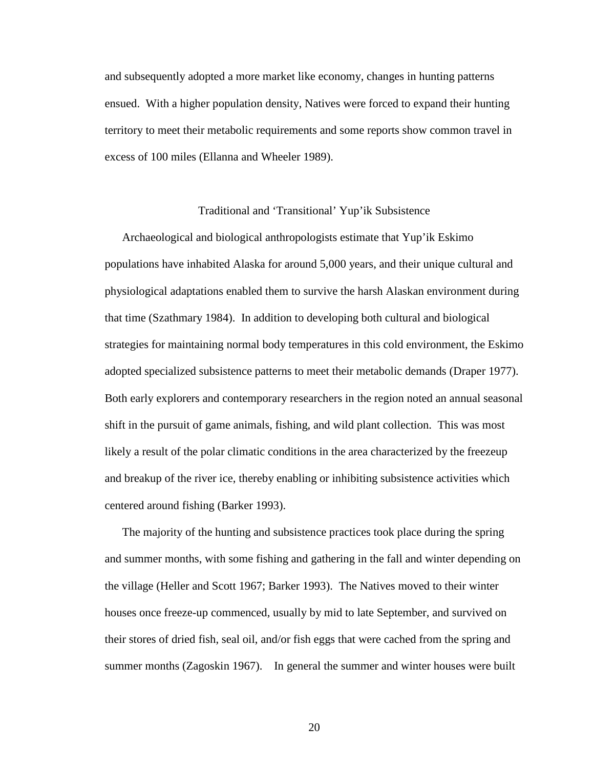and subsequently adopted a more market like economy, changes in hunting patterns ensued. With a higher population density, Natives were forced to expand their hunting territory to meet their metabolic requirements and some reports show common travel in excess of 100 miles (Ellanna and Wheeler 1989).

## Traditional and 'Transitional' Yup'ik Subsistence

Archaeological and biological anthropologists estimate that Yup'ik Eskimo populations have inhabited Alaska for around 5,000 years, and their unique cultural and physiological adaptations enabled them to survive the harsh Alaskan environment during that time (Szathmary 1984). In addition to developing both cultural and biological strategies for maintaining normal body temperatures in this cold environment, the Eskimo adopted specialized subsistence patterns to meet their metabolic demands (Draper 1977). Both early explorers and contemporary researchers in the region noted an annual seasonal shift in the pursuit of game animals, fishing, and wild plant collection. This was most likely a result of the polar climatic conditions in the area characterized by the freezeup and breakup of the river ice, thereby enabling or inhibiting subsistence activities which centered around fishing (Barker 1993).

The majority of the hunting and subsistence practices took place during the spring and summer months, with some fishing and gathering in the fall and winter depending on the village (Heller and Scott 1967; Barker 1993). The Natives moved to their winter houses once freeze-up commenced, usually by mid to late September, and survived on their stores of dried fish, seal oil, and/or fish eggs that were cached from the spring and summer months (Zagoskin 1967). In general the summer and winter houses were built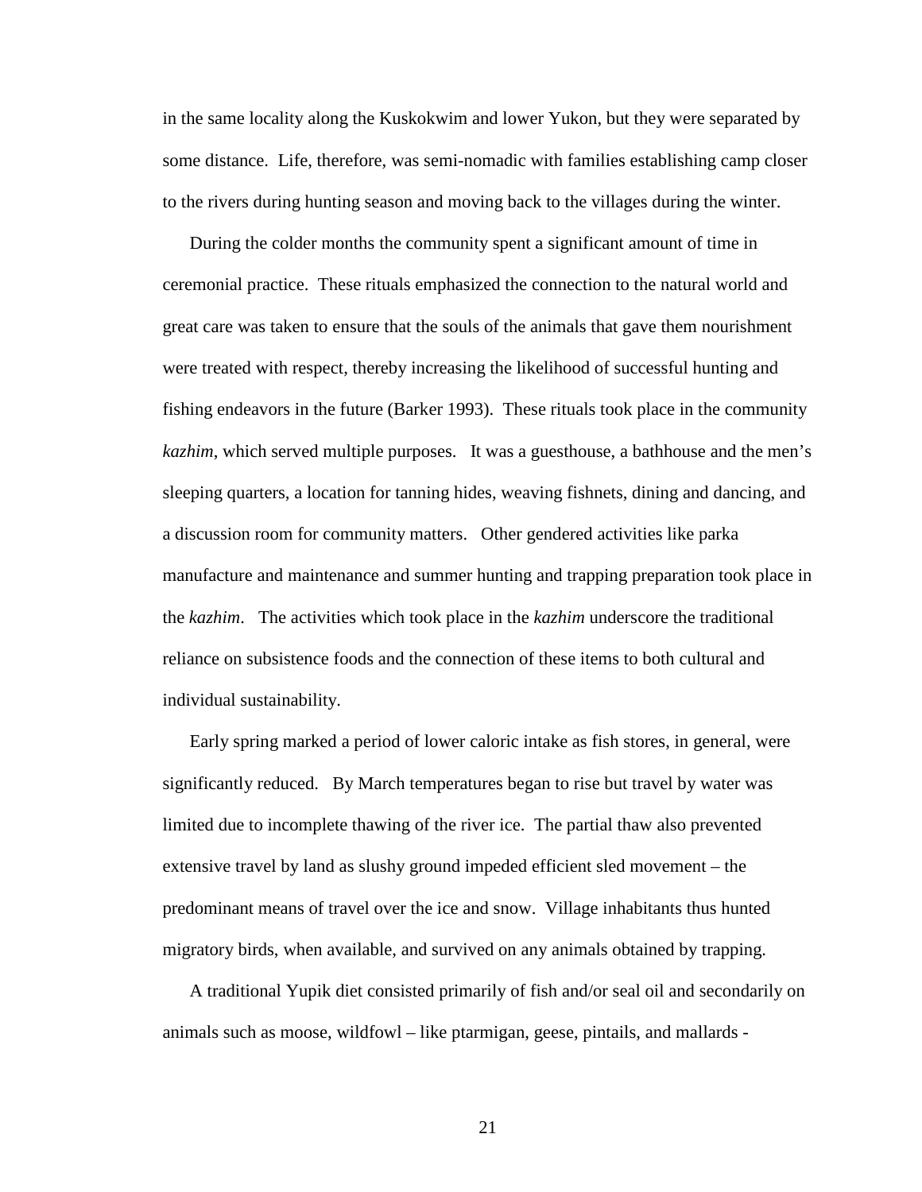in the same locality along the Kuskokwim and lower Yukon, but they were separated by some distance. Life, therefore, was semi-nomadic with families establishing camp closer to the rivers during hunting season and moving back to the villages during the winter.

During the colder months the community spent a significant amount of time in ceremonial practice. These rituals emphasized the connection to the natural world and great care was taken to ensure that the souls of the animals that gave them nourishment were treated with respect, thereby increasing the likelihood of successful hunting and fishing endeavors in the future (Barker 1993). These rituals took place in the community *kazhim*, which served multiple purposes. It was a guesthouse, a bathhouse and the men's sleeping quarters, a location for tanning hides, weaving fishnets, dining and dancing, and a discussion room for community matters. Other gendered activities like parka manufacture and maintenance and summer hunting and trapping preparation took place in the *kazhim*. The activities which took place in the *kazhim* underscore the traditional reliance on subsistence foods and the connection of these items to both cultural and individual sustainability.

Early spring marked a period of lower caloric intake as fish stores, in general, were significantly reduced. By March temperatures began to rise but travel by water was limited due to incomplete thawing of the river ice. The partial thaw also prevented extensive travel by land as slushy ground impeded efficient sled movement – the predominant means of travel over the ice and snow. Village inhabitants thus hunted migratory birds, when available, and survived on any animals obtained by trapping.

A traditional Yupik diet consisted primarily of fish and/or seal oil and secondarily on animals such as moose, wildfowl – like ptarmigan, geese, pintails, and mallards -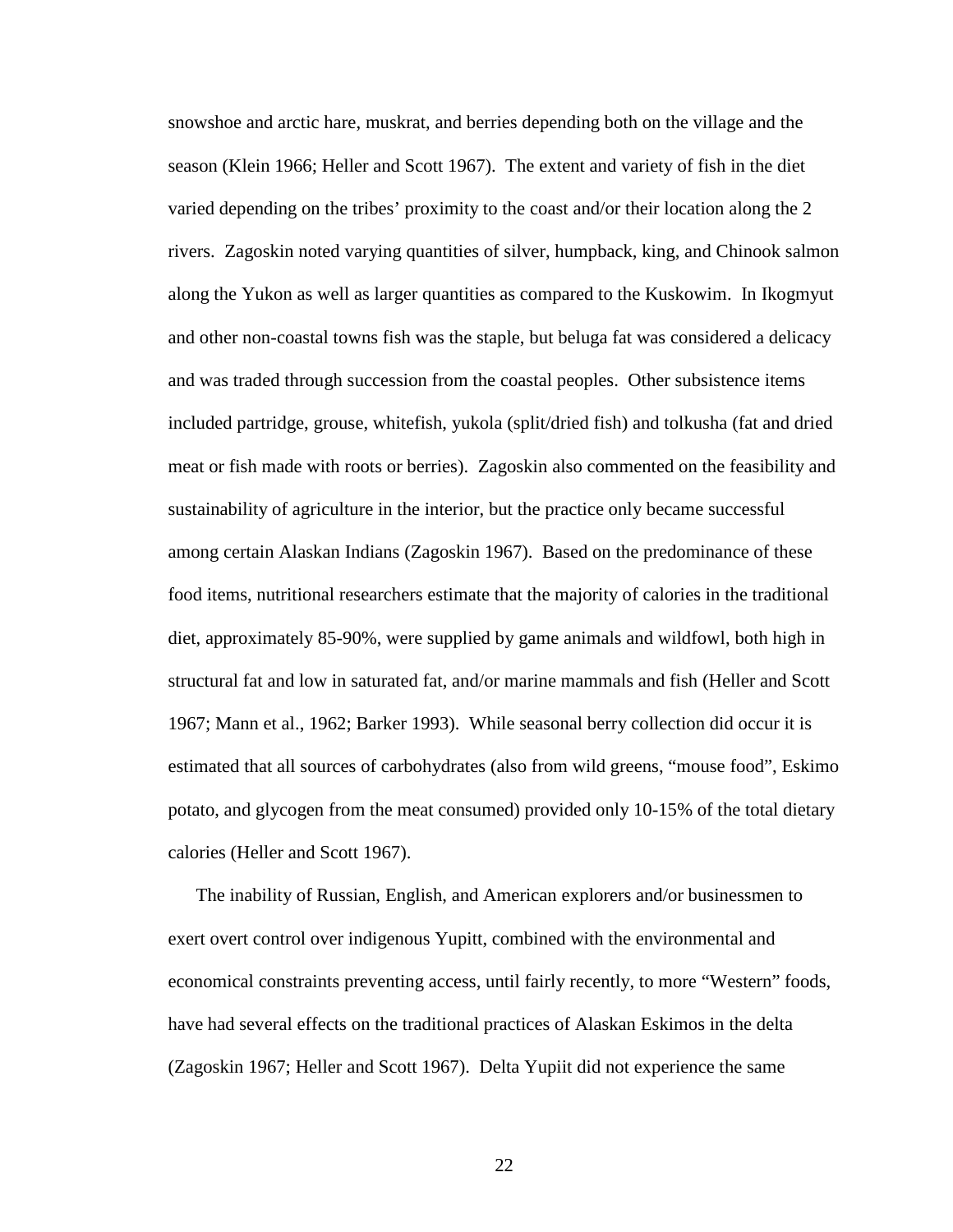snowshoe and arctic hare, muskrat, and berries depending both on the village and the season (Klein 1966; Heller and Scott 1967). The extent and variety of fish in the diet varied depending on the tribes' proximity to the coast and/or their location along the 2 rivers. Zagoskin noted varying quantities of silver, humpback, king, and Chinook salmon along the Yukon as well as larger quantities as compared to the Kuskowim. In Ikogmyut and other non-coastal towns fish was the staple, but beluga fat was considered a delicacy and was traded through succession from the coastal peoples. Other subsistence items included partridge, grouse, whitefish, yukola (split/dried fish) and tolkusha (fat and dried meat or fish made with roots or berries). Zagoskin also commented on the feasibility and sustainability of agriculture in the interior, but the practice only became successful among certain Alaskan Indians (Zagoskin 1967). Based on the predominance of these food items, nutritional researchers estimate that the majority of calories in the traditional diet, approximately 85-90%, were supplied by game animals and wildfowl, both high in structural fat and low in saturated fat, and/or marine mammals and fish (Heller and Scott 1967; Mann et al., 1962; Barker 1993). While seasonal berry collection did occur it is estimated that all sources of carbohydrates (also from wild greens, "mouse food", Eskimo potato, and glycogen from the meat consumed) provided only 10-15% of the total dietary calories (Heller and Scott 1967).

The inability of Russian, English, and American explorers and/or businessmen to exert overt control over indigenous Yupitt, combined with the environmental and economical constraints preventing access, until fairly recently, to more "Western" foods, have had several effects on the traditional practices of Alaskan Eskimos in the delta (Zagoskin 1967; Heller and Scott 1967). Delta Yupiit did not experience the same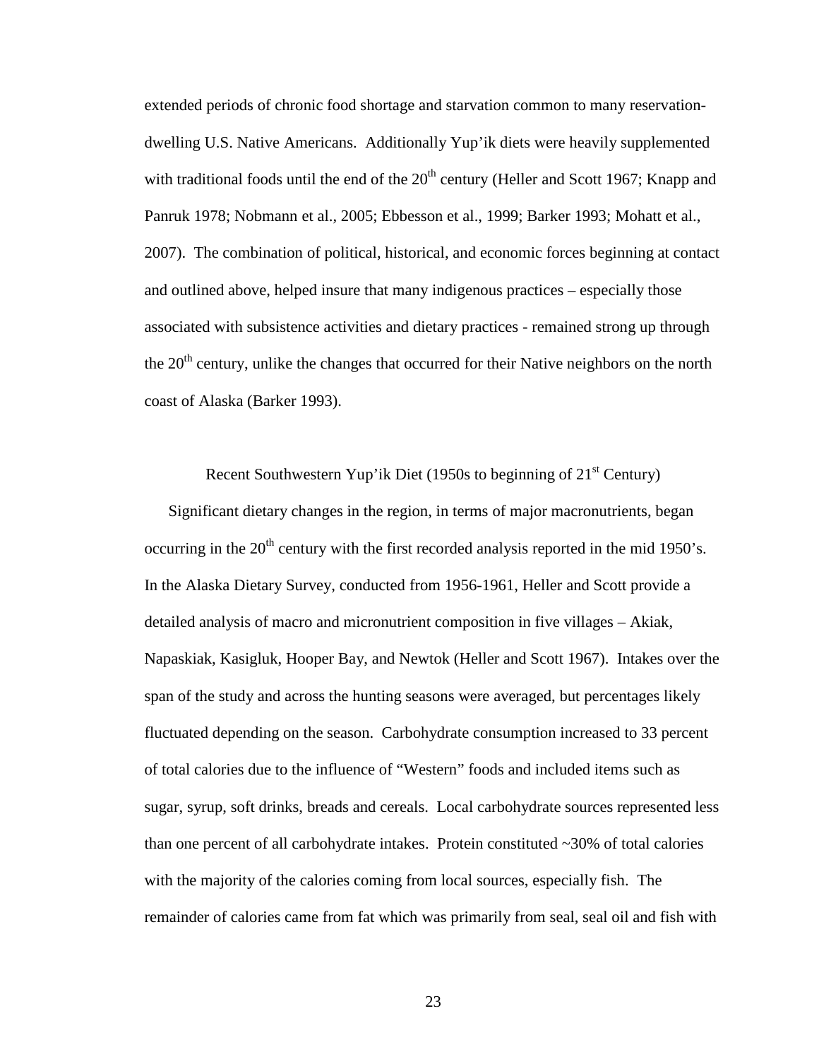extended periods of chronic food shortage and starvation common to many reservation-dwelling U.S. Native Americans. Additionally Yup'ik diets were heavily supplemented with traditional foods until the end of the 20th century (Heller and Scott 1967; Knapp and Panruk 1978; Nobmann et al., 2005; Ebbesson et al., 1999; Barker 1993; Mohatt et al., 2007). The combination of political, historical, and economic forces beginning at contact and outlined above, helped insure that many indigenous practices – especially those associated with subsistence activities and dietary practices - remained strong up through the 20th century, unlike the changes that occurred for their Native neighbors on the north coast of Alaska (Barker 1993).

## Recent Southwestern Yup'ik Diet (1950s to beginning of 21st Century)

Significant dietary changes in the region, in terms of major macronutrients, began occurring in the 20th century with the first recorded analysis reported in the mid 1950's. In the Alaska Dietary Survey, conducted from 1956-1961, Heller and Scott provide a detailed analysis of macro and micronutrient composition in five villages – Akiak, Napaskiak, Kasigluk, Hooper Bay, and Newtok (Heller and Scott 1967). Intakes over the span of the study and across the hunting seasons were averaged, but percentages likely fluctuated depending on the season. Carbohydrate consumption increased to 33 percent of total calories due to the influence of "Western" foods and included items such as sugar, syrup, soft drinks, breads and cereals. Local carbohydrate sources represented less than one percent of all carbohydrate intakes. Protein constituted ~30% of total calories with the majority of the calories coming from local sources, especially fish. The remainder of calories came from fat which was primarily from seal, seal oil and fish with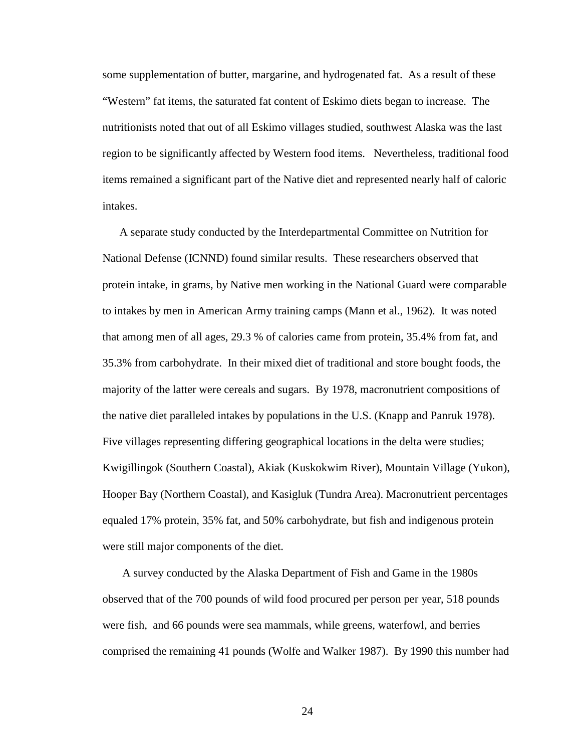some supplementation of butter, margarine, and hydrogenated fat. As a result of these "Western" fat items, the saturated fat content of Eskimo diets began to increase. The nutritionists noted that out of all Eskimo villages studied, southwest Alaska was the last region to be significantly affected by Western food items. Nevertheless, traditional food items remained a significant part of the Native diet and represented nearly half of caloric intakes.

A separate study conducted by the Interdepartmental Committee on Nutrition for National Defense (ICNND) found similar results. These researchers observed that protein intake, in grams, by Native men working in the National Guard were comparable to intakes by men in American Army training camps (Mann et al., 1962). It was noted that among men of all ages, 29.3 % of calories came from protein, 35.4% from fat, and 35.3% from carbohydrate. In their mixed diet of traditional and store bought foods, the majority of the latter were cereals and sugars. By 1978, macronutrient compositions of the native diet paralleled intakes by populations in the U.S. (Knapp and Panruk 1978). Five villages representing differing geographical locations in the delta were studies; Kwigillingok (Southern Coastal), Akiak (Kuskokwim River), Mountain Village (Yukon), Hooper Bay (Northern Coastal), and Kasigluk (Tundra Area). Macronutrient percentages equaled 17% protein, 35% fat, and 50% carbohydrate, but fish and indigenous protein were still major components of the diet.

A survey conducted by the Alaska Department of Fish and Game in the 1980s observed that of the 700 pounds of wild food procured per person per year, 518 pounds were fish, and 66 pounds were sea mammals, while greens, waterfowl, and berries comprised the remaining 41 pounds (Wolfe and Walker 1987). By 1990 this number had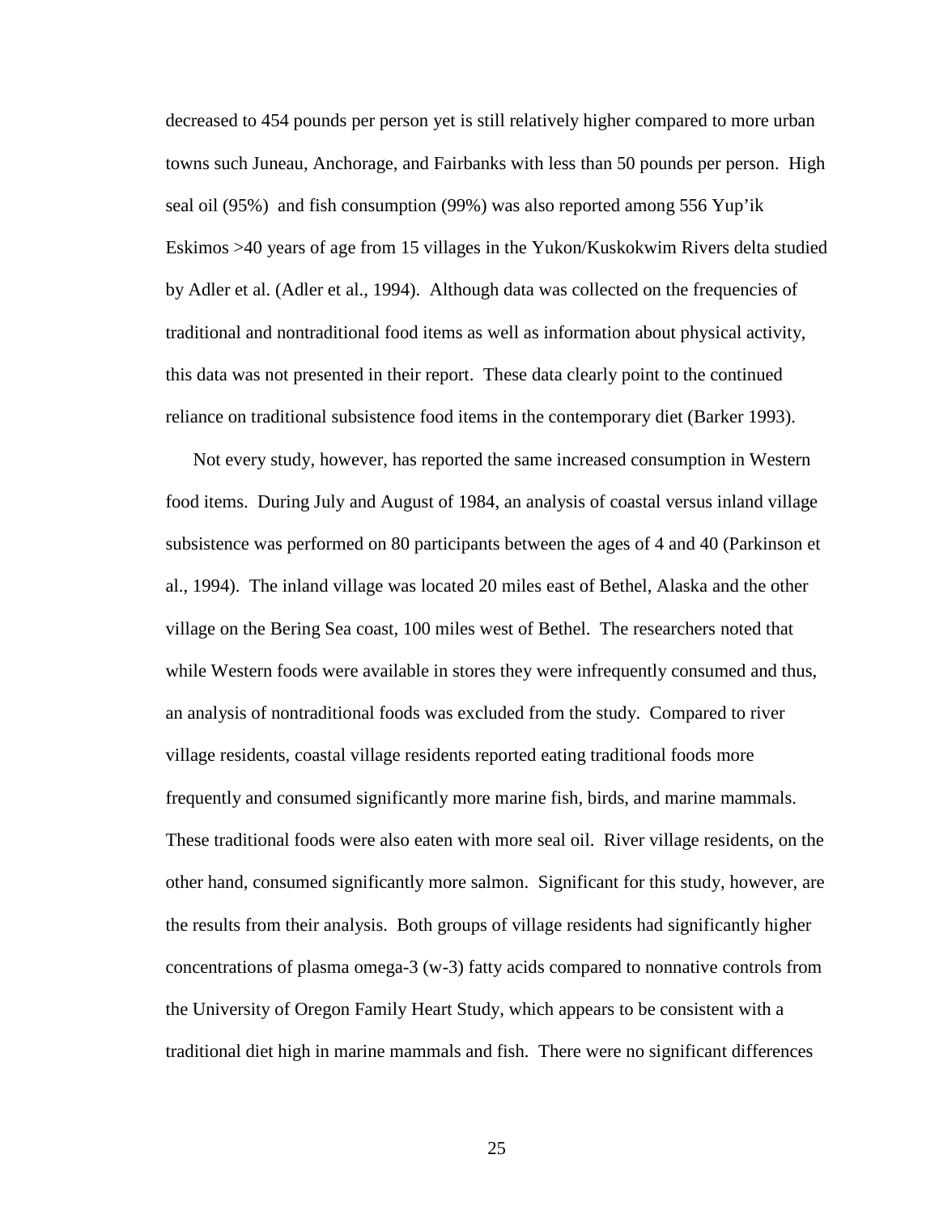decreased to 454 pounds per person yet is still relatively higher compared to more urban towns such Juneau, Anchorage, and Fairbanks with less than 50 pounds per person. High seal oil (95%) and fish consumption (99%) was also reported among 556 Yup'ik Eskimos >40 years of age from 15 villages in the Yukon/Kuskokwim Rivers delta studied by Adler et al. (Adler et al., 1994). Although data was collected on the frequencies of traditional and nontraditional food items as well as information about physical activity, this data was not presented in their report. These data clearly point to the continued reliance on traditional subsistence food items in the contemporary diet (Barker 1993).

Not every study, however, has reported the same increased consumption in Western food items. During July and August of 1984, an analysis of coastal versus inland village subsistence was performed on 80 participants between the ages of 4 and 40 (Parkinson et al., 1994). The inland village was located 20 miles east of Bethel, Alaska and the other village on the Bering Sea coast, 100 miles west of Bethel. The researchers noted that while Western foods were available in stores they were infrequently consumed and thus, an analysis of nontraditional foods was excluded from the study. Compared to river village residents, coastal village residents reported eating traditional foods more frequently and consumed significantly more marine fish, birds, and marine mammals. These traditional foods were also eaten with more seal oil. River village residents, on the other hand, consumed significantly more salmon. Significant for this study, however, are the results from their analysis. Both groups of village residents had significantly higher concentrations of plasma omega-3 (w-3) fatty acids compared to nonnative controls from the University of Oregon Family Heart Study, which appears to be consistent with a traditional diet high in marine mammals and fish. There were no significant differences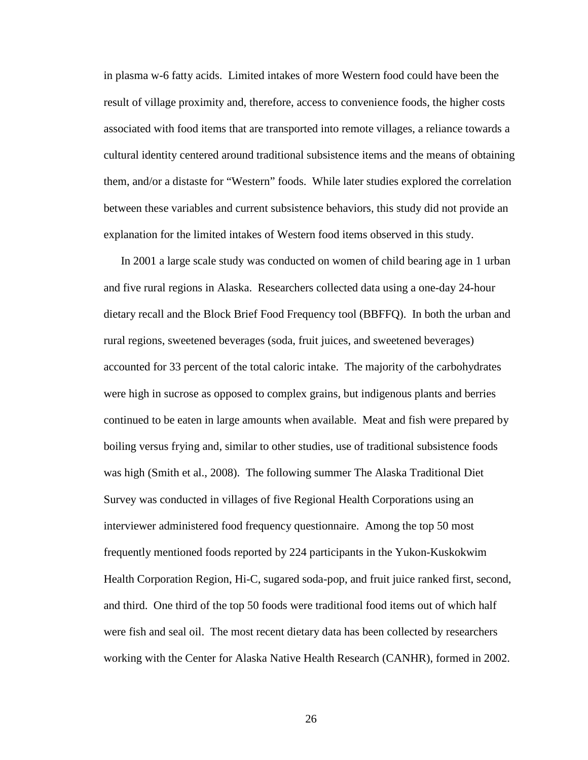in plasma w-6 fatty acids. Limited intakes of more Western food could have been the result of village proximity and, therefore, access to convenience foods, the higher costs associated with food items that are transported into remote villages, a reliance towards a cultural identity centered around traditional subsistence items and the means of obtaining them, and/or a distaste for "Western" foods. While later studies explored the correlation between these variables and current subsistence behaviors, this study did not provide an explanation for the limited intakes of Western food items observed in this study.

In 2001 a large scale study was conducted on women of child bearing age in 1 urban and five rural regions in Alaska. Researchers collected data using a one-day 24-hour dietary recall and the Block Brief Food Frequency tool (BBFFQ). In both the urban and rural regions, sweetened beverages (soda, fruit juices, and sweetened beverages) accounted for 33 percent of the total caloric intake. The majority of the carbohydrates were high in sucrose as opposed to complex grains, but indigenous plants and berries continued to be eaten in large amounts when available. Meat and fish were prepared by boiling versus frying and, similar to other studies, use of traditional subsistence foods was high (Smith et al., 2008). The following summer The Alaska Traditional Diet Survey was conducted in villages of five Regional Health Corporations using an interviewer administered food frequency questionnaire. Among the top 50 most frequently mentioned foods reported by 224 participants in the Yukon-Kuskokwim Health Corporation Region, Hi-C, sugared soda-pop, and fruit juice ranked first, second, and third. One third of the top 50 foods were traditional food items out of which half were fish and seal oil. The most recent dietary data has been collected by researchers working with the Center for Alaska Native Health Research (CANHR), formed in 2002.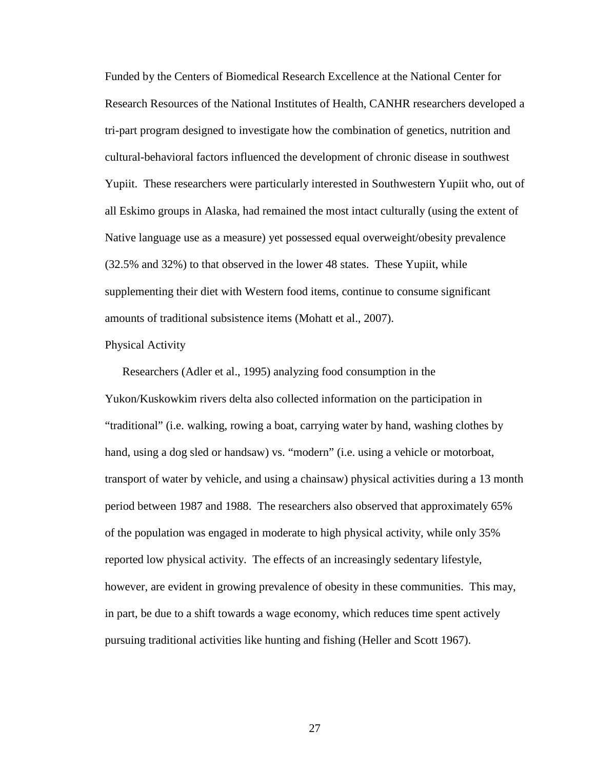Funded by the Centers of Biomedical Research Excellence at the National Center for Research Resources of the National Institutes of Health, CANHR researchers developed a tri-part program designed to investigate how the combination of genetics, nutrition and cultural-behavioral factors influenced the development of chronic disease in southwest Yupiit. These researchers were particularly interested in Southwestern Yupiit who, out of all Eskimo groups in Alaska, had remained the most intact culturally (using the extent of Native language use as a measure) yet possessed equal overweight/obesity prevalence (32.5% and 32%) to that observed in the lower 48 states. These Yupiit, while supplementing their diet with Western food items, continue to consume significant amounts of traditional subsistence items (Mohatt et al., 2007).

## Physical Activity

Researchers (Adler et al., 1995) analyzing food consumption in the Yukon/Kuskowkim rivers delta also collected information on the participation in "traditional" (i.e. walking, rowing a boat, carrying water by hand, washing clothes by hand, using a dog sled or handsaw) vs. "modern" (i.e. using a vehicle or motorboat, transport of water by vehicle, and using a chainsaw) physical activities during a 13 month period between 1987 and 1988. The researchers also observed that approximately 65% of the population was engaged in moderate to high physical activity, while only 35% reported low physical activity. The effects of an increasingly sedentary lifestyle, however, are evident in growing prevalence of obesity in these communities. This may, in part, be due to a shift towards a wage economy, which reduces time spent actively pursuing traditional activities like hunting and fishing (Heller and Scott 1967).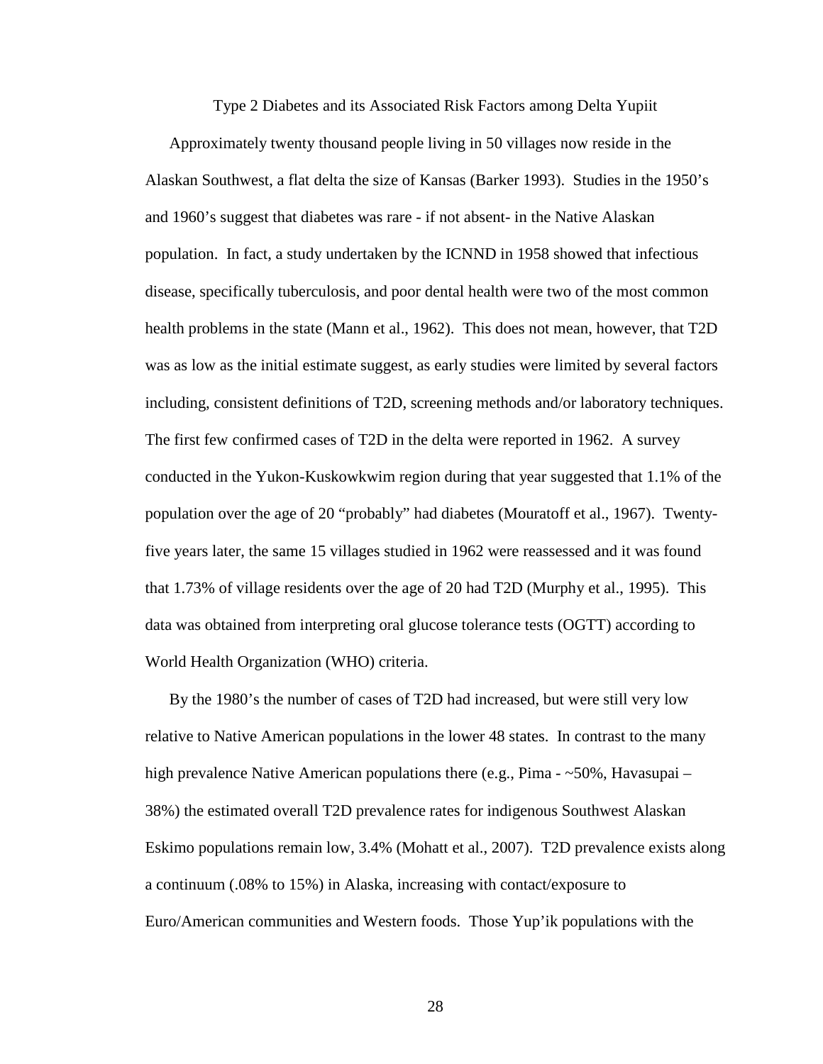## Type 2 Diabetes and its Associated Risk Factors among Delta Yupiit

Approximately twenty thousand people living in 50 villages now reside in the Alaskan Southwest, a flat delta the size of Kansas (Barker 1993). Studies in the 1950's and 1960's suggest that diabetes was rare - if not absent- in the Native Alaskan population. In fact, a study undertaken by the ICNND in 1958 showed that infectious disease, specifically tuberculosis, and poor dental health were two of the most common health problems in the state (Mann et al., 1962). This does not mean, however, that T2D was as low as the initial estimate suggest, as early studies were limited by several factors including, consistent definitions of T2D, screening methods and/or laboratory techniques. The first few confirmed cases of T2D in the delta were reported in 1962. A survey conducted in the Yukon-Kuskowkwim region during that year suggested that 1.1% of the population over the age of 20 "probably" had diabetes (Mouratoff et al., 1967). Twenty-five years later, the same 15 villages studied in 1962 were reassessed and it was found that 1.73% of village residents over the age of 20 had T2D (Murphy et al., 1995). This data was obtained from interpreting oral glucose tolerance tests (OGTT) according to World Health Organization (WHO) criteria.

By the 1980's the number of cases of T2D had increased, but were still very low relative to Native American populations in the lower 48 states. In contrast to the many high prevalence Native American populations there (e.g., Pima - ~50%, Havasupai – 38%) the estimated overall T2D prevalence rates for indigenous Southwest Alaskan Eskimo populations remain low, 3.4% (Mohatt et al., 2007). T2D prevalence exists along a continuum (.08% to 15%) in Alaska, increasing with contact/exposure to Euro/American communities and Western foods. Those Yup'ik populations with the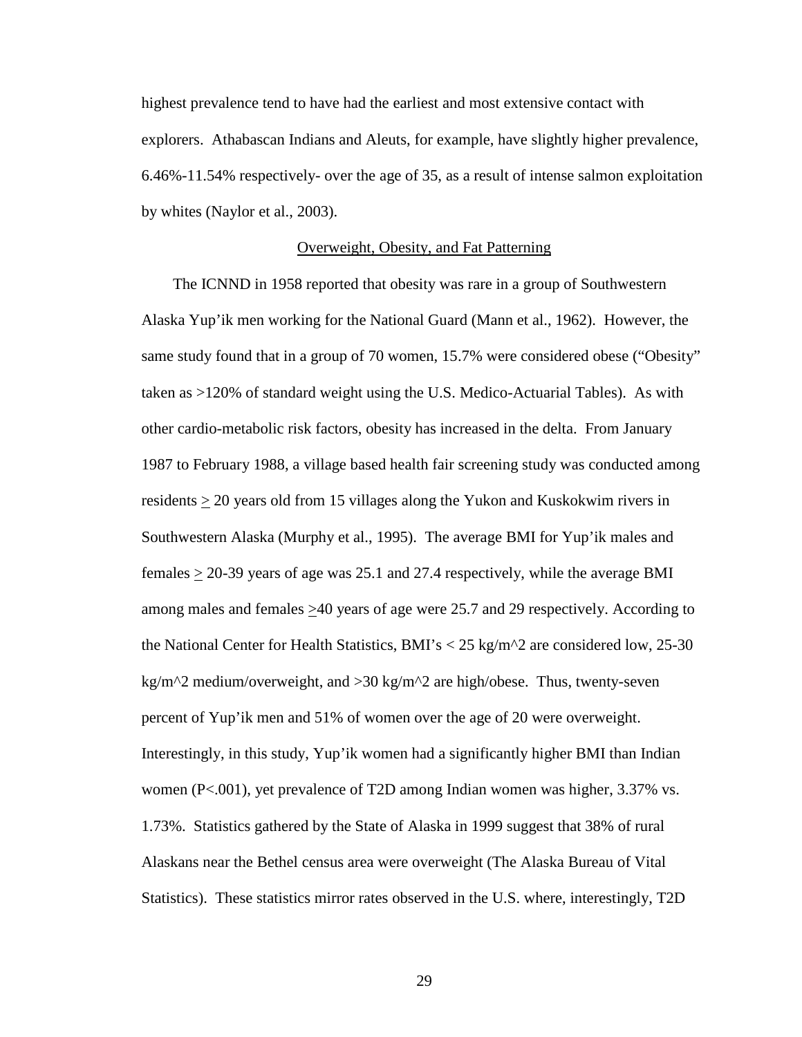highest prevalence tend to have had the earliest and most extensive contact with explorers. Athabascan Indians and Aleuts, for example, have slightly higher prevalence, 6.46%-11.54% respectively- over the age of 35, as a result of intense salmon exploitation by whites (Naylor et al., 2003).

## Overweight, Obesity, and Fat Patterning

The ICNND in 1958 reported that obesity was rare in a group of Southwestern Alaska Yup'ik men working for the National Guard (Mann et al., 1962). However, the same study found that in a group of 70 women, 15.7% were considered obese ("Obesity" taken as >120% of standard weight using the U.S. Medico-Actuarial Tables). As with other cardio-metabolic risk factors, obesity has increased in the delta. From January 1987 to February 1988, a village based health fair screening study was conducted among residents $\geq$ 20 years old from 15 villages along the Yukon and Kuskokwim rivers in Southwestern Alaska (Murphy et al., 1995). The average BMI for Yup'ik males and females $\geq$ 20-39 years of age was 25.1 and 27.4 respectively, while the average BMI among males and females $\geq$40 years of age were 25.7 and 29 respectively. According to the National Center for Health Statistics, BMI's < 25 kg/m^2 are considered low, 25-30 kg/m^2 medium/overweight, and >30 kg/m^2 are high/obese. Thus, twenty-seven percent of Yup'ik men and 51% of women over the age of 20 were overweight. Interestingly, in this study, Yup'ik women had a significantly higher BMI than Indian women (P<.001), yet prevalence of T2D among Indian women was higher, 3.37% vs. 1.73%. Statistics gathered by the State of Alaska in 1999 suggest that 38% of rural Alaskans near the Bethel census area were overweight (The Alaska Bureau of Vital Statistics). These statistics mirror rates observed in the U.S. where, interestingly, T2D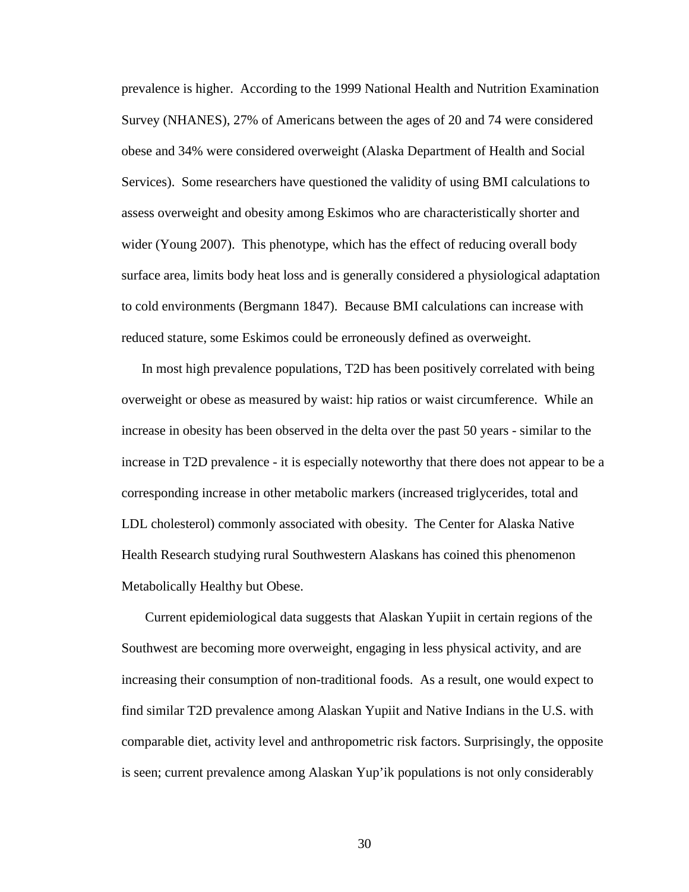prevalence is higher. According to the 1999 National Health and Nutrition Examination Survey (NHANES), 27% of Americans between the ages of 20 and 74 were considered obese and 34% were considered overweight (Alaska Department of Health and Social Services). Some researchers have questioned the validity of using BMI calculations to assess overweight and obesity among Eskimos who are characteristically shorter and wider (Young 2007). This phenotype, which has the effect of reducing overall body surface area, limits body heat loss and is generally considered a physiological adaptation to cold environments (Bergmann 1847). Because BMI calculations can increase with reduced stature, some Eskimos could be erroneously defined as overweight.

In most high prevalence populations, T2D has been positively correlated with being overweight or obese as measured by waist: hip ratios or waist circumference. While an increase in obesity has been observed in the delta over the past 50 years - similar to the increase in T2D prevalence - it is especially noteworthy that there does not appear to be a corresponding increase in other metabolic markers (increased triglycerides, total and LDL cholesterol) commonly associated with obesity. The Center for Alaska Native Health Research studying rural Southwestern Alaskans has coined this phenomenon Metabolically Healthy but Obese.

Current epidemiological data suggests that Alaskan Yupiit in certain regions of the Southwest are becoming more overweight, engaging in less physical activity, and are increasing their consumption of non-traditional foods. As a result, one would expect to find similar T2D prevalence among Alaskan Yupiit and Native Indians in the U.S. with comparable diet, activity level and anthropometric risk factors. Surprisingly, the opposite is seen; current prevalence among Alaskan Yup'ik populations is not only considerably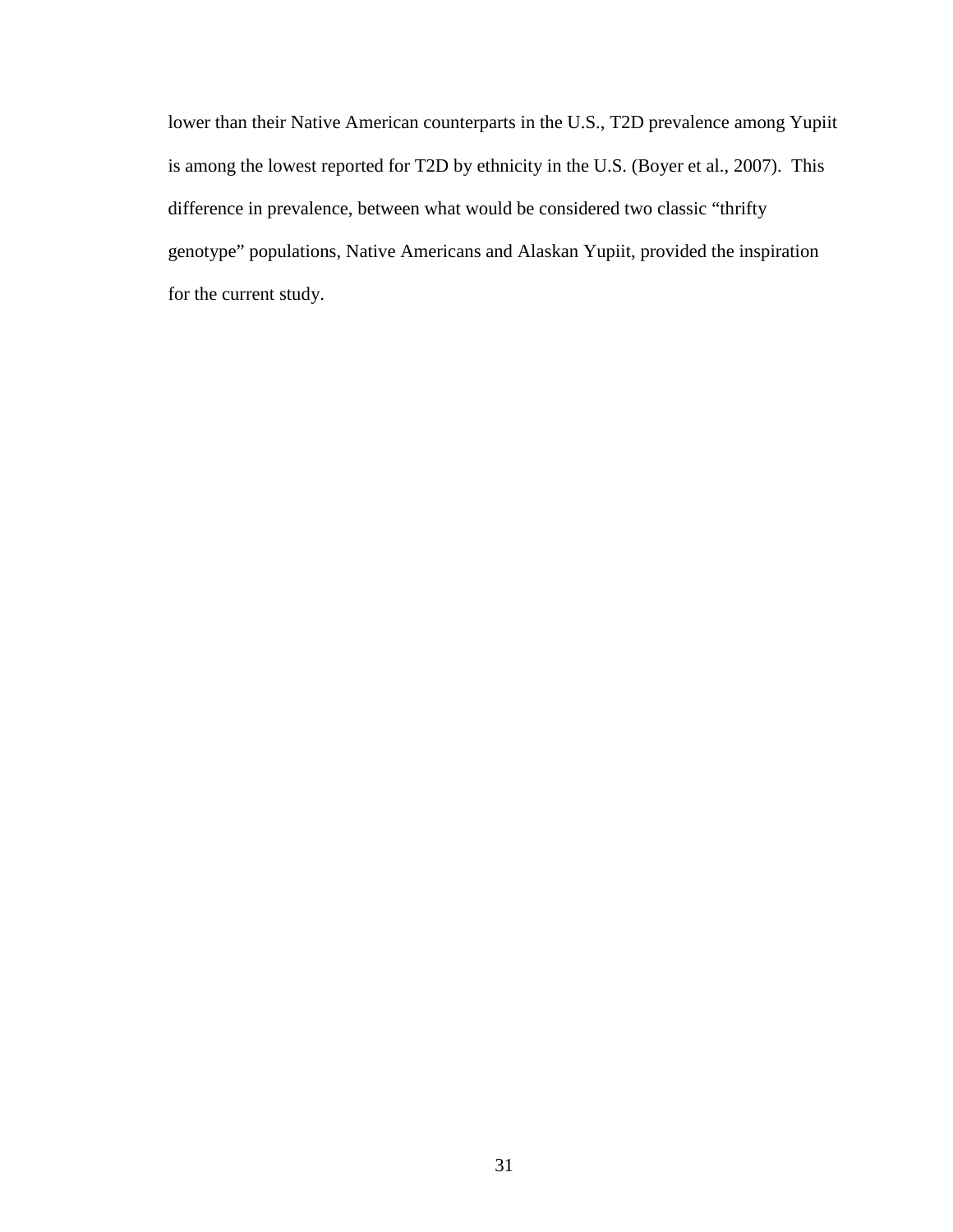lower than their Native American counterparts in the U.S., T2D prevalence among Yupiit is among the lowest reported for T2D by ethnicity in the U.S. (Boyer et al., 2007). This difference in prevalence, between what would be considered two classic "thrifty genotype" populations, Native Americans and Alaskan Yupiit, provided the inspiration for the current study.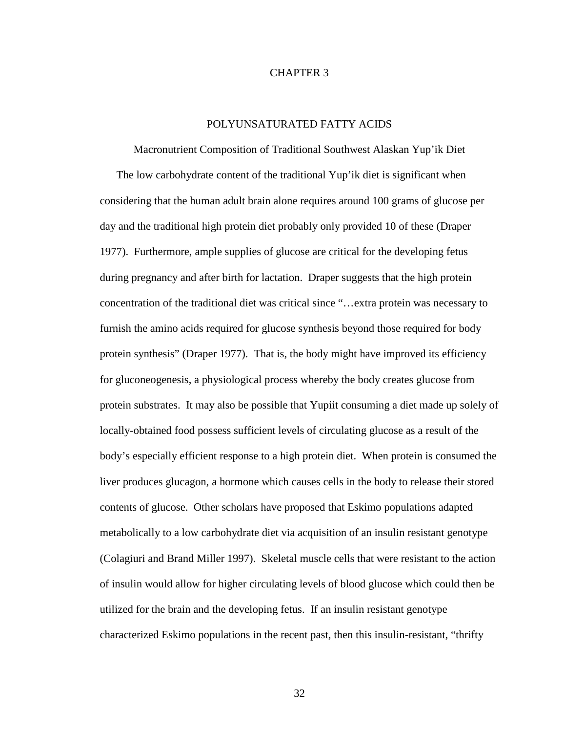# CHAPTER 3

## POLYUNSATURATED FATTY ACIDS

### Macronutrient Composition of Traditional Southwest Alaskan Yup'ik Diet

The low carbohydrate content of the traditional Yup'ik diet is significant when considering that the human adult brain alone requires around 100 grams of glucose per day and the traditional high protein diet probably only provided 10 of these (Draper 1977). Furthermore, ample supplies of glucose are critical for the developing fetus during pregnancy and after birth for lactation. Draper suggests that the high protein concentration of the traditional diet was critical since "…extra protein was necessary to furnish the amino acids required for glucose synthesis beyond those required for body protein synthesis" (Draper 1977). That is, the body might have improved its efficiency for gluconeogenesis, a physiological process whereby the body creates glucose from protein substrates. It may also be possible that Yupiit consuming a diet made up solely of locally-obtained food possess sufficient levels of circulating glucose as a result of the body's especially efficient response to a high protein diet. When protein is consumed the liver produces glucagon, a hormone which causes cells in the body to release their stored contents of glucose. Other scholars have proposed that Eskimo populations adapted metabolically to a low carbohydrate diet via acquisition of an insulin resistant genotype (Colagiuri and Brand Miller 1997). Skeletal muscle cells that were resistant to the action of insulin would allow for higher circulating levels of blood glucose which could then be utilized for the brain and the developing fetus. If an insulin resistant genotype characterized Eskimo populations in the recent past, then this insulin-resistant, "thrifty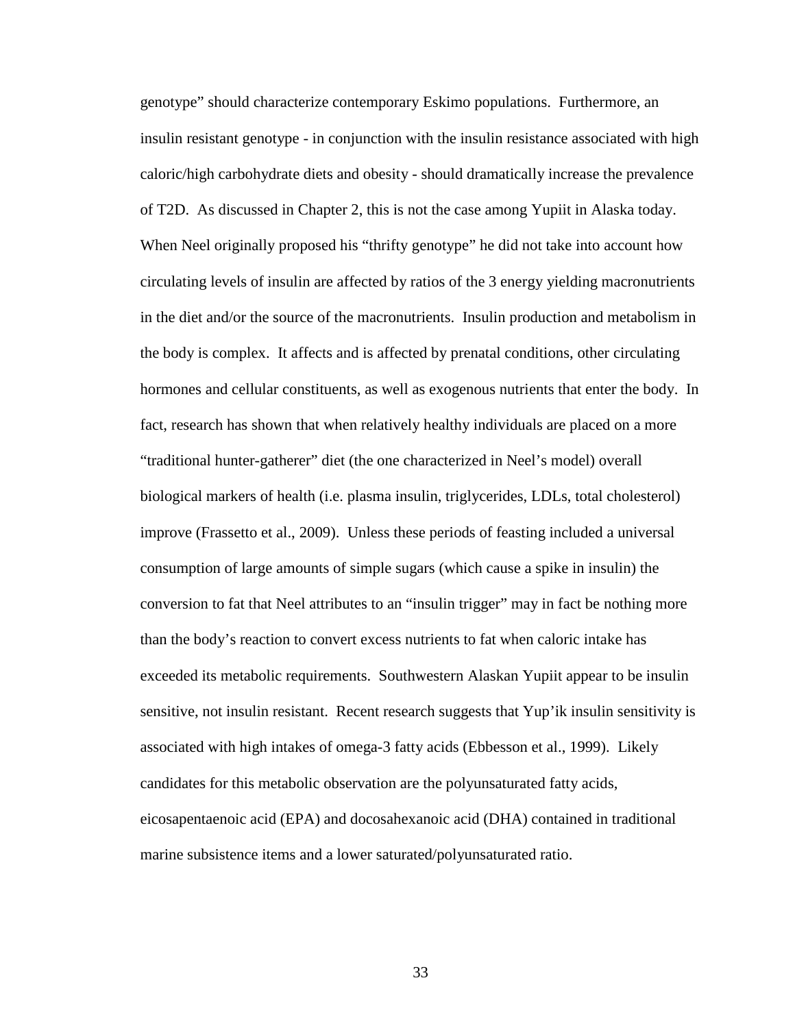genotype" should characterize contemporary Eskimo populations. Furthermore, an insulin resistant genotype - in conjunction with the insulin resistance associated with high caloric/high carbohydrate diets and obesity - should dramatically increase the prevalence of T2D. As discussed in Chapter 2, this is not the case among Yupiit in Alaska today. When Neel originally proposed his "thrifty genotype" he did not take into account how circulating levels of insulin are affected by ratios of the 3 energy yielding macronutrients in the diet and/or the source of the macronutrients. Insulin production and metabolism in the body is complex. It affects and is affected by prenatal conditions, other circulating hormones and cellular constituents, as well as exogenous nutrients that enter the body. In fact, research has shown that when relatively healthy individuals are placed on a more "traditional hunter-gatherer" diet (the one characterized in Neel's model) overall biological markers of health (i.e. plasma insulin, triglycerides, LDLs, total cholesterol) improve (Frassetto et al., 2009). Unless these periods of feasting included a universal consumption of large amounts of simple sugars (which cause a spike in insulin) the conversion to fat that Neel attributes to an "insulin trigger" may in fact be nothing more than the body's reaction to convert excess nutrients to fat when caloric intake has exceeded its metabolic requirements. Southwestern Alaskan Yupiit appear to be insulin sensitive, not insulin resistant. Recent research suggests that Yup'ik insulin sensitivity is associated with high intakes of omega-3 fatty acids (Ebbesson et al., 1999). Likely candidates for this metabolic observation are the polyunsaturated fatty acids, eicosapentaenoic acid (EPA) and docosahexanoic acid (DHA) contained in traditional marine subsistence items and a lower saturated/polyunsaturated ratio.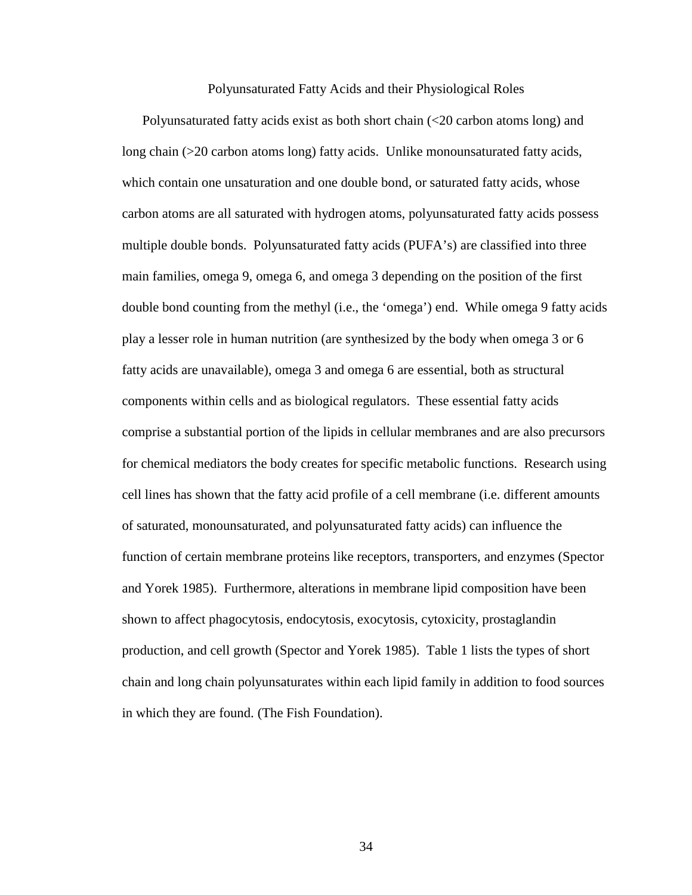## Polyunsaturated Fatty Acids and their Physiological Roles

Polyunsaturated fatty acids exist as both short chain (<20 carbon atoms long) and long chain (>20 carbon atoms long) fatty acids. Unlike monounsaturated fatty acids, which contain one unsaturation and one double bond, or saturated fatty acids, whose carbon atoms are all saturated with hydrogen atoms, polyunsaturated fatty acids possess multiple double bonds. Polyunsaturated fatty acids (PUFA's) are classified into three main families, omega 9, omega 6, and omega 3 depending on the position of the first double bond counting from the methyl (i.e., the 'omega') end. While omega 9 fatty acids play a lesser role in human nutrition (are synthesized by the body when omega 3 or 6 fatty acids are unavailable), omega 3 and omega 6 are essential, both as structural components within cells and as biological regulators. These essential fatty acids comprise a substantial portion of the lipids in cellular membranes and are also precursors for chemical mediators the body creates for specific metabolic functions. Research using cell lines has shown that the fatty acid profile of a cell membrane (i.e. different amounts of saturated, monounsaturated, and polyunsaturated fatty acids) can influence the function of certain membrane proteins like receptors, transporters, and enzymes (Spector and Yorek 1985). Furthermore, alterations in membrane lipid composition have been shown to affect phagocytosis, endocytosis, exocytosis, cytoxicity, prostaglandin production, and cell growth (Spector and Yorek 1985). Table 1 lists the types of short chain and long chain polyunsaturates within each lipid family in addition to food sources in which they are found. (The Fish Foundation).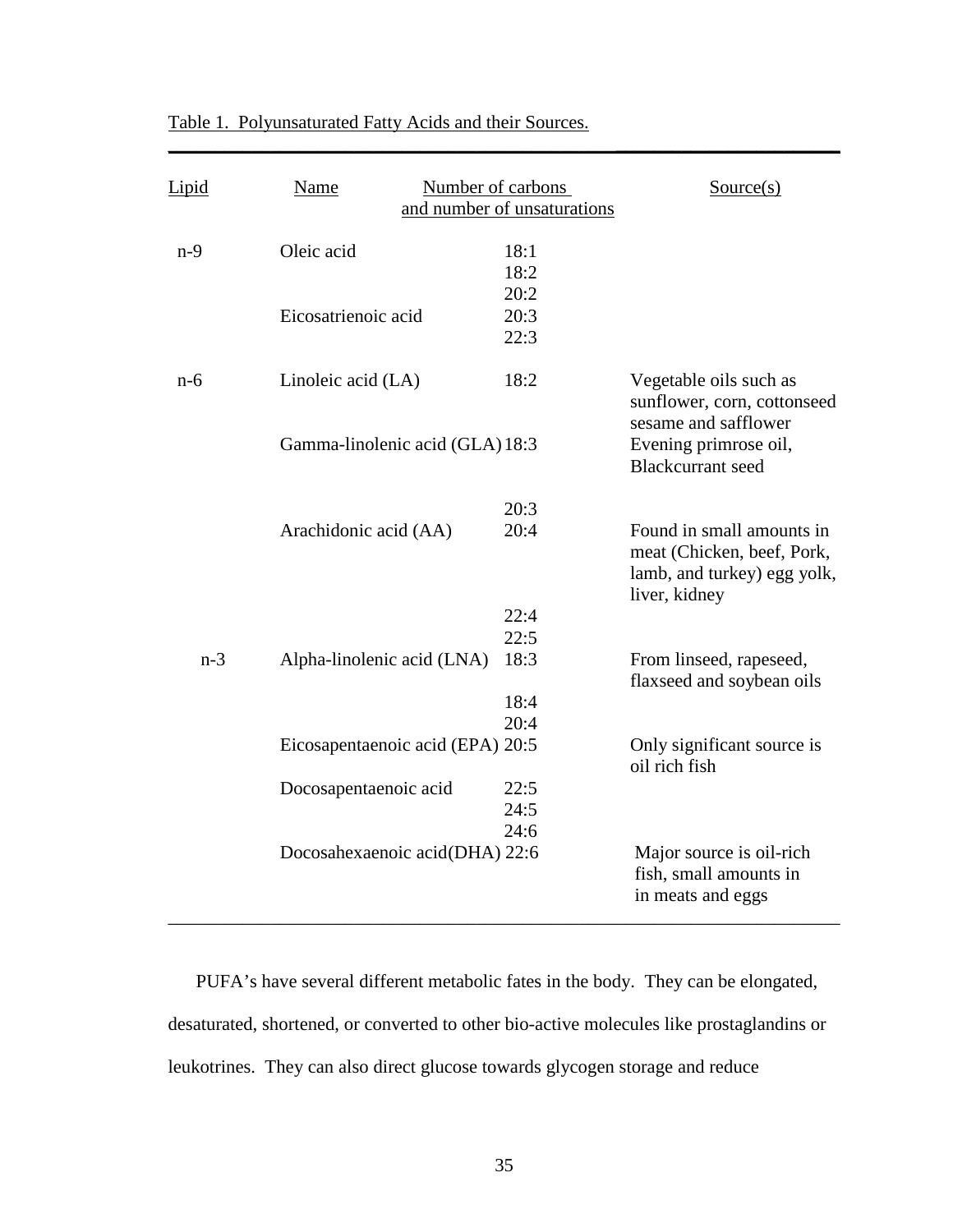Table 1. Polyunsaturated Fatty Acids and their Sources.

| Lipid | Name | Number of carbons and number of unsaturations | Source(s) |
|---|---|---|---|
| n-9 | Oleic acid | 18:1 | |
| | | 18:2 | |
| | | 20:2 | |
| | Eicosatrienoic acid | 20:3 | |
| | | 22:3 | |
| n-6 | Linoleic acid (LA) | 18:2 | Vegetable oils such as sunflower, corn, cottonseed sesame and safflower |
| | Gamma-linolenic acid (GLA) | 18:3 | Evening primrose oil, Blackcurrant seed |
| | | 20:3 | |
| | Arachidonic acid (AA) | 20:4 | Found in small amounts in meat (Chicken, beef, Pork, lamb, and turkey) egg yolk, liver, kidney |
| | | 22:4 | |
| | | 22:5 | |
| n-3 | Alpha-linolenic acid (LNA) | 18:3 | From linseed, rapeseed, flaxseed and soybean oils |
| | | 18:4 | |
| | | 20:4 | |
| | Eicosapentaenoic acid (EPA) | 20:5 | Only significant source is oil rich fish |
| | Docosapentaenoic acid | 22:5 | |
| | | 24:5 | |
| | | 24:6 | |
| | Docosahexaenoic acid(DHA) | 22:6 | Major source is oil-rich fish, small amounts in in meats and eggs |

PUFA's have several different metabolic fates in the body. They can be elongated, desaturated, shortened, or converted to other bio-active molecules like prostaglandins or leukotrines. They can also direct glucose towards glycogen storage and reduce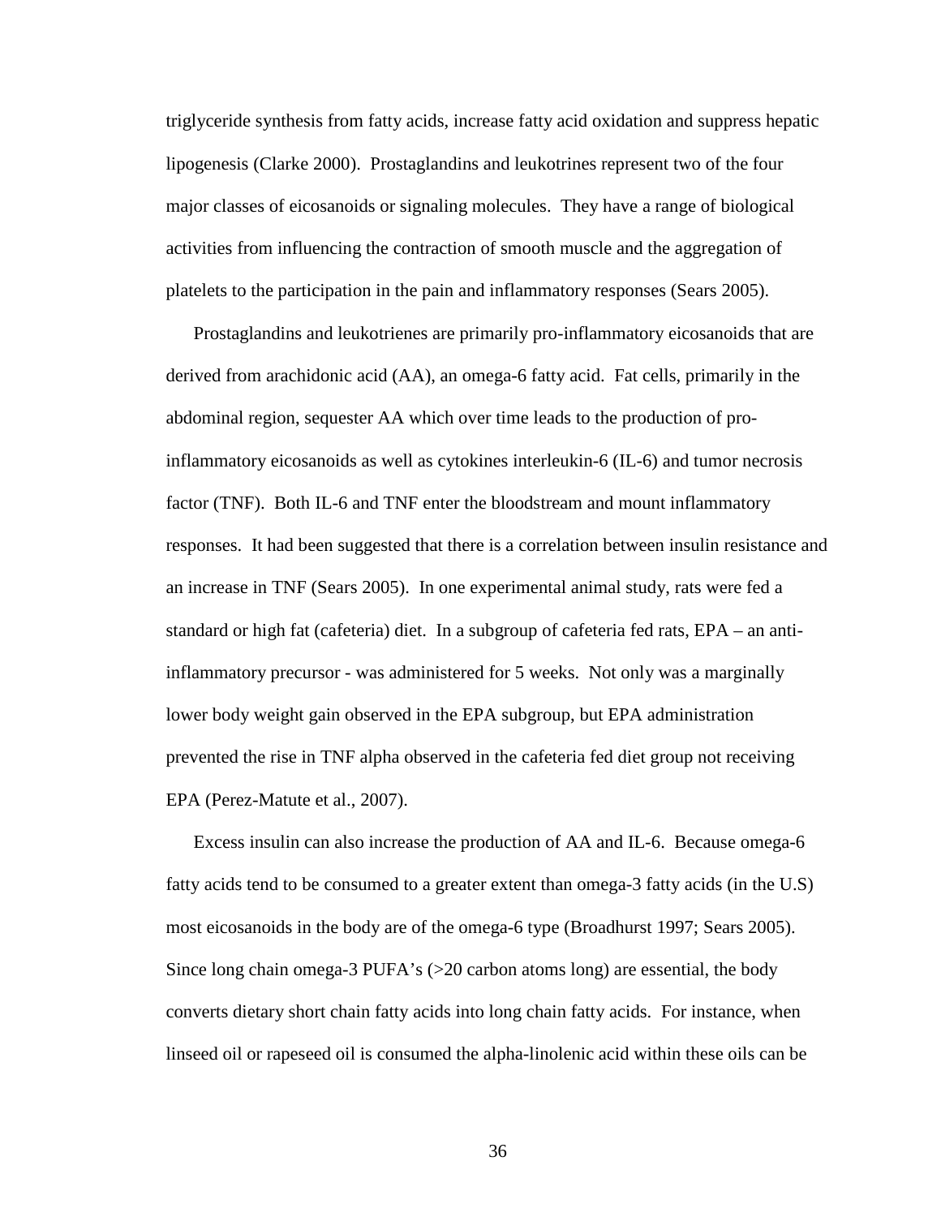triglyceride synthesis from fatty acids, increase fatty acid oxidation and suppress hepatic lipogenesis (Clarke 2000). Prostaglandins and leukotrines represent two of the four major classes of eicosanoids or signaling molecules. They have a range of biological activities from influencing the contraction of smooth muscle and the aggregation of platelets to the participation in the pain and inflammatory responses (Sears 2005).

Prostaglandins and leukotrienes are primarily pro-inflammatory eicosanoids that are derived from arachidonic acid (AA), an omega-6 fatty acid. Fat cells, primarily in the abdominal region, sequester AA which over time leads to the production of pro-inflammatory eicosanoids as well as cytokines interleukin-6 (IL-6) and tumor necrosis factor (TNF). Both IL-6 and TNF enter the bloodstream and mount inflammatory responses. It had been suggested that there is a correlation between insulin resistance and an increase in TNF (Sears 2005). In one experimental animal study, rats were fed a standard or high fat (cafeteria) diet. In a subgroup of cafeteria fed rats, EPA – an anti-inflammatory precursor - was administered for 5 weeks. Not only was a marginally lower body weight gain observed in the EPA subgroup, but EPA administration prevented the rise in TNF alpha observed in the cafeteria fed diet group not receiving EPA (Perez-Matute et al., 2007).

Excess insulin can also increase the production of AA and IL-6. Because omega-6 fatty acids tend to be consumed to a greater extent than omega-3 fatty acids (in the U.S) most eicosanoids in the body are of the omega-6 type (Broadhurst 1997; Sears 2005). Since long chain omega-3 PUFA's (>20 carbon atoms long) are essential, the body converts dietary short chain fatty acids into long chain fatty acids. For instance, when linseed oil or rapeseed oil is consumed the alpha-linolenic acid within these oils can be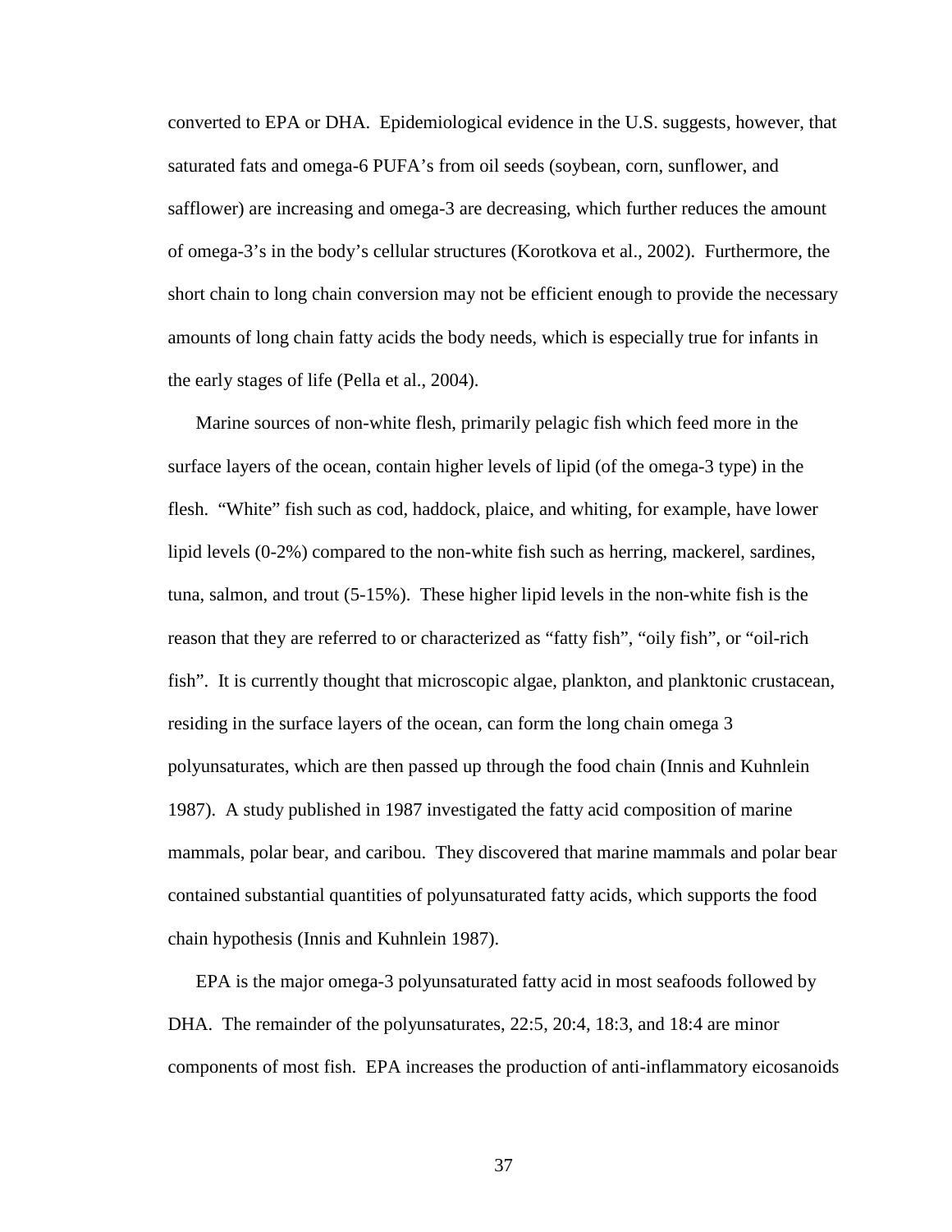converted to EPA or DHA. Epidemiological evidence in the U.S. suggests, however, that saturated fats and omega-6 PUFA's from oil seeds (soybean, corn, sunflower, and safflower) are increasing and omega-3 are decreasing, which further reduces the amount of omega-3's in the body's cellular structures (Korotkova et al., 2002). Furthermore, the short chain to long chain conversion may not be efficient enough to provide the necessary amounts of long chain fatty acids the body needs, which is especially true for infants in the early stages of life (Pella et al., 2004).

Marine sources of non-white flesh, primarily pelagic fish which feed more in the surface layers of the ocean, contain higher levels of lipid (of the omega-3 type) in the flesh. "White" fish such as cod, haddock, plaice, and whiting, for example, have lower lipid levels (0-2%) compared to the non-white fish such as herring, mackerel, sardines, tuna, salmon, and trout (5-15%). These higher lipid levels in the non-white fish is the reason that they are referred to or characterized as "fatty fish", "oily fish", or "oil-rich fish". It is currently thought that microscopic algae, plankton, and planktonic crustacean, residing in the surface layers of the ocean, can form the long chain omega 3 polyunsaturates, which are then passed up through the food chain (Innis and Kuhnlein 1987). A study published in 1987 investigated the fatty acid composition of marine mammals, polar bear, and caribou. They discovered that marine mammals and polar bear contained substantial quantities of polyunsaturated fatty acids, which supports the food chain hypothesis (Innis and Kuhnlein 1987).

EPA is the major omega-3 polyunsaturated fatty acid in most seafoods followed by DHA. The remainder of the polyunsaturates, 22:5, 20:4, 18:3, and 18:4 are minor components of most fish. EPA increases the production of anti-inflammatory eicosanoids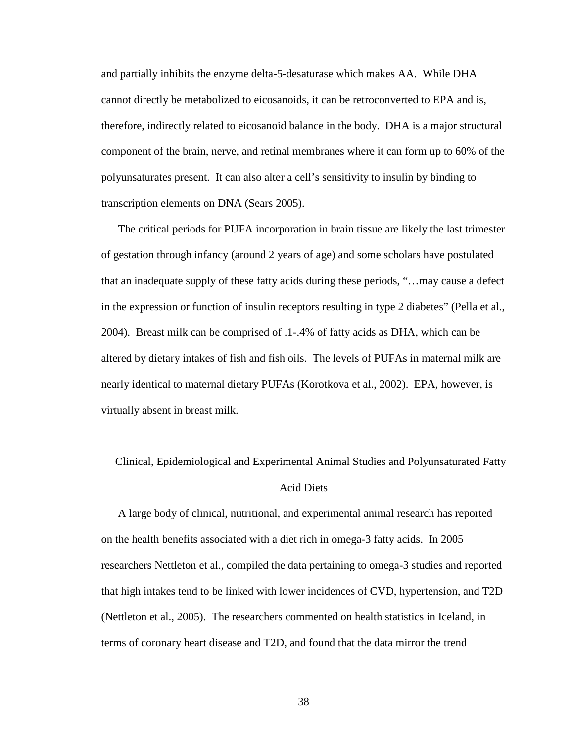and partially inhibits the enzyme delta-5-desaturase which makes AA. While DHA cannot directly be metabolized to eicosanoids, it can be retroconverted to EPA and is, therefore, indirectly related to eicosanoid balance in the body. DHA is a major structural component of the brain, nerve, and retinal membranes where it can form up to 60% of the polyunsaturates present. It can also alter a cell's sensitivity to insulin by binding to transcription elements on DNA (Sears 2005).

The critical periods for PUFA incorporation in brain tissue are likely the last trimester of gestation through infancy (around 2 years of age) and some scholars have postulated that an inadequate supply of these fatty acids during these periods, "…may cause a defect in the expression or function of insulin receptors resulting in type 2 diabetes" (Pella et al., 2004). Breast milk can be comprised of .1-.4% of fatty acids as DHA, which can be altered by dietary intakes of fish and fish oils. The levels of PUFAs in maternal milk are nearly identical to maternal dietary PUFAs (Korotkova et al., 2002). EPA, however, is virtually absent in breast milk.

## Clinical, Epidemiological and Experimental Animal Studies and Polyunsaturated Fatty Acid Diets

A large body of clinical, nutritional, and experimental animal research has reported on the health benefits associated with a diet rich in omega-3 fatty acids. In 2005 researchers Nettleton et al., compiled the data pertaining to omega-3 studies and reported that high intakes tend to be linked with lower incidences of CVD, hypertension, and T2D (Nettleton et al., 2005). The researchers commented on health statistics in Iceland, in terms of coronary heart disease and T2D, and found that the data mirror the trend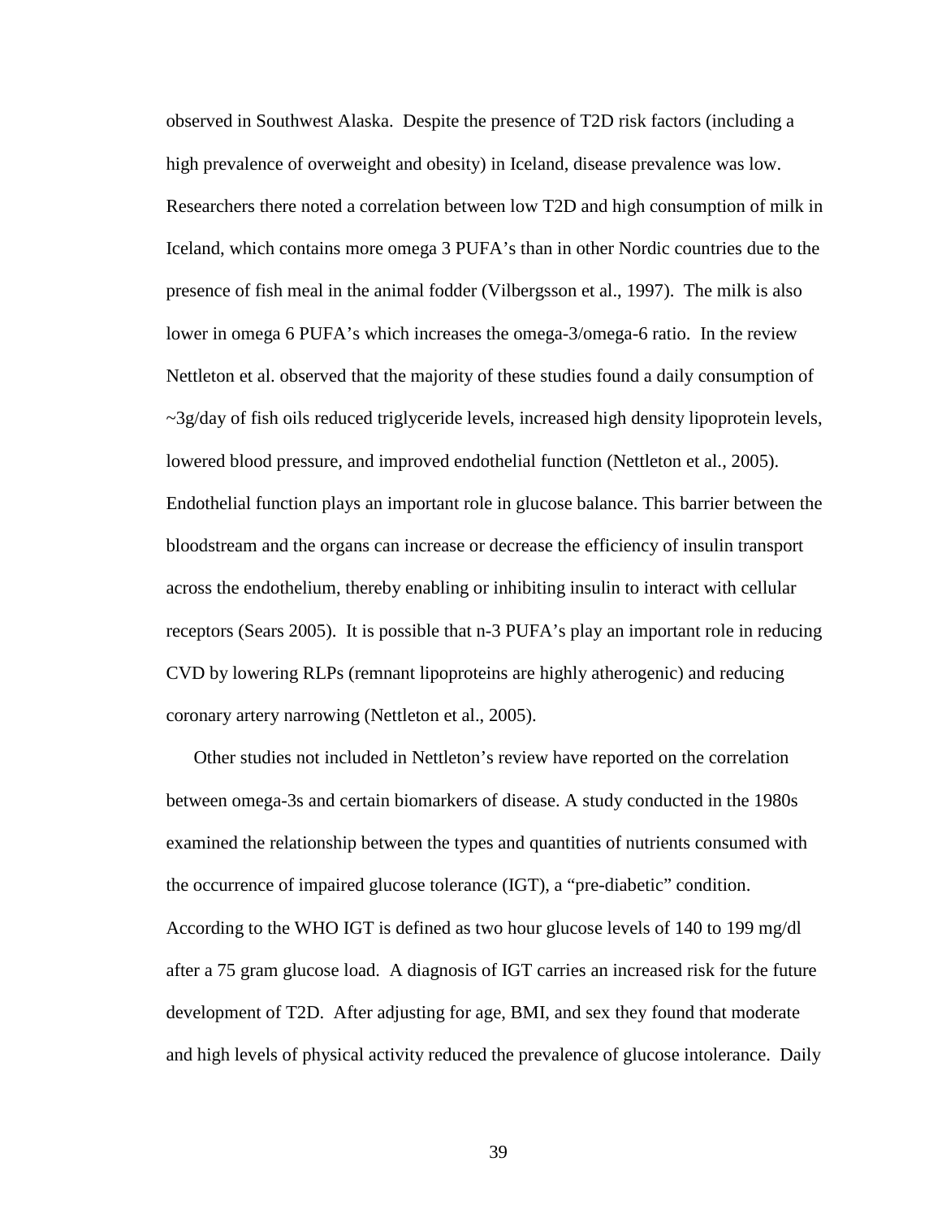observed in Southwest Alaska. Despite the presence of T2D risk factors (including a high prevalence of overweight and obesity) in Iceland, disease prevalence was low. Researchers there noted a correlation between low T2D and high consumption of milk in Iceland, which contains more omega 3 PUFA's than in other Nordic countries due to the presence of fish meal in the animal fodder (Vilbergsson et al., 1997). The milk is also lower in omega 6 PUFA's which increases the omega-3/omega-6 ratio. In the review Nettleton et al. observed that the majority of these studies found a daily consumption of ~3g/day of fish oils reduced triglyceride levels, increased high density lipoprotein levels, lowered blood pressure, and improved endothelial function (Nettleton et al., 2005). Endothelial function plays an important role in glucose balance. This barrier between the bloodstream and the organs can increase or decrease the efficiency of insulin transport across the endothelium, thereby enabling or inhibiting insulin to interact with cellular receptors (Sears 2005). It is possible that n-3 PUFA's play an important role in reducing CVD by lowering RLPs (remnant lipoproteins are highly atherogenic) and reducing coronary artery narrowing (Nettleton et al., 2005).

Other studies not included in Nettleton's review have reported on the correlation between omega-3s and certain biomarkers of disease. A study conducted in the 1980s examined the relationship between the types and quantities of nutrients consumed with the occurrence of impaired glucose tolerance (IGT), a "pre-diabetic" condition. According to the WHO IGT is defined as two hour glucose levels of 140 to 199 mg/dl after a 75 gram glucose load. A diagnosis of IGT carries an increased risk for the future development of T2D. After adjusting for age, BMI, and sex they found that moderate and high levels of physical activity reduced the prevalence of glucose intolerance. Daily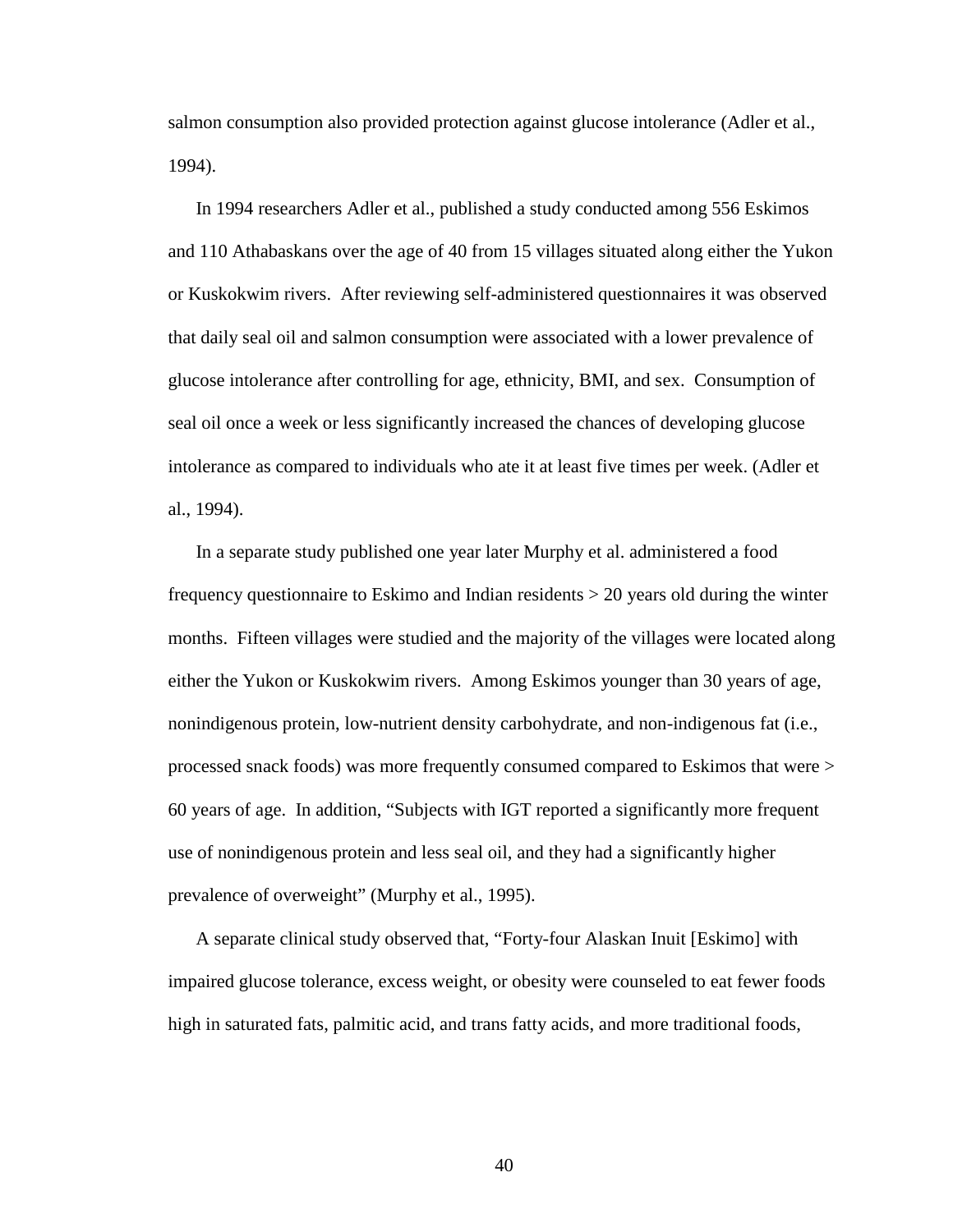salmon consumption also provided protection against glucose intolerance (Adler et al., 1994).

In 1994 researchers Adler et al., published a study conducted among 556 Eskimos and 110 Athabaskans over the age of 40 from 15 villages situated along either the Yukon or Kuskokwim rivers. After reviewing self-administered questionnaires it was observed that daily seal oil and salmon consumption were associated with a lower prevalence of glucose intolerance after controlling for age, ethnicity, BMI, and sex. Consumption of seal oil once a week or less significantly increased the chances of developing glucose intolerance as compared to individuals who ate it at least five times per week. (Adler et al., 1994).

In a separate study published one year later Murphy et al. administered a food frequency questionnaire to Eskimo and Indian residents > 20 years old during the winter months. Fifteen villages were studied and the majority of the villages were located along either the Yukon or Kuskokwim rivers. Among Eskimos younger than 30 years of age, nonindigenous protein, low-nutrient density carbohydrate, and non-indigenous fat (i.e., processed snack foods) was more frequently consumed compared to Eskimos that were > 60 years of age. In addition, "Subjects with IGT reported a significantly more frequent use of nonindigenous protein and less seal oil, and they had a significantly higher prevalence of overweight" (Murphy et al., 1995).

A separate clinical study observed that, "Forty-four Alaskan Inuit [Eskimo] with impaired glucose tolerance, excess weight, or obesity were counseled to eat fewer foods high in saturated fats, palmitic acid, and trans fatty acids, and more traditional foods,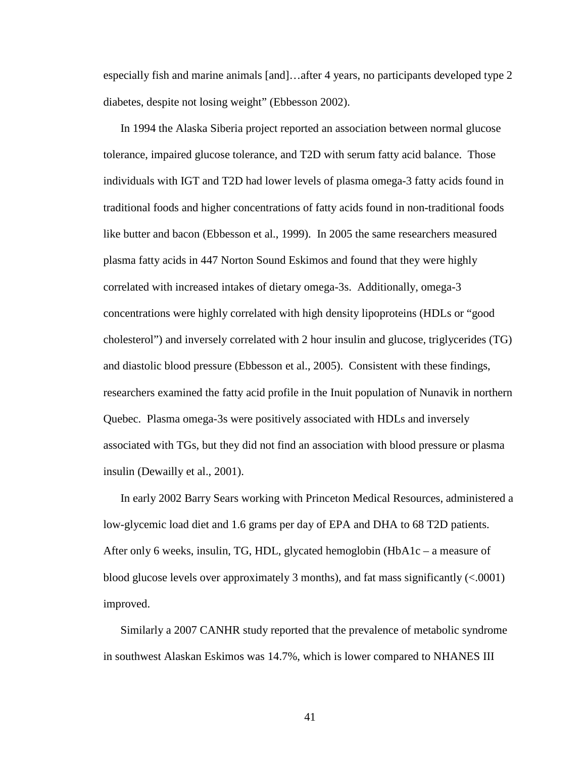especially fish and marine animals [and]…after 4 years, no participants developed type 2 diabetes, despite not losing weight" (Ebbesson 2002).

In 1994 the Alaska Siberia project reported an association between normal glucose tolerance, impaired glucose tolerance, and T2D with serum fatty acid balance. Those individuals with IGT and T2D had lower levels of plasma omega-3 fatty acids found in traditional foods and higher concentrations of fatty acids found in non-traditional foods like butter and bacon (Ebbesson et al., 1999). In 2005 the same researchers measured plasma fatty acids in 447 Norton Sound Eskimos and found that they were highly correlated with increased intakes of dietary omega-3s. Additionally, omega-3 concentrations were highly correlated with high density lipoproteins (HDLs or "good cholesterol") and inversely correlated with 2 hour insulin and glucose, triglycerides (TG) and diastolic blood pressure (Ebbesson et al., 2005). Consistent with these findings, researchers examined the fatty acid profile in the Inuit population of Nunavik in northern Quebec. Plasma omega-3s were positively associated with HDLs and inversely associated with TGs, but they did not find an association with blood pressure or plasma insulin (Dewailly et al., 2001).

In early 2002 Barry Sears working with Princeton Medical Resources, administered a low-glycemic load diet and 1.6 grams per day of EPA and DHA to 68 T2D patients. After only 6 weeks, insulin, TG, HDL, glycated hemoglobin (HbA1c – a measure of blood glucose levels over approximately 3 months), and fat mass significantly (<.0001) improved.

Similarly a 2007 CANHR study reported that the prevalence of metabolic syndrome in southwest Alaskan Eskimos was 14.7%, which is lower compared to NHANES III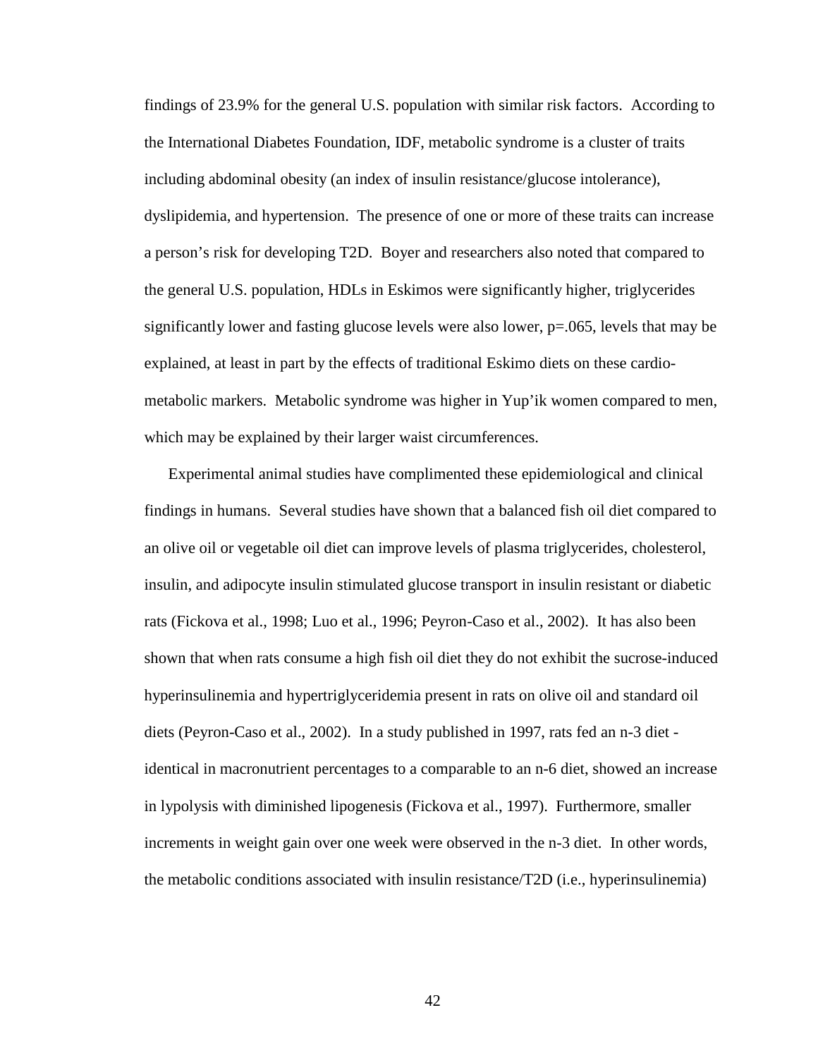findings of 23.9% for the general U.S. population with similar risk factors. According to the International Diabetes Foundation, IDF, metabolic syndrome is a cluster of traits including abdominal obesity (an index of insulin resistance/glucose intolerance), dyslipidemia, and hypertension. The presence of one or more of these traits can increase a person's risk for developing T2D. Boyer and researchers also noted that compared to the general U.S. population, HDLs in Eskimos were significantly higher, triglycerides significantly lower and fasting glucose levels were also lower, p=.065, levels that may be explained, at least in part by the effects of traditional Eskimo diets on these cardio-metabolic markers. Metabolic syndrome was higher in Yup'ik women compared to men, which may be explained by their larger waist circumferences.

Experimental animal studies have complimented these epidemiological and clinical findings in humans. Several studies have shown that a balanced fish oil diet compared to an olive oil or vegetable oil diet can improve levels of plasma triglycerides, cholesterol, insulin, and adipocyte insulin stimulated glucose transport in insulin resistant or diabetic rats (Fickova et al., 1998; Luo et al., 1996; Peyron-Caso et al., 2002). It has also been shown that when rats consume a high fish oil diet they do not exhibit the sucrose-induced hyperinsulinemia and hypertriglyceridemia present in rats on olive oil and standard oil diets (Peyron-Caso et al., 2002). In a study published in 1997, rats fed an n-3 diet - identical in macronutrient percentages to a comparable to an n-6 diet, showed an increase in lypolysis with diminished lipogenesis (Fickova et al., 1997). Furthermore, smaller increments in weight gain over one week were observed in the n-3 diet. In other words, the metabolic conditions associated with insulin resistance/T2D (i.e., hyperinsulinemia)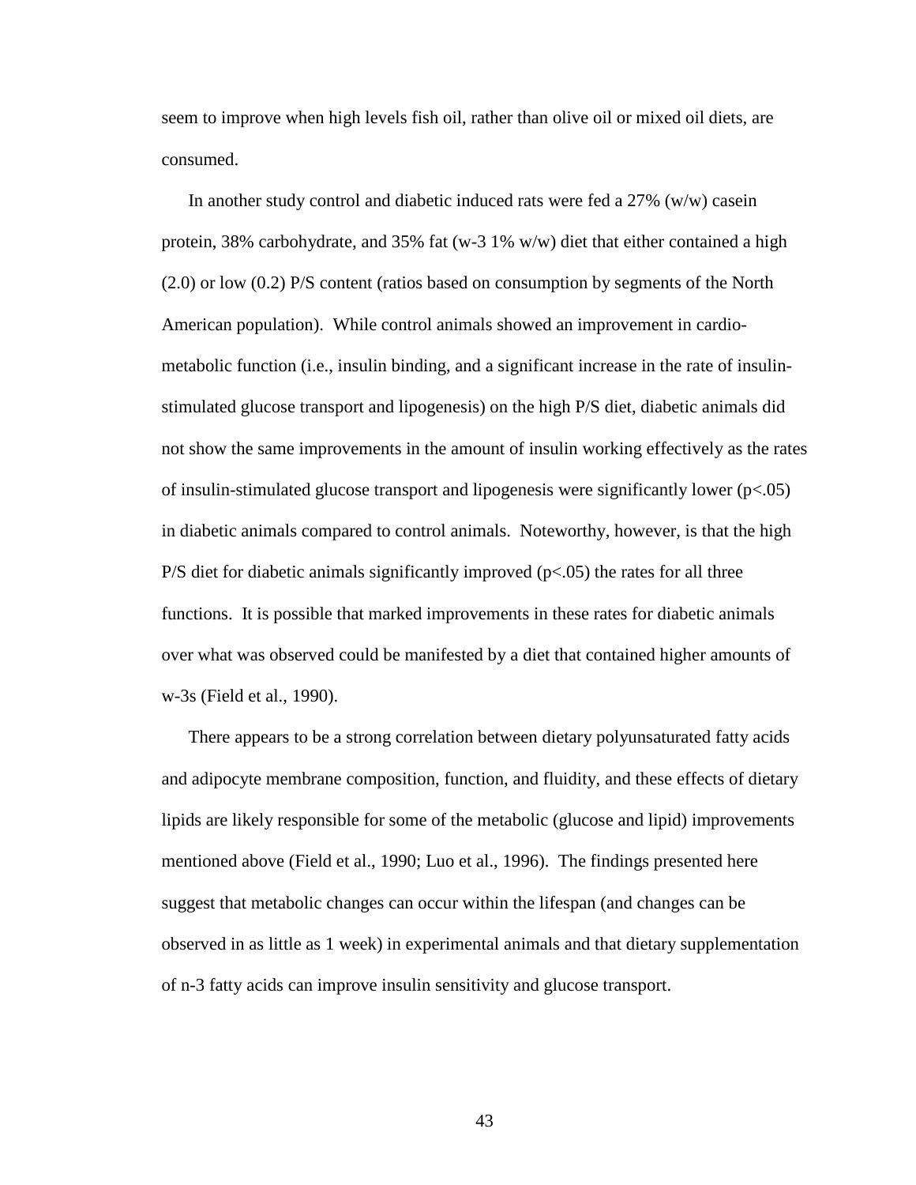seem to improve when high levels fish oil, rather than olive oil or mixed oil diets, are consumed.

In another study control and diabetic induced rats were fed a 27% (w/w) casein protein, 38% carbohydrate, and 35% fat (w-3 1% w/w) diet that either contained a high (2.0) or low (0.2) P/S content (ratios based on consumption by segments of the North American population). While control animals showed an improvement in cardio-metabolic function (i.e., insulin binding, and a significant increase in the rate of insulin-stimulated glucose transport and lipogenesis) on the high P/S diet, diabetic animals did not show the same improvements in the amount of insulin working effectively as the rates of insulin-stimulated glucose transport and lipogenesis were significantly lower ($p<.05$) in diabetic animals compared to control animals. Noteworthy, however, is that the high P/S diet for diabetic animals significantly improved ($p<.05$) the rates for all three functions. It is possible that marked improvements in these rates for diabetic animals over what was observed could be manifested by a diet that contained higher amounts of w-3s (Field et al., 1990).

There appears to be a strong correlation between dietary polyunsaturated fatty acids and adipocyte membrane composition, function, and fluidity, and these effects of dietary lipids are likely responsible for some of the metabolic (glucose and lipid) improvements mentioned above (Field et al., 1990; Luo et al., 1996). The findings presented here suggest that metabolic changes can occur within the lifespan (and changes can be observed in as little as 1 week) in experimental animals and that dietary supplementation of n-3 fatty acids can improve insulin sensitivity and glucose transport.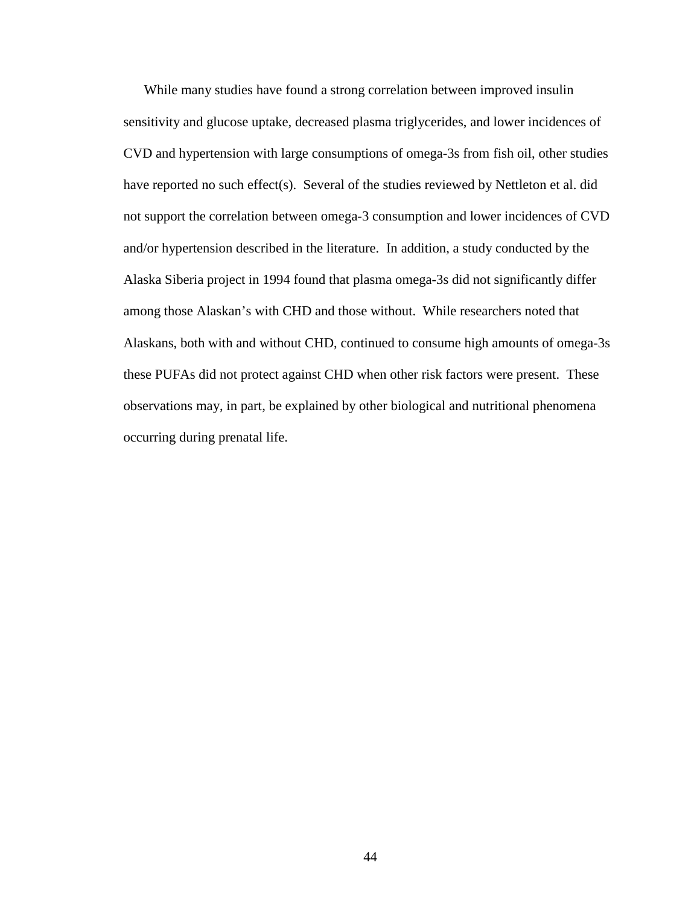While many studies have found a strong correlation between improved insulin sensitivity and glucose uptake, decreased plasma triglycerides, and lower incidences of CVD and hypertension with large consumptions of omega-3s from fish oil, other studies have reported no such effect(s). Several of the studies reviewed by Nettleton et al. did not support the correlation between omega-3 consumption and lower incidences of CVD and/or hypertension described in the literature. In addition, a study conducted by the Alaska Siberia project in 1994 found that plasma omega-3s did not significantly differ among those Alaskan's with CHD and those without. While researchers noted that Alaskans, both with and without CHD, continued to consume high amounts of omega-3s these PUFAs did not protect against CHD when other risk factors were present. These observations may, in part, be explained by other biological and nutritional phenomena occurring during prenatal life.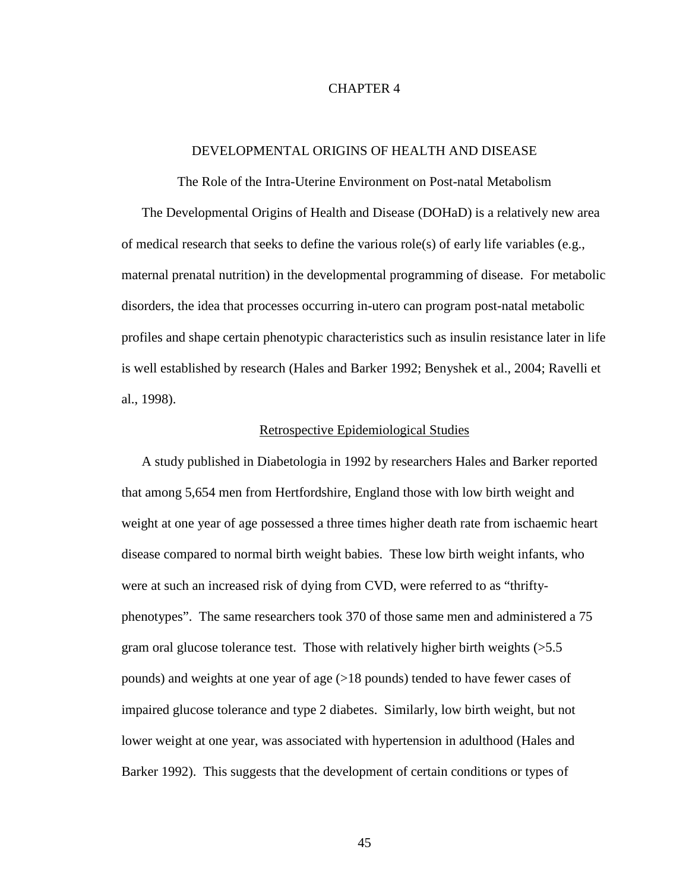# CHAPTER 4

## DEVELOPMENTAL ORIGINS OF HEALTH AND DISEASE

### The Role of the Intra-Uterine Environment on Post-natal Metabolism

The Developmental Origins of Health and Disease (DOHaD) is a relatively new area of medical research that seeks to define the various role(s) of early life variables (e.g., maternal prenatal nutrition) in the developmental programming of disease. For metabolic disorders, the idea that processes occurring in-utero can program post-natal metabolic profiles and shape certain phenotypic characteristics such as insulin resistance later in life is well established by research (Hales and Barker 1992; Benyshek et al., 2004; Ravelli et al., 1998).

#### Retrospective Epidemiological Studies

A study published in Diabetologia in 1992 by researchers Hales and Barker reported that among 5,654 men from Hertfordshire, England those with low birth weight and weight at one year of age possessed a three times higher death rate from ischaemic heart disease compared to normal birth weight babies. These low birth weight infants, who were at such an increased risk of dying from CVD, were referred to as "thrifty-phenotypes". The same researchers took 370 of those same men and administered a 75 gram oral glucose tolerance test. Those with relatively higher birth weights (>5.5 pounds) and weights at one year of age (>18 pounds) tended to have fewer cases of impaired glucose tolerance and type 2 diabetes. Similarly, low birth weight, but not lower weight at one year, was associated with hypertension in adulthood (Hales and Barker 1992). This suggests that the development of certain conditions or types of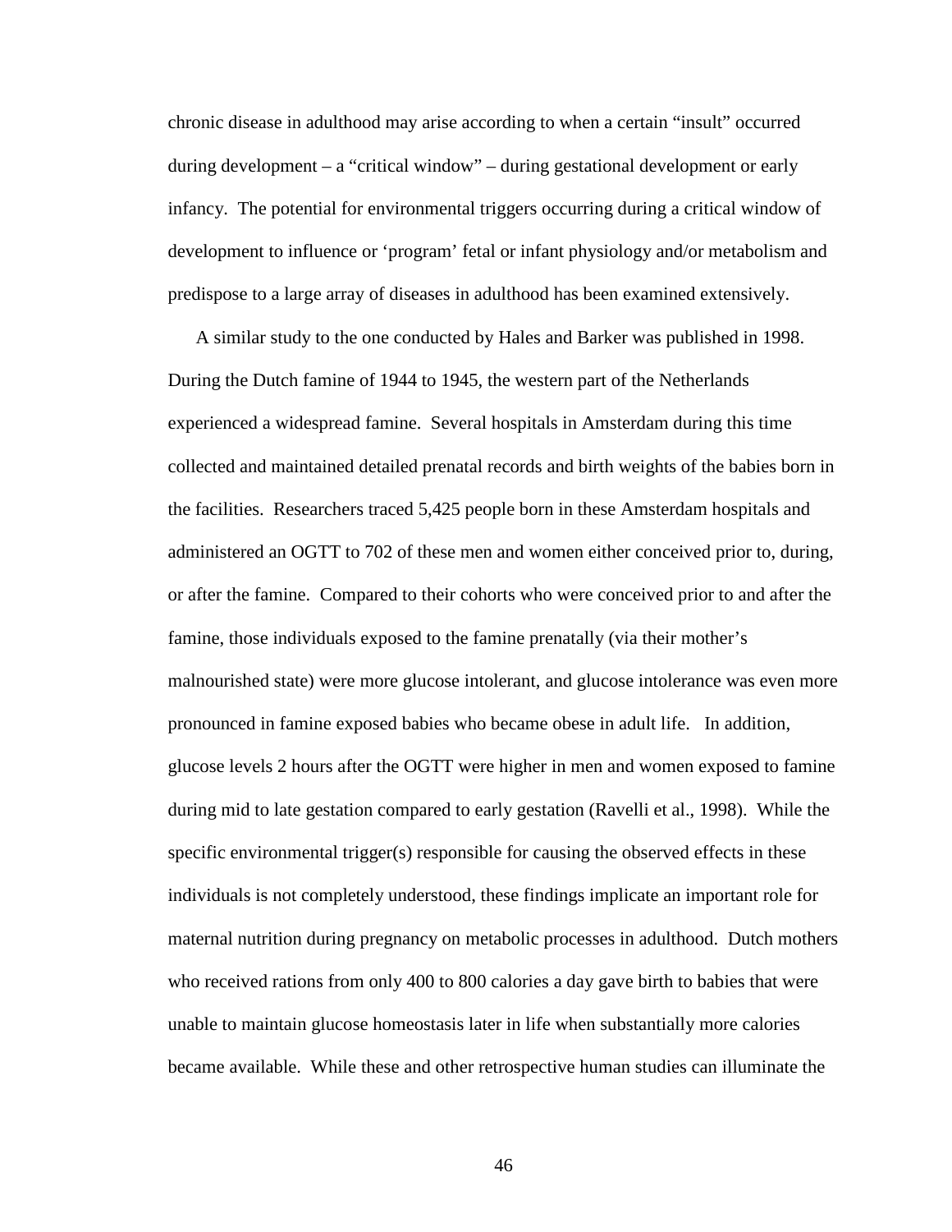chronic disease in adulthood may arise according to when a certain "insult" occurred during development – a "critical window" – during gestational development or early infancy. The potential for environmental triggers occurring during a critical window of development to influence or 'program' fetal or infant physiology and/or metabolism and predispose to a large array of diseases in adulthood has been examined extensively.

A similar study to the one conducted by Hales and Barker was published in 1998. During the Dutch famine of 1944 to 1945, the western part of the Netherlands experienced a widespread famine. Several hospitals in Amsterdam during this time collected and maintained detailed prenatal records and birth weights of the babies born in the facilities. Researchers traced 5,425 people born in these Amsterdam hospitals and administered an OGTT to 702 of these men and women either conceived prior to, during, or after the famine. Compared to their cohorts who were conceived prior to and after the famine, those individuals exposed to the famine prenatally (via their mother's malnourished state) were more glucose intolerant, and glucose intolerance was even more pronounced in famine exposed babies who became obese in adult life. In addition, glucose levels 2 hours after the OGTT were higher in men and women exposed to famine during mid to late gestation compared to early gestation (Ravelli et al., 1998). While the specific environmental trigger(s) responsible for causing the observed effects in these individuals is not completely understood, these findings implicate an important role for maternal nutrition during pregnancy on metabolic processes in adulthood. Dutch mothers who received rations from only 400 to 800 calories a day gave birth to babies that were unable to maintain glucose homeostasis later in life when substantially more calories became available. While these and other retrospective human studies can illuminate the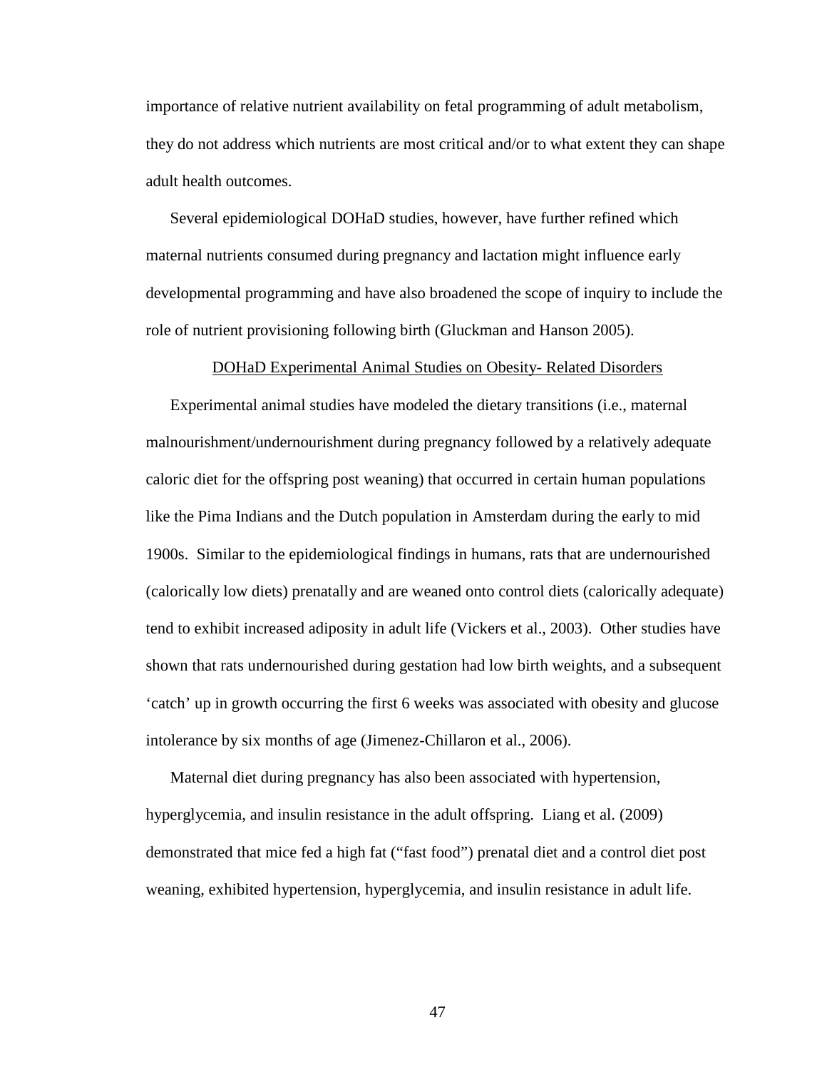importance of relative nutrient availability on fetal programming of adult metabolism, they do not address which nutrients are most critical and/or to what extent they can shape adult health outcomes.

Several epidemiological DOHaD studies, however, have further refined which maternal nutrients consumed during pregnancy and lactation might influence early developmental programming and have also broadened the scope of inquiry to include the role of nutrient provisioning following birth (Gluckman and Hanson 2005).

<u>DOHaD Experimental Animal Studies on Obesity- Related Disorders</u>

Experimental animal studies have modeled the dietary transitions (i.e., maternal malnourishment/undernourishment during pregnancy followed by a relatively adequate caloric diet for the offspring post weaning) that occurred in certain human populations like the Pima Indians and the Dutch population in Amsterdam during the early to mid 1900s. Similar to the epidemiological findings in humans, rats that are undernourished (calorically low diets) prenatally and are weaned onto control diets (calorically adequate) tend to exhibit increased adiposity in adult life (Vickers et al., 2003). Other studies have shown that rats undernourished during gestation had low birth weights, and a subsequent 'catch' up in growth occurring the first 6 weeks was associated with obesity and glucose intolerance by six months of age (Jimenez-Chillaron et al., 2006).

Maternal diet during pregnancy has also been associated with hypertension, hyperglycemia, and insulin resistance in the adult offspring. Liang et al. (2009) demonstrated that mice fed a high fat ("fast food") prenatal diet and a control diet post weaning, exhibited hypertension, hyperglycemia, and insulin resistance in adult life.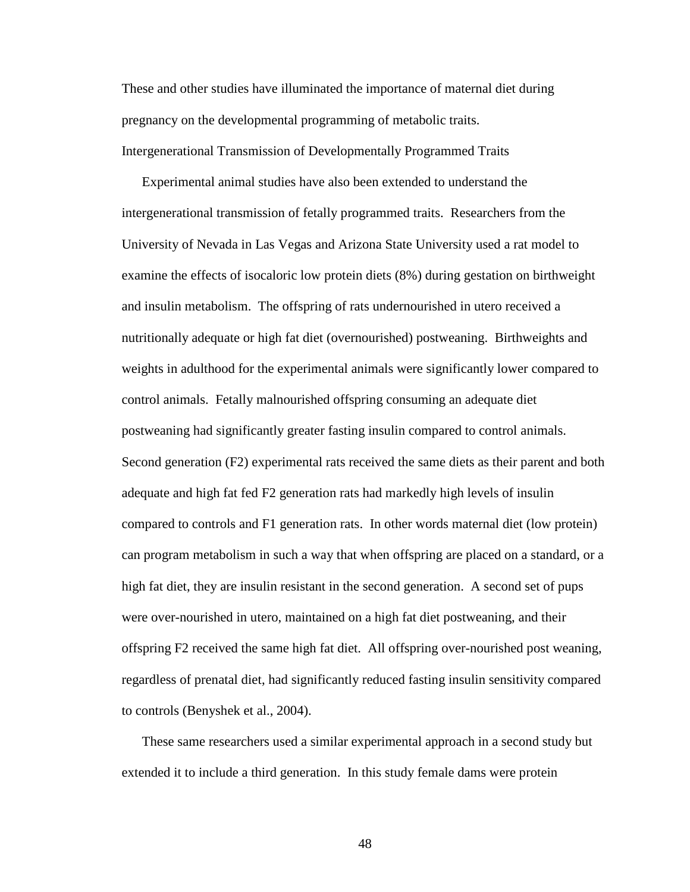These and other studies have illuminated the importance of maternal diet during pregnancy on the developmental programming of metabolic traits.

## Intergenerational Transmission of Developmentally Programmed Traits

Experimental animal studies have also been extended to understand the intergenerational transmission of fetally programmed traits. Researchers from the University of Nevada in Las Vegas and Arizona State University used a rat model to examine the effects of isocaloric low protein diets (8%) during gestation on birthweight and insulin metabolism. The offspring of rats undernourished in utero received a nutritionally adequate or high fat diet (overnourished) postweaning. Birthweights and weights in adulthood for the experimental animals were significantly lower compared to control animals. Fetally malnourished offspring consuming an adequate diet postweaning had significantly greater fasting insulin compared to control animals. Second generation (F2) experimental rats received the same diets as their parent and both adequate and high fat fed F2 generation rats had markedly high levels of insulin compared to controls and F1 generation rats. In other words maternal diet (low protein) can program metabolism in such a way that when offspring are placed on a standard, or a high fat diet, they are insulin resistant in the second generation. A second set of pups were over-nourished in utero, maintained on a high fat diet postweaning, and their offspring F2 received the same high fat diet. All offspring over-nourished post weaning, regardless of prenatal diet, had significantly reduced fasting insulin sensitivity compared to controls (Benyshek et al., 2004).

These same researchers used a similar experimental approach in a second study but extended it to include a third generation. In this study female dams were protein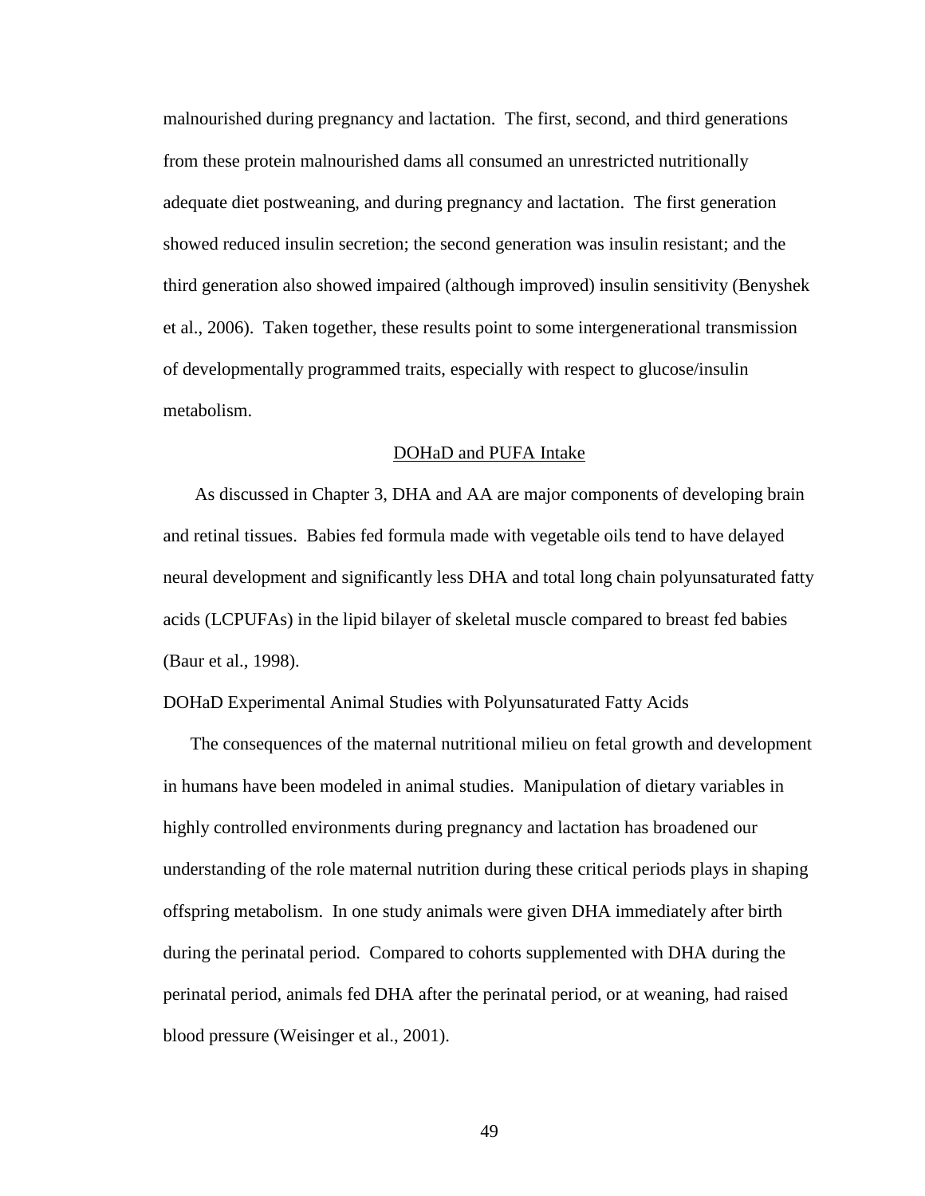malnourished during pregnancy and lactation. The first, second, and third generations from these protein malnourished dams all consumed an unrestricted nutritionally adequate diet postweaning, and during pregnancy and lactation. The first generation showed reduced insulin secretion; the second generation was insulin resistant; and the third generation also showed impaired (although improved) insulin sensitivity (Benyshek et al., 2006). Taken together, these results point to some intergenerational transmission of developmentally programmed traits, especially with respect to glucose/insulin metabolism.

## DOHaD and PUFA Intake

As discussed in Chapter 3, DHA and AA are major components of developing brain and retinal tissues. Babies fed formula made with vegetable oils tend to have delayed neural development and significantly less DHA and total long chain polyunsaturated fatty acids (LCPUFAs) in the lipid bilayer of skeletal muscle compared to breast fed babies (Baur et al., 1998).

### DOHaD Experimental Animal Studies with Polyunsaturated Fatty Acids

The consequences of the maternal nutritional milieu on fetal growth and development in humans have been modeled in animal studies. Manipulation of dietary variables in highly controlled environments during pregnancy and lactation has broadened our understanding of the role maternal nutrition during these critical periods plays in shaping offspring metabolism. In one study animals were given DHA immediately after birth during the perinatal period. Compared to cohorts supplemented with DHA during the perinatal period, animals fed DHA after the perinatal period, or at weaning, had raised blood pressure (Weisinger et al., 2001).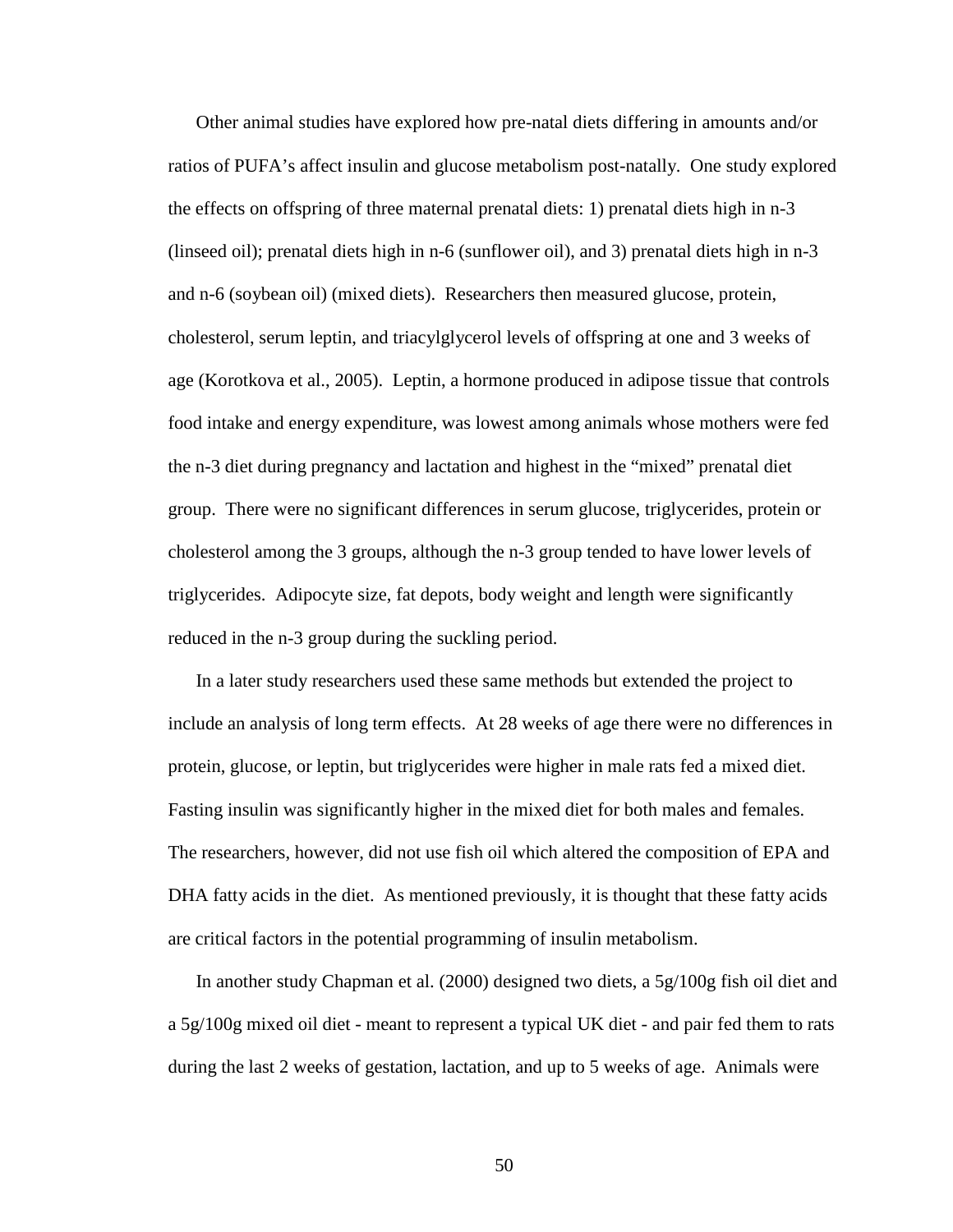Other animal studies have explored how pre-natal diets differing in amounts and/or ratios of PUFA's affect insulin and glucose metabolism post-natally. One study explored the effects on offspring of three maternal prenatal diets: 1) prenatal diets high in n-3 (linseed oil); prenatal diets high in n-6 (sunflower oil), and 3) prenatal diets high in n-3 and n-6 (soybean oil) (mixed diets). Researchers then measured glucose, protein, cholesterol, serum leptin, and triacylglycerol levels of offspring at one and 3 weeks of age (Korotkova et al., 2005). Leptin, a hormone produced in adipose tissue that controls food intake and energy expenditure, was lowest among animals whose mothers were fed the n-3 diet during pregnancy and lactation and highest in the "mixed" prenatal diet group. There were no significant differences in serum glucose, triglycerides, protein or cholesterol among the 3 groups, although the n-3 group tended to have lower levels of triglycerides. Adipocyte size, fat depots, body weight and length were significantly reduced in the n-3 group during the suckling period.

In a later study researchers used these same methods but extended the project to include an analysis of long term effects. At 28 weeks of age there were no differences in protein, glucose, or leptin, but triglycerides were higher in male rats fed a mixed diet. Fasting insulin was significantly higher in the mixed diet for both males and females. The researchers, however, did not use fish oil which altered the composition of EPA and DHA fatty acids in the diet. As mentioned previously, it is thought that these fatty acids are critical factors in the potential programming of insulin metabolism.

In another study Chapman et al. (2000) designed two diets, a 5g/100g fish oil diet and a 5g/100g mixed oil diet - meant to represent a typical UK diet - and pair fed them to rats during the last 2 weeks of gestation, lactation, and up to 5 weeks of age. Animals were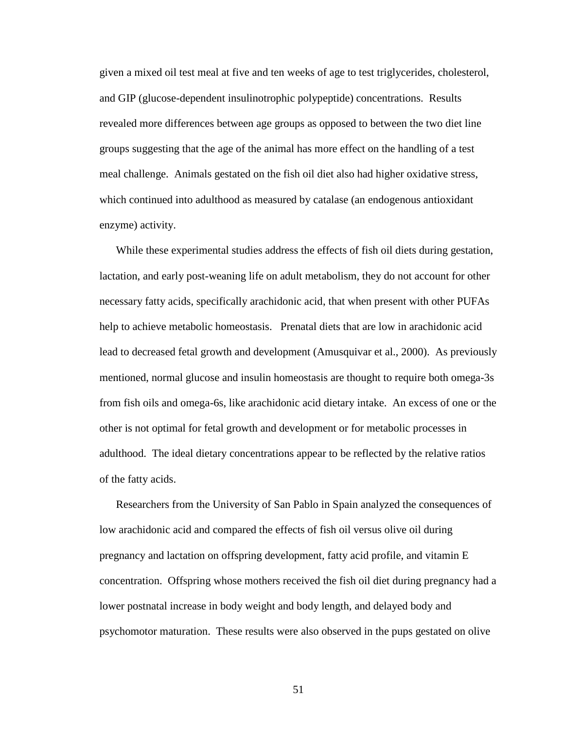given a mixed oil test meal at five and ten weeks of age to test triglycerides, cholesterol, and GIP (glucose-dependent insulinotrophic polypeptide) concentrations. Results revealed more differences between age groups as opposed to between the two diet line groups suggesting that the age of the animal has more effect on the handling of a test meal challenge. Animals gestated on the fish oil diet also had higher oxidative stress, which continued into adulthood as measured by catalase (an endogenous antioxidant enzyme) activity.

While these experimental studies address the effects of fish oil diets during gestation, lactation, and early post-weaning life on adult metabolism, they do not account for other necessary fatty acids, specifically arachidonic acid, that when present with other PUFAs help to achieve metabolic homeostasis. Prenatal diets that are low in arachidonic acid lead to decreased fetal growth and development (Amusquivar et al., 2000). As previously mentioned, normal glucose and insulin homeostasis are thought to require both omega-3s from fish oils and omega-6s, like arachidonic acid dietary intake. An excess of one or the other is not optimal for fetal growth and development or for metabolic processes in adulthood. The ideal dietary concentrations appear to be reflected by the relative ratios of the fatty acids.

Researchers from the University of San Pablo in Spain analyzed the consequences of low arachidonic acid and compared the effects of fish oil versus olive oil during pregnancy and lactation on offspring development, fatty acid profile, and vitamin E concentration. Offspring whose mothers received the fish oil diet during pregnancy had a lower postnatal increase in body weight and body length, and delayed body and psychomotor maturation. These results were also observed in the pups gestated on olive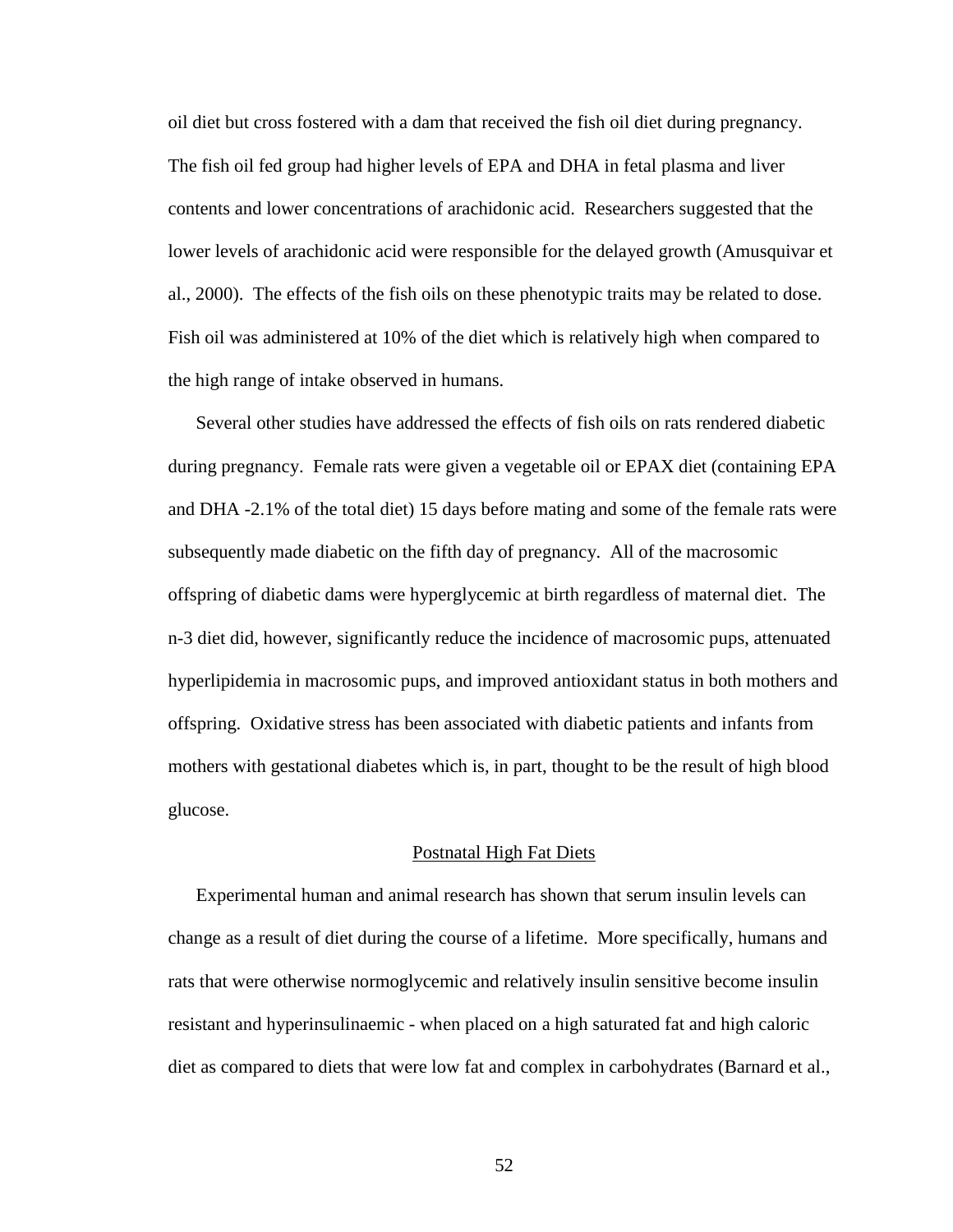oil diet but cross fostered with a dam that received the fish oil diet during pregnancy. The fish oil fed group had higher levels of EPA and DHA in fetal plasma and liver contents and lower concentrations of arachidonic acid. Researchers suggested that the lower levels of arachidonic acid were responsible for the delayed growth (Amusquivar et al., 2000). The effects of the fish oils on these phenotypic traits may be related to dose. Fish oil was administered at 10% of the diet which is relatively high when compared to the high range of intake observed in humans.

Several other studies have addressed the effects of fish oils on rats rendered diabetic during pregnancy. Female rats were given a vegetable oil or EPAX diet (containing EPA and DHA -2.1% of the total diet) 15 days before mating and some of the female rats were subsequently made diabetic on the fifth day of pregnancy. All of the macrosomic offspring of diabetic dams were hyperglycemic at birth regardless of maternal diet. The n-3 diet did, however, significantly reduce the incidence of macrosomic pups, attenuated hyperlipidemia in macrosomic pups, and improved antioxidant status in both mothers and offspring. Oxidative stress has been associated with diabetic patients and infants from mothers with gestational diabetes which is, in part, thought to be the result of high blood glucose.

## Postnatal High Fat Diets

Experimental human and animal research has shown that serum insulin levels can change as a result of diet during the course of a lifetime. More specifically, humans and rats that were otherwise normoglycemic and relatively insulin sensitive become insulin resistant and hyperinsulinaemic - when placed on a high saturated fat and high caloric diet as compared to diets that were low fat and complex in carbohydrates (Barnard et al.,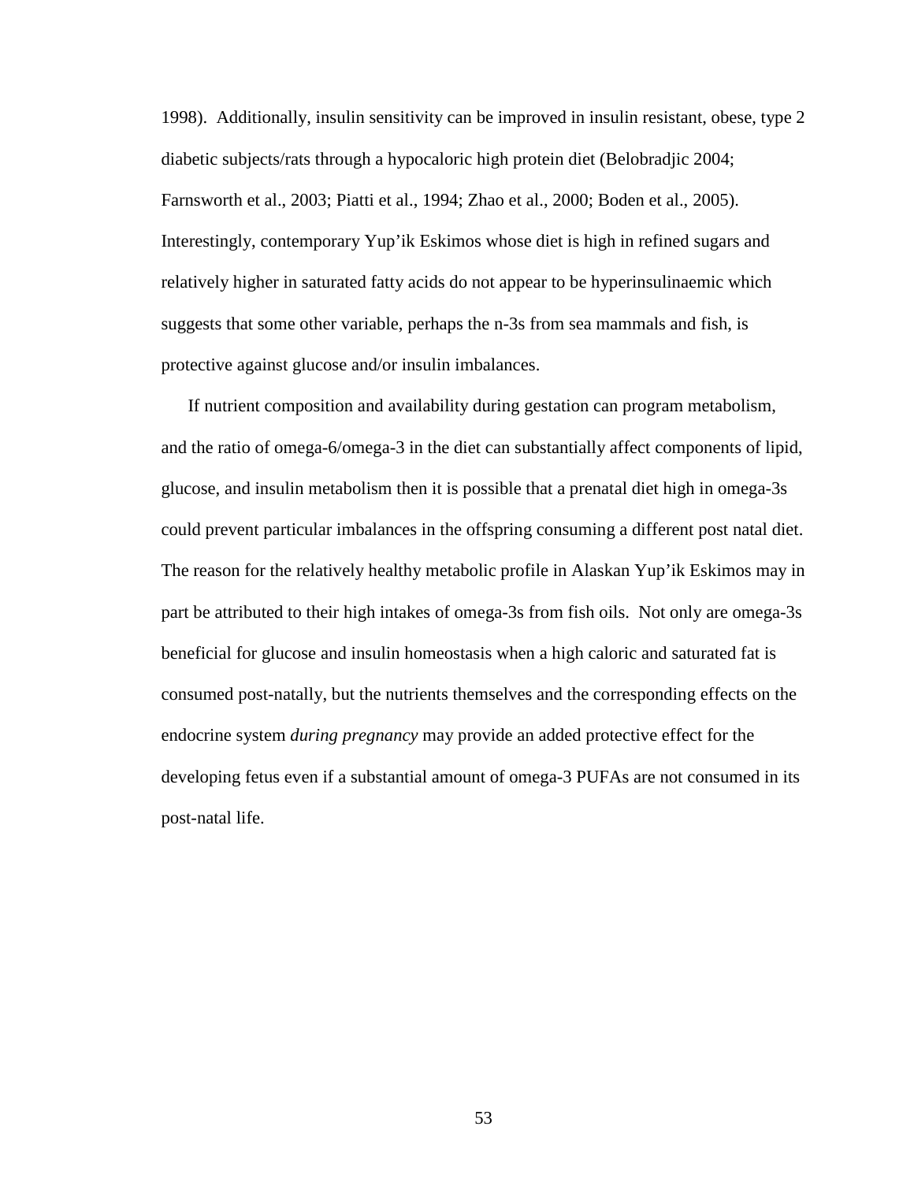1998). Additionally, insulin sensitivity can be improved in insulin resistant, obese, type 2 diabetic subjects/rats through a hypocaloric high protein diet (Belobradjic 2004; Farnsworth et al., 2003; Piatti et al., 1994; Zhao et al., 2000; Boden et al., 2005). Interestingly, contemporary Yup'ik Eskimos whose diet is high in refined sugars and relatively higher in saturated fatty acids do not appear to be hyperinsulinaemic which suggests that some other variable, perhaps the n-3s from sea mammals and fish, is protective against glucose and/or insulin imbalances.

If nutrient composition and availability during gestation can program metabolism, and the ratio of omega-6/omega-3 in the diet can substantially affect components of lipid, glucose, and insulin metabolism then it is possible that a prenatal diet high in omega-3s could prevent particular imbalances in the offspring consuming a different post natal diet. The reason for the relatively healthy metabolic profile in Alaskan Yup'ik Eskimos may in part be attributed to their high intakes of omega-3s from fish oils. Not only are omega-3s beneficial for glucose and insulin homeostasis when a high caloric and saturated fat is consumed post-natally, but the nutrients themselves and the corresponding effects on the endocrine system *during pregnancy* may provide an added protective effect for the developing fetus even if a substantial amount of omega-3 PUFAs are not consumed in its post-natal life.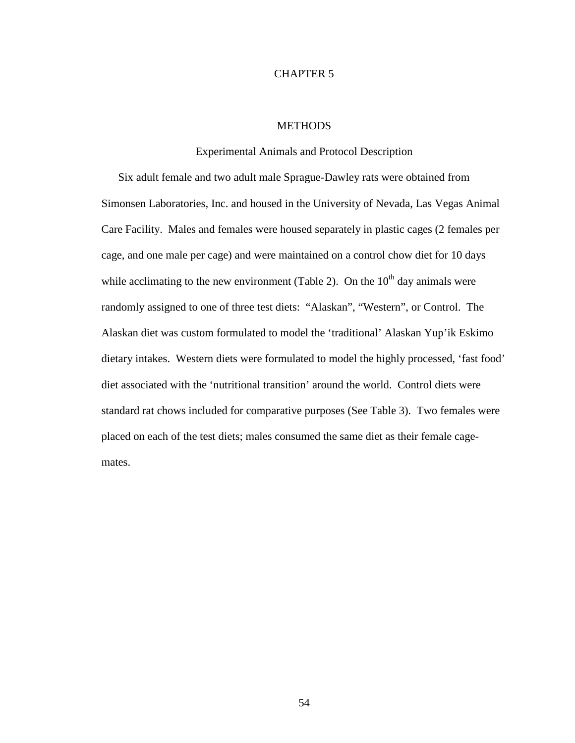# CHAPTER 5

## METHODS

### Experimental Animals and Protocol Description

Six adult female and two adult male Sprague-Dawley rats were obtained from Simonsen Laboratories, Inc. and housed in the University of Nevada, Las Vegas Animal Care Facility. Males and females were housed separately in plastic cages (2 females per cage, and one male per cage) and were maintained on a control chow diet for 10 days while acclimating to the new environment (Table 2). On the $10^{th}$ day animals were randomly assigned to one of three test diets: "Alaskan", "Western", or Control. The Alaskan diet was custom formulated to model the 'traditional' Alaskan Yup'ik Eskimo dietary intakes. Western diets were formulated to model the highly processed, 'fast food' diet associated with the 'nutritional transition' around the world. Control diets were standard rat chows included for comparative purposes (See Table 3). Two females were placed on each of the test diets; males consumed the same diet as their female cage-mates.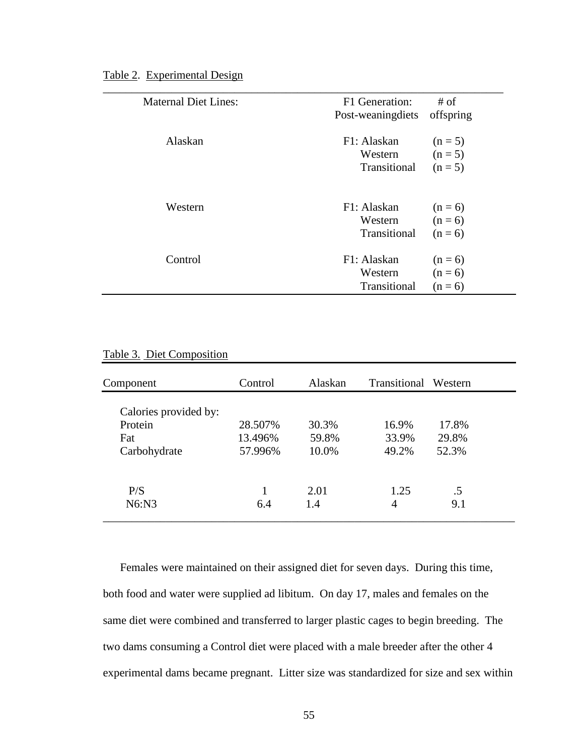Table 2. Experimental Design

| Maternal Diet Lines: | F1 Generation: Post-weaningdiets | # of offspring |
|---|---|---|
| Alaskan | F1: Alaskan | (n = 5) |
| | Western | (n = 5) |
| | Transitional | (n = 5) |
| Western | F1: Alaskan | (n = 6) |
| | Western | (n = 6) |
| | Transitional | (n = 6) |
| Control | F1: Alaskan | (n = 6) |
| | Western | (n = 6) |
| | Transitional | (n = 6) |

Table 3. Diet Composition

| Component | Control | Alaskan | Transitional | Western |
|---|---|---|---|---|
| Calories provided by: | | | | |
| Protein | 28.507% | 30.3% | 16.9% | 17.8% |
| Fat | 13.496% | 59.8% | 33.9% | 29.8% |
| Carbohydrate | 57.996% | 10.0% | 49.2% | 52.3% |
| P/S | 1 | 2.01 | 1.25 | .5 |
| N6:N3 | 6.4 | 1.4 | 4 | 9.1 |

Females were maintained on their assigned diet for seven days. During this time, both food and water were supplied ad libitum. On day 17, males and females on the same diet were combined and transferred to larger plastic cages to begin breeding. The two dams consuming a Control diet were placed with a male breeder after the other 4 experimental dams became pregnant. Litter size was standardized for size and sex within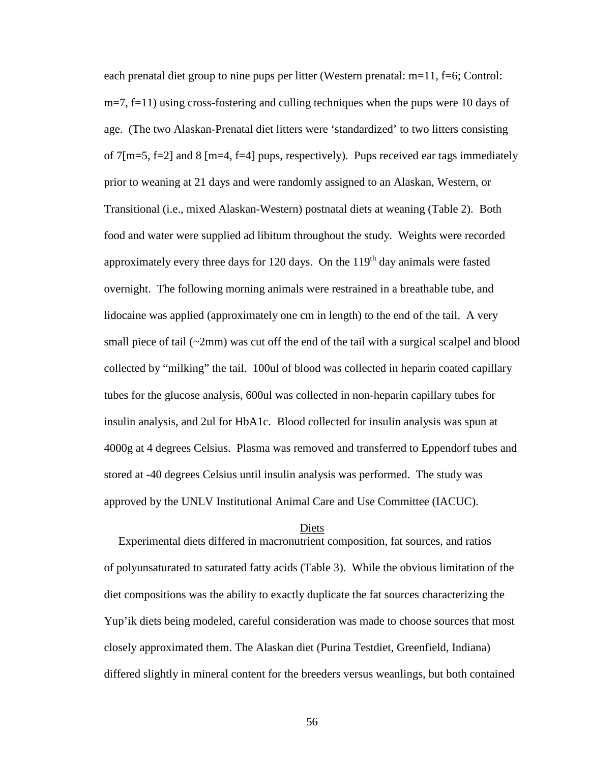each prenatal diet group to nine pups per litter (Western prenatal: m=11, f=6; Control: m=7, f=11) using cross-fostering and culling techniques when the pups were 10 days of age. (The two Alaskan-Prenatal diet litters were 'standardized' to two litters consisting of 7[m=5, f=2] and 8 [m=4, f=4] pups, respectively). Pups received ear tags immediately prior to weaning at 21 days and were randomly assigned to an Alaskan, Western, or Transitional (i.e., mixed Alaskan-Western) postnatal diets at weaning (Table 2). Both food and water were supplied ad libitum throughout the study. Weights were recorded approximately every three days for 120 days. On the 119$^{th}$ day animals were fasted overnight. The following morning animals were restrained in a breathable tube, and lidocaine was applied (approximately one cm in length) to the end of the tail. A very small piece of tail (~2mm) was cut off the end of the tail with a surgical scalpel and blood collected by "milking" the tail. 100ul of blood was collected in heparin coated capillary tubes for the glucose analysis, 600ul was collected in non-heparin capillary tubes for insulin analysis, and 2ul for HbA1c. Blood collected for insulin analysis was spun at 4000g at 4 degrees Celsius. Plasma was removed and transferred to Eppendorf tubes and stored at -40 degrees Celsius until insulin analysis was performed. The study was approved by the UNLV Institutional Animal Care and Use Committee (IACUC).

## Diets

Experimental diets differed in macronutrient composition, fat sources, and ratios of polyunsaturated to saturated fatty acids (Table 3). While the obvious limitation of the diet compositions was the ability to exactly duplicate the fat sources characterizing the Yup'ik diets being modeled, careful consideration was made to choose sources that most closely approximated them. The Alaskan diet (Purina Testdiet, Greenfield, Indiana) differed slightly in mineral content for the breeders versus weanlings, but both contained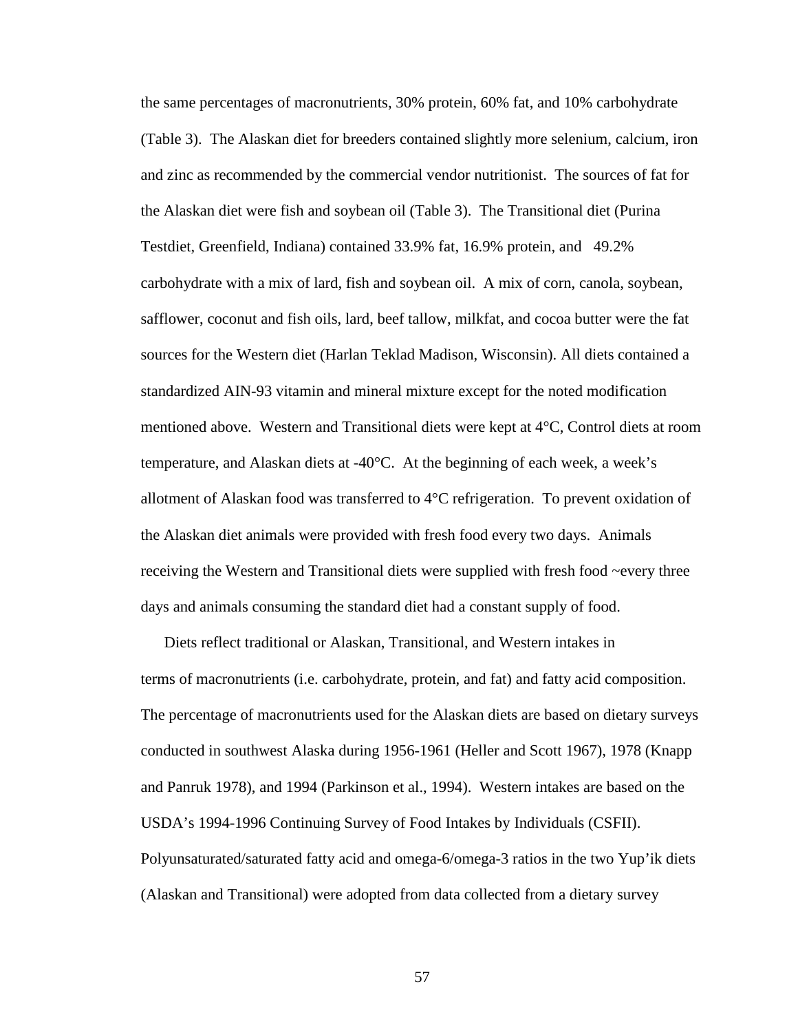the same percentages of macronutrients, 30% protein, 60% fat, and 10% carbohydrate (Table 3). The Alaskan diet for breeders contained slightly more selenium, calcium, iron and zinc as recommended by the commercial vendor nutritionist. The sources of fat for the Alaskan diet were fish and soybean oil (Table 3). The Transitional diet (Purina Testdiet, Greenfield, Indiana) contained 33.9% fat, 16.9% protein, and 49.2% carbohydrate with a mix of lard, fish and soybean oil. A mix of corn, canola, soybean, safflower, coconut and fish oils, lard, beef tallow, milkfat, and cocoa butter were the fat sources for the Western diet (Harlan Teklad Madison, Wisconsin). All diets contained a standardized AIN-93 vitamin and mineral mixture except for the noted modification mentioned above. Western and Transitional diets were kept at 4°C, Control diets at room temperature, and Alaskan diets at -40°C. At the beginning of each week, a week's allotment of Alaskan food was transferred to 4°C refrigeration. To prevent oxidation of the Alaskan diet animals were provided with fresh food every two days. Animals receiving the Western and Transitional diets were supplied with fresh food ~every three days and animals consuming the standard diet had a constant supply of food.

Diets reflect traditional or Alaskan, Transitional, and Western intakes in terms of macronutrients (i.e. carbohydrate, protein, and fat) and fatty acid composition. The percentage of macronutrients used for the Alaskan diets are based on dietary surveys conducted in southwest Alaska during 1956-1961 (Heller and Scott 1967), 1978 (Knapp and Panruk 1978), and 1994 (Parkinson et al., 1994). Western intakes are based on the USDA's 1994-1996 Continuing Survey of Food Intakes by Individuals (CSFII). Polyunsaturated/saturated fatty acid and omega-6/omega-3 ratios in the two Yup'ik diets (Alaskan and Transitional) were adopted from data collected from a dietary survey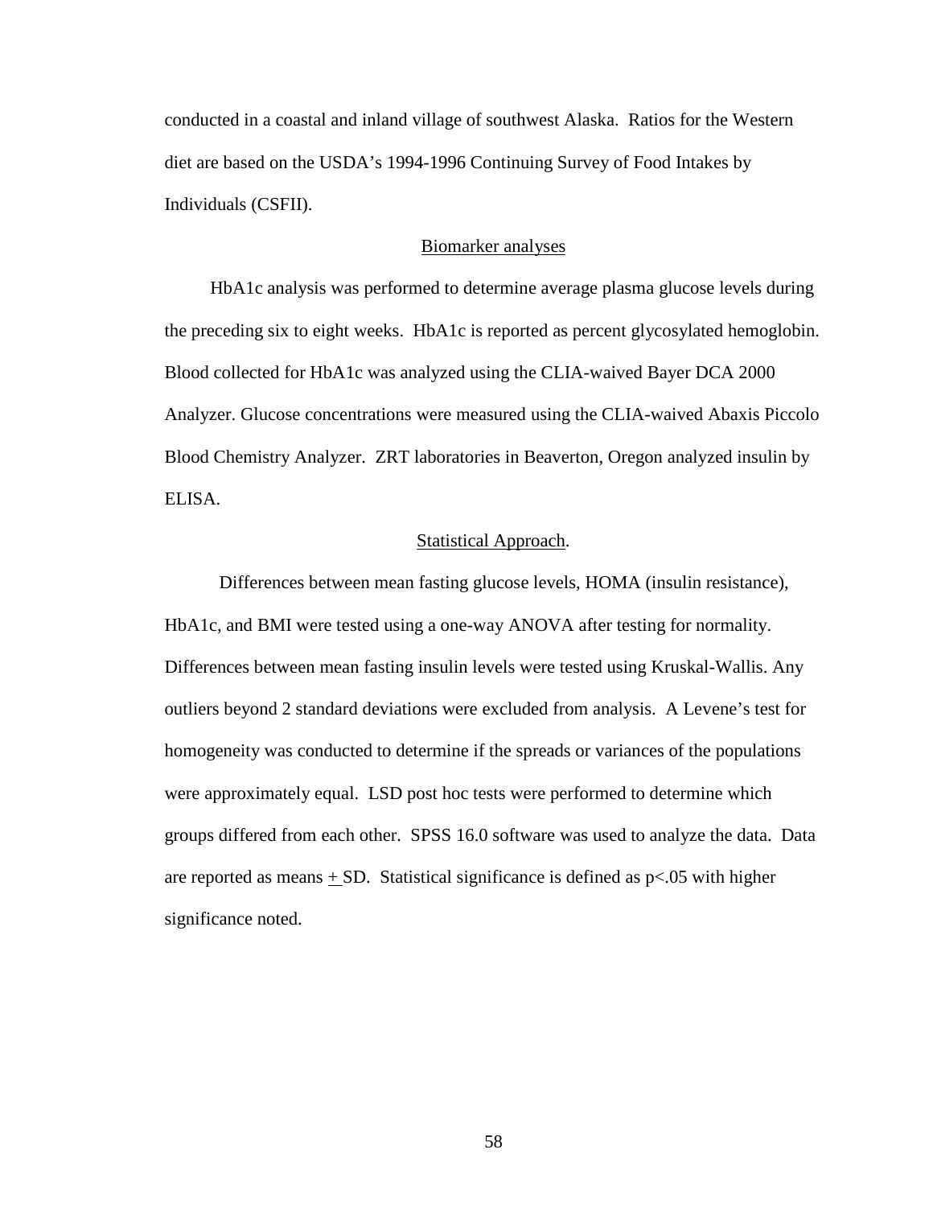conducted in a coastal and inland village of southwest Alaska. Ratios for the Western diet are based on the USDA's 1994-1996 Continuing Survey of Food Intakes by Individuals (CSFII).

### Biomarker analyses

HbA1c analysis was performed to determine average plasma glucose levels during the preceding six to eight weeks. HbA1c is reported as percent glycosylated hemoglobin. Blood collected for HbA1c was analyzed using the CLIA-waived Bayer DCA 2000 Analyzer. Glucose concentrations were measured using the CLIA-waived Abaxis Piccolo Blood Chemistry Analyzer. ZRT laboratories in Beaverton, Oregon analyzed insulin by ELISA.

### Statistical Approach.

Differences between mean fasting glucose levels, HOMA (insulin resistance), HbA1c, and BMI were tested using a one-way ANOVA after testing for normality. Differences between mean fasting insulin levels were tested using Kruskal-Wallis. Any outliers beyond 2 standard deviations were excluded from analysis. A Levene's test for homogeneity was conducted to determine if the spreads or variances of the populations were approximately equal. LSD post hoc tests were performed to determine which groups differed from each other. SPSS 16.0 software was used to analyze the data. Data are reported as means $\pm$ SD. Statistical significance is defined as $p<.05$ with higher significance noted.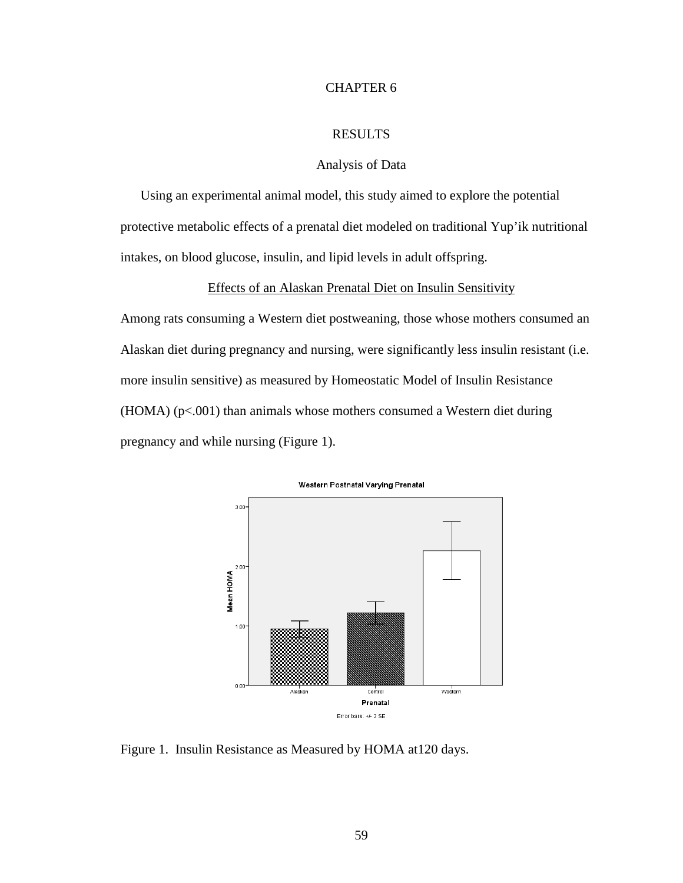# CHAPTER 6

## RESULTS

### Analysis of Data

Using an experimental animal model, this study aimed to explore the potential protective metabolic effects of a prenatal diet modeled on traditional Yup'ik nutritional intakes, on blood glucose, insulin, and lipid levels in adult offspring.

### Effects of an Alaskan Prenatal Diet on Insulin Sensitivity

Among rats consuming a Western diet postweaning, those whose mothers consumed an Alaskan diet during pregnancy and nursing, were significantly less insulin resistant (i.e. more insulin sensitive) as measured by Homeostatic Model of Insulin Resistance (HOMA) ($p<.001$) than animals whose mothers consumed a Western diet during pregnancy and while nursing (Figure 1).

Figure 1. Insulin Resistance as Measured by HOMA at120 days.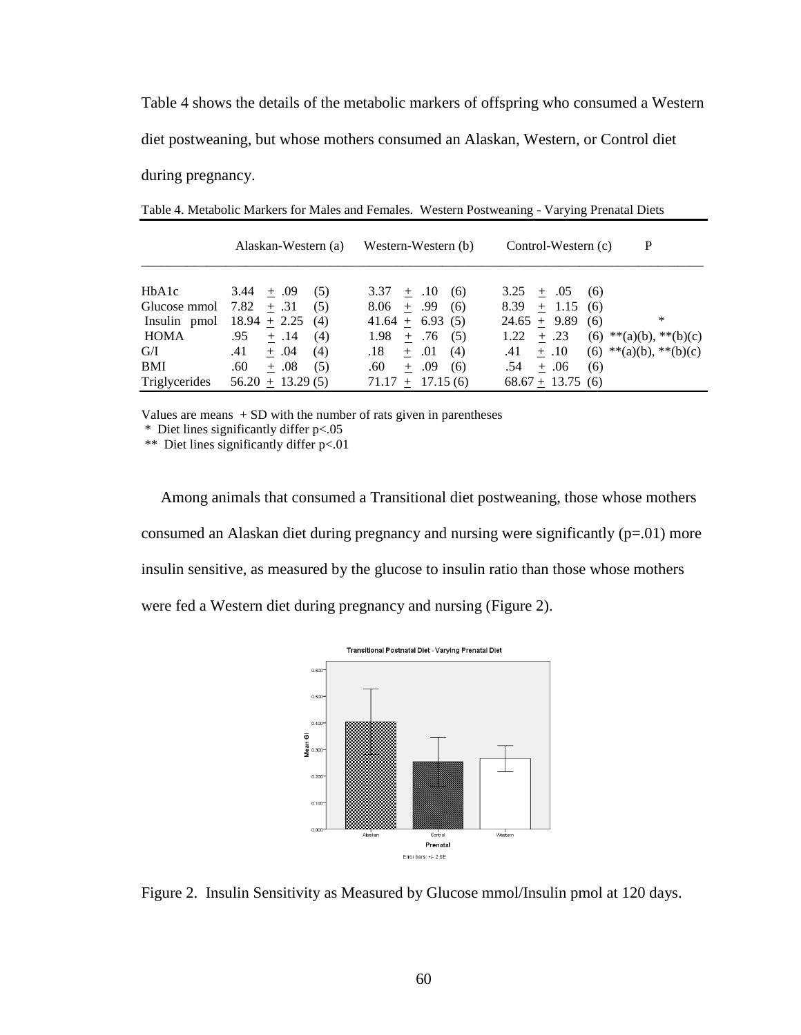Table 4 shows the details of the metabolic markers of offspring who consumed a Western diet postweaning, but whose mothers consumed an Alaskan, Western, or Control diet during pregnancy.

Table 4. Metabolic Markers for Males and Females. Western Postweaning - Varying Prenatal Diets

| | Alaskan-Western (a) | Western-Western (b) | Control-Western (c) | P |
|---|---|---|---|---|
| HbA1c | 3.44 + .09 (5) | 3.37 + .10 (6) | 3.25 + .05 (6) | |
| Glucose mmol | 7.82 + .31 (5) | 8.06 + .99 (6) | 8.39 + 1.15 (6) | |
| Insulin pmol | 18.94 + 2.25 (4) | 41.64 + 6.93 (5) | 24.65 + 9.89 (6) | * |
| HOMA | .95 + .14 (4) | 1.98 + .76 (5) | 1.22 + .23 (6) | **(a)(b), **(b)(c) |
| G/I | .41 + .04 (4) | .18 + .01 (4) | .41 + .10 (6) | **(a)(b), **(b)(c) |
| BMI | .60 + .08 (5) | .60 + .09 (6) | .54 + .06 (6) | |
| Triglycerides | 56.20 + 13.29 (5) | 71.17 + 17.15 (6) | 68.67 + 13.75 (6) | |

Values are means + SD with the number of rats given in parentheses
 * Diet lines significantly differ $p<.05$
 ** Diet lines significantly differ $p<.01$

Among animals that consumed a Transitional diet postweaning, those whose mothers consumed an Alaskan diet during pregnancy and nursing were significantly ($p=.01$) more insulin sensitive, as measured by the glucose to insulin ratio than those whose mothers were fed a Western diet during pregnancy and nursing (Figure 2).

Figure 2. Insulin Sensitivity as Measured by Glucose mmol/Insulin pmol at 120 days.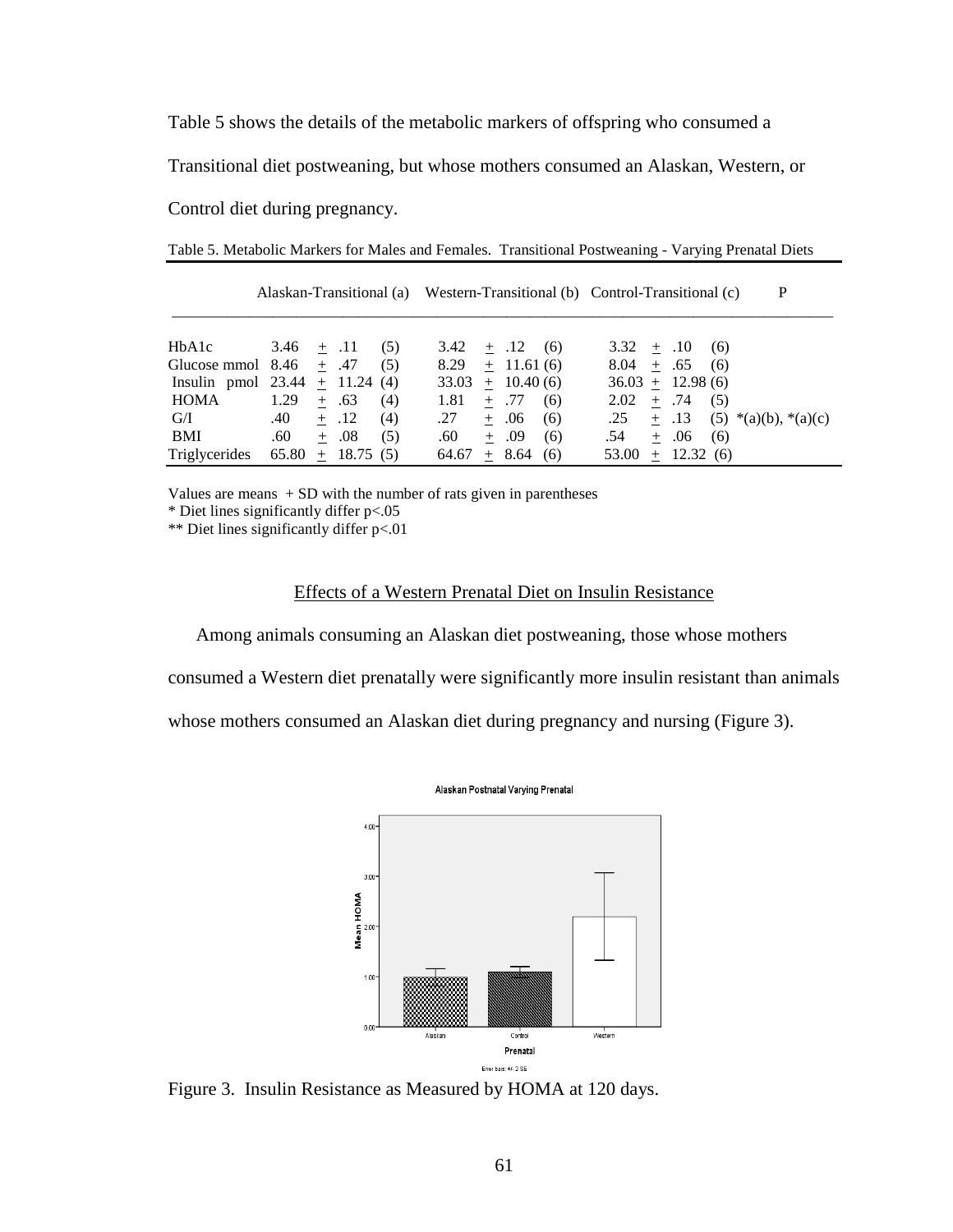Table 5 shows the details of the metabolic markers of offspring who consumed a Transitional diet postweaning, but whose mothers consumed an Alaskan, Western, or Control diet during pregnancy.

Table 5. Metabolic Markers for Males and Females. Transitional Postweaning - Varying Prenatal Diets

| | Alaskan-Transitional (a) | Western-Transitional (b) | Control-Transitional (c) | P |
|---|---|---|---|---|
| HbA1c | 3.46 + .11 (5) | 3.42 + .12 (6) | 3.32 + .10 (6) | |
| Glucose mmol | 8.46 + .47 (5) | 8.29 + 11.61 (6) | 8.04 + .65 (6) | |
| Insulin pmol | 23.44 + 11.24 (4) | 33.03 + 10.40 (6) | 36.03 + 12.98 (6) | |
| HOMA | 1.29 + .63 (4) | 1.81 + .77 (6) | 2.02 + .74 (5) | |
| G/I | .40 + .12 (4) | .27 + .06 (6) | .25 + .13 (5) | *(a)(b), *(a)(c) |
| BMI | .60 + .08 (5) | .60 + .09 (6) | .54 + .06 (6) | |
| Triglycerides | 65.80 + 18.75 (5) | 64.67 + 8.64 (6) | 53.00 + 12.32 (6) | |

Values are means + SD with the number of rats given in parentheses

\* Diet lines significantly differ p<.05

\*\* Diet lines significantly differ p<.01

## Effects of a Western Prenatal Diet on Insulin Resistance

Among animals consuming an Alaskan diet postweaning, those whose mothers consumed a Western diet prenatally were significantly more insulin resistant than animals whose mothers consumed an Alaskan diet during pregnancy and nursing (Figure 3).

Figure 3. Insulin Resistance as Measured by HOMA at 120 days.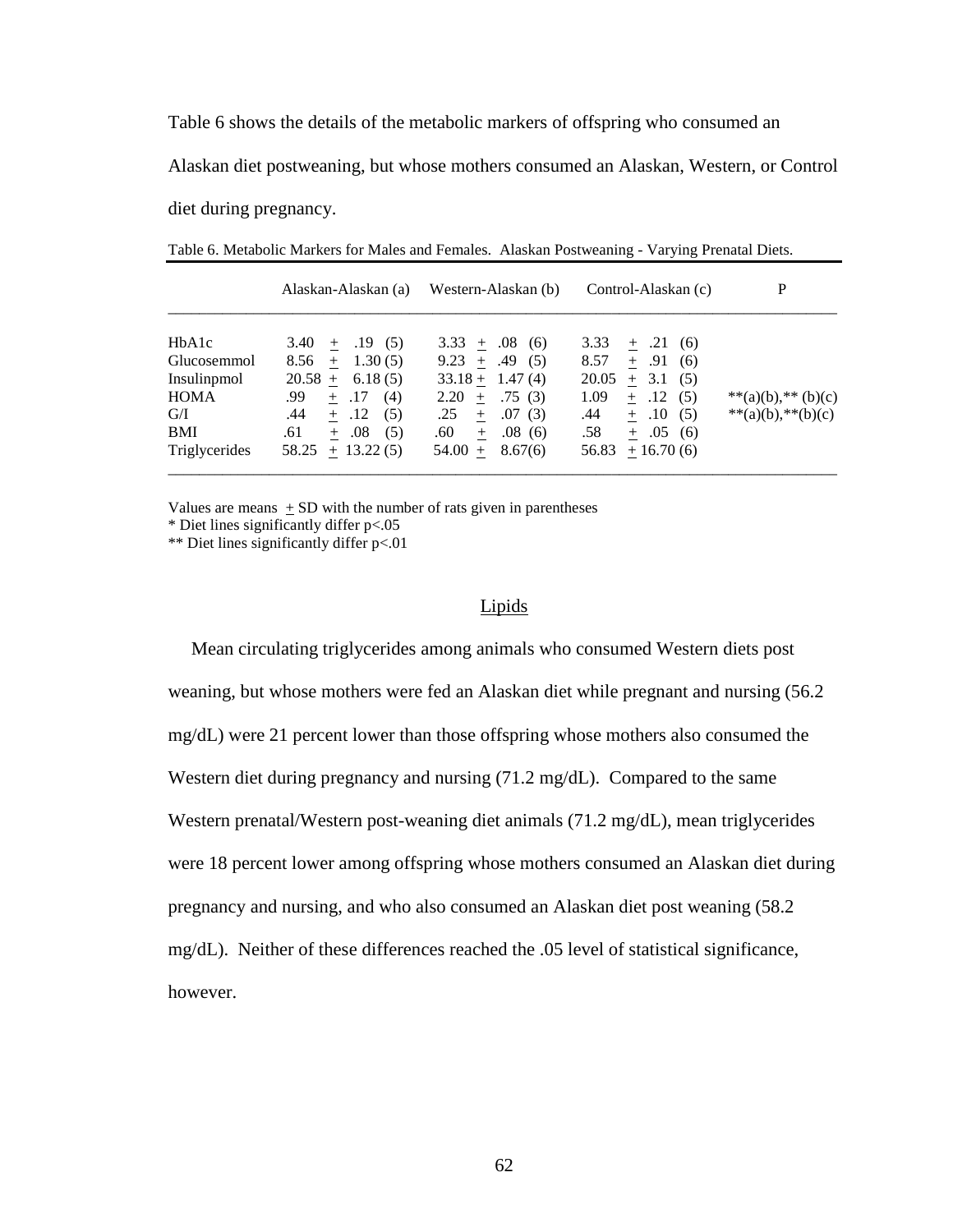Table 6 shows the details of the metabolic markers of offspring who consumed an Alaskan diet postweaning, but whose mothers consumed an Alaskan, Western, or Control diet during pregnancy.

Table 6. Metabolic Markers for Males and Females. Alaskan Postweaning - Varying Prenatal Diets.

| | Alaskan-Alaskan (a) | Western-Alaskan (b) | Control-Alaskan (c) | P |
|---|---|---|---|---|
| HbA1c | 3.40 ± .19 (5) | 3.33 ± .08 (6) | 3.33 ± .21 (6) | |
| Glucosemmol | 8.56 ± 1.30 (5) | 9.23 ± .49 (5) | 8.57 ± .91 (6) | |
| Insulinpmol | 20.58 ± 6.18 (5) | 33.18 ± 1.47 (4) | 20.05 ± 3.1 (5) | |
| HOMA | .99 ± .17 (4) | 2.20 ± .75 (3) | 1.09 ± .12 (5) | **(a)(b),** (b)(c) |
| G/I | .44 ± .12 (5) | .25 ± .07 (3) | .44 ± .10 (5) | **(a)(b),**(b)(c) |
| BMI | .61 ± .08 (5) | .60 ± .08 (6) | .58 ± .05 (6) | |
| Triglycerides | 58.25 ± 13.22 (5) | 54.00 ± 8.67(6) | 56.83 ± 16.70 (6) | |

Values are means ± SD with the number of rats given in parentheses
* Diet lines significantly differ p<.05
** Diet lines significantly differ p<.01

## Lipids

Mean circulating triglycerides among animals who consumed Western diets post weaning, but whose mothers were fed an Alaskan diet while pregnant and nursing (56.2 mg/dL) were 21 percent lower than those offspring whose mothers also consumed the Western diet during pregnancy and nursing (71.2 mg/dL). Compared to the same Western prenatal/Western post-weaning diet animals (71.2 mg/dL), mean triglycerides were 18 percent lower among offspring whose mothers consumed an Alaskan diet during pregnancy and nursing, and who also consumed an Alaskan diet post weaning (58.2 mg/dL). Neither of these differences reached the .05 level of statistical significance, however.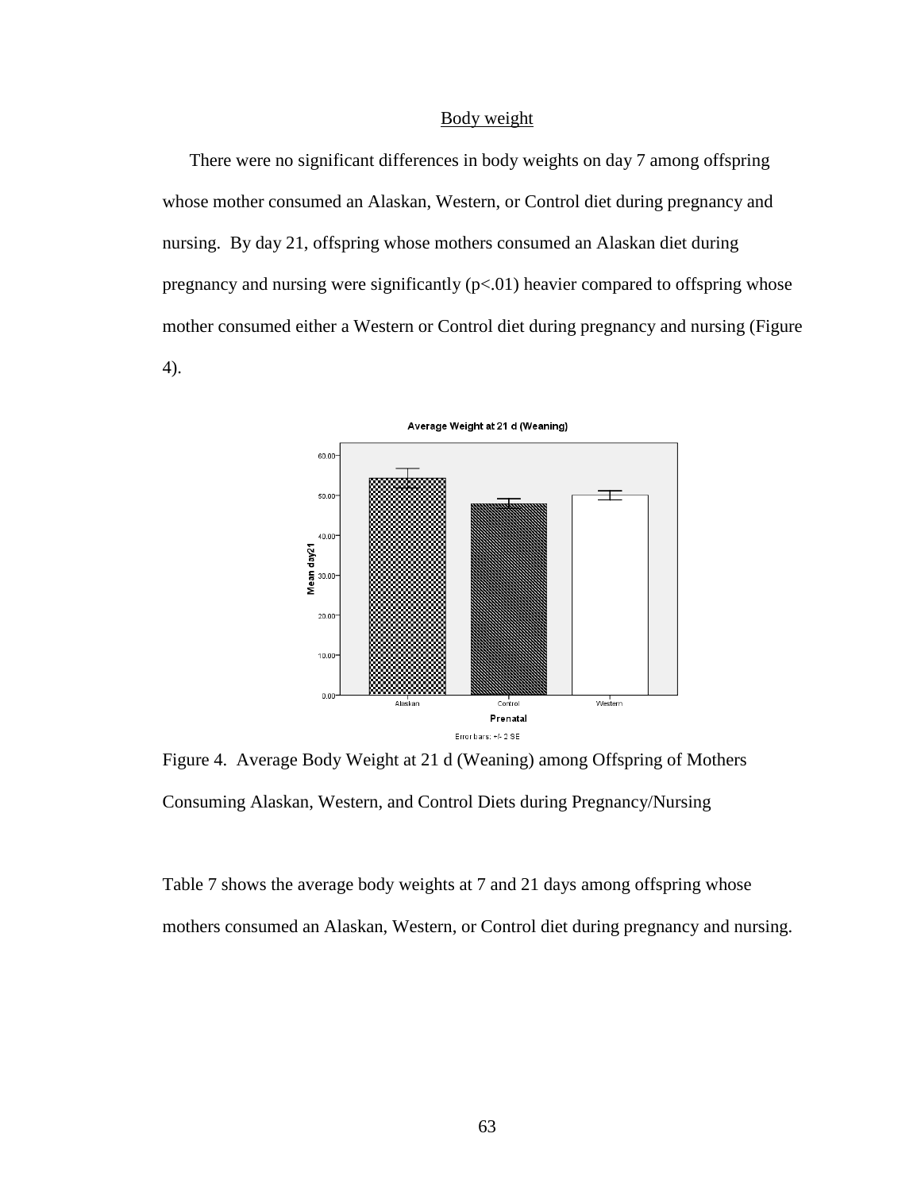## Body weight

There were no significant differences in body weights on day 7 among offspring whose mother consumed an Alaskan, Western, or Control diet during pregnancy and nursing. By day 21, offspring whose mothers consumed an Alaskan diet during pregnancy and nursing were significantly ($p<.01$) heavier compared to offspring whose mother consumed either a Western or Control diet during pregnancy and nursing (Figure 4).

Figure 4. Average Body Weight at 21 d (Weaning) among Offspring of Mothers Consuming Alaskan, Western, and Control Diets during Pregnancy/Nursing

Table 7 shows the average body weights at 7 and 21 days among offspring whose mothers consumed an Alaskan, Western, or Control diet during pregnancy and nursing.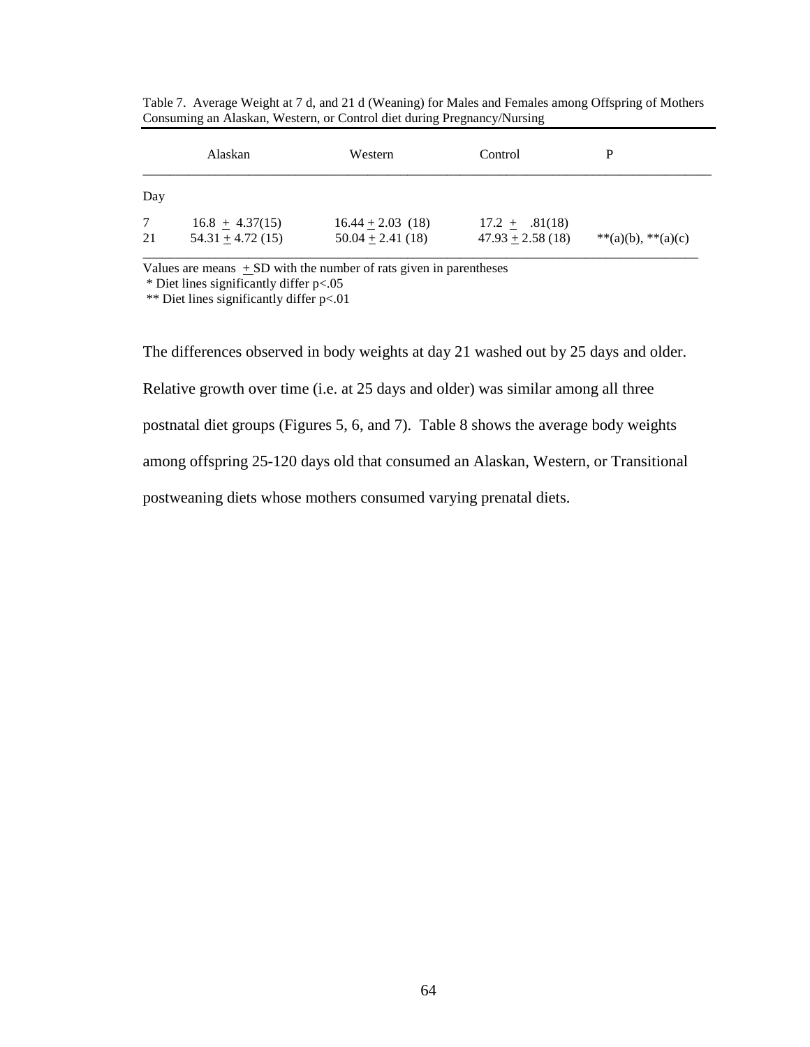Table 7. Average Weight at 7 d, and 21 d (Weaning) for Males and Females among Offspring of Mothers Consuming an Alaskan, Western, or Control diet during Pregnancy/Nursing

| Day | Alaskan | Western | Control | P |
|---|---|---|---|---|
| 7 | 16.8 ± 4.37(15) | 16.44 ± 2.03 (18) | 17.2 ± .81(18) | |
| 21 | 54.31 ± 4.72 (15) | 50.04 ± 2.41 (18) | 47.93 ± 2.58 (18) | **(a)(b), **(a)(c) |

Values are means ± SD with the number of rats given in parentheses
\* Diet lines significantly differ p<.05
\** Diet lines significantly differ p<.01

The differences observed in body weights at day 21 washed out by 25 days and older. Relative growth over time (i.e. at 25 days and older) was similar among all three postnatal diet groups (Figures 5, 6, and 7). Table 8 shows the average body weights among offspring 25-120 days old that consumed an Alaskan, Western, or Transitional postweaning diets whose mothers consumed varying prenatal diets.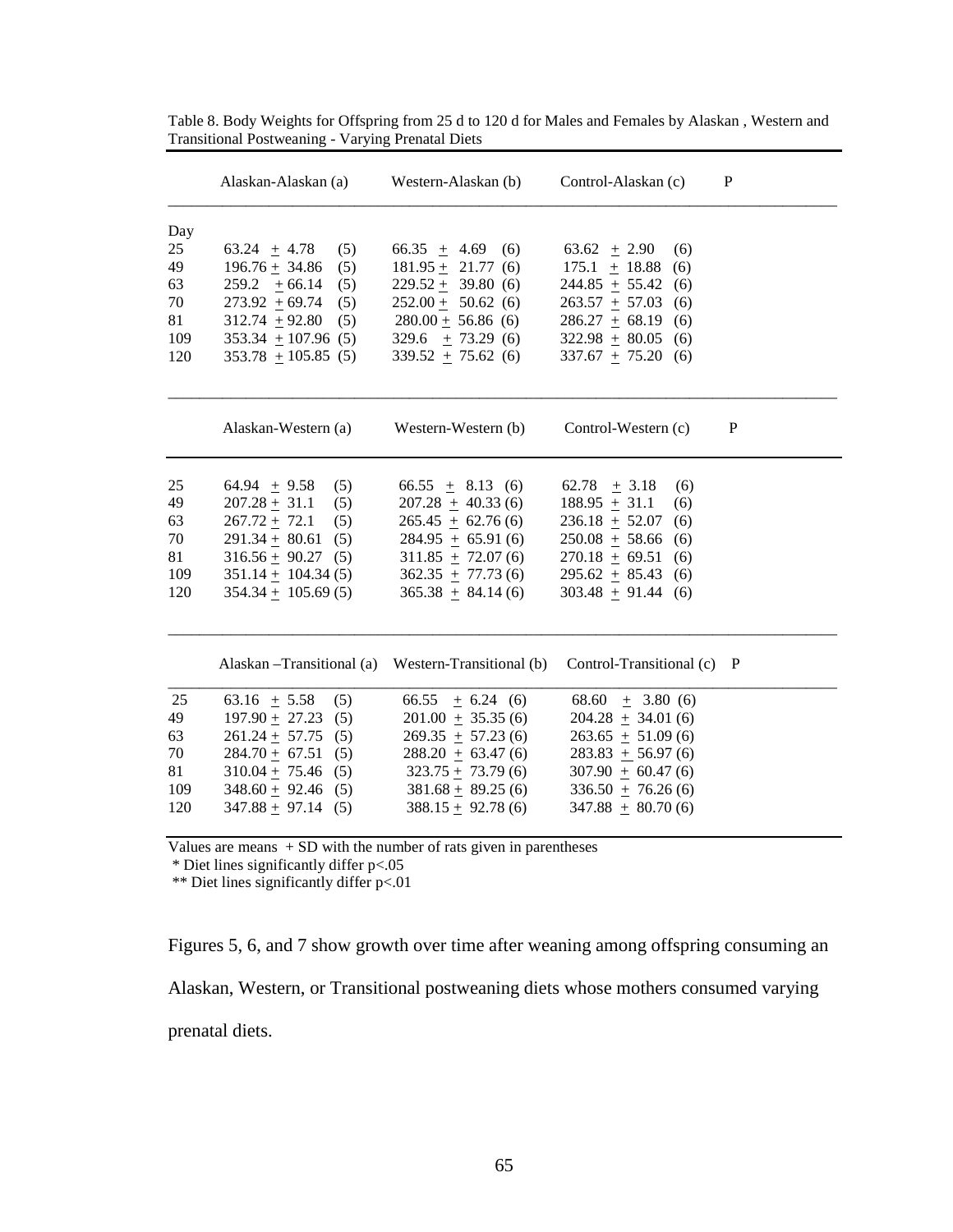Table 8. Body Weights for Offspring from 25 d to 120 d for Males and Females by Alaskan , Western and Transitional Postweaning - Varying Prenatal Diets

| Day | Alaskan-Alaskan (a) | Western-Alaskan (b) | Control-Alaskan (c) | P |
|---|---|---|---|---|
| 25 | 63.24 ± 4.78 (5) | 66.35 ± 4.69 (6) | 63.62 ± 2.90 (6) | |
| 49 | 196.76 ± 34.86 (5) | 181.95 ± 21.77 (6) | 175.1 ± 18.88 (6) | |
| 63 | 259.2 ± 66.14 (5) | 229.52 ± 39.80 (6) | 244.85 ± 55.42 (6) | |
| 70 | 273.92 ± 69.74 (5) | 252.00 ± 50.62 (6) | 263.57 ± 57.03 (6) | |
| 81 | 312.74 ± 92.80 (5) | 280.00 ± 56.86 (6) | 286.27 ± 68.19 (6) | |
| 109 | 353.34 ± 107.96 (5) | 329.6 ± 73.29 (6) | 322.98 ± 80.05 (6) | |
| 120 | 353.78 ± 105.85 (5) | 339.52 ± 75.62 (6) | 337.67 ± 75.20 (6) | |
| | **Alaskan-Western (a)** | **Western-Western (b)** | **Control-Western (c)** | **P** |
| 25 | 64.94 ± 9.58 (5) | 66.55 ± 8.13 (6) | 62.78 ± 3.18 (6) | |
| 49 | 207.28 ± 31.1 (5) | 207.28 ± 40.33 (6) | 188.95 ± 31.1 (6) | |
| 63 | 267.72 ± 72.1 (5) | 265.45 ± 62.76 (6) | 236.18 ± 52.07 (6) | |
| 70 | 291.34 ± 80.61 (5) | 284.95 ± 65.91 (6) | 250.08 ± 58.66 (6) | |
| 81 | 316.56 ± 90.27 (5) | 311.85 ± 72.07 (6) | 270.18 ± 69.51 (6) | |
| 109 | 351.14 ± 104.34 (5) | 362.35 ± 77.73 (6) | 295.62 ± 85.43 (6) | |
| 120 | 354.34 ± 105.69 (5) | 365.38 ± 84.14 (6) | 303.48 ± 91.44 (6) | |
| | **Alaskan –Transitional (a)** | **Western-Transitional (b)** | **Control-Transitional (c)** | **P** |
| 25 | 63.16 ± 5.58 (5) | 66.55 ± 6.24 (6) | 68.60 ± 3.80 (6) | |
| 49 | 197.90 ± 27.23 (5) | 201.00 ± 35.35 (6) | 204.28 ± 34.01 (6) | |
| 63 | 261.24 ± 57.75 (5) | 269.35 ± 57.23 (6) | 263.65 ± 51.09 (6) | |
| 70 | 284.70 ± 67.51 (5) | 288.20 ± 63.47 (6) | 283.83 ± 56.97 (6) | |
| 81 | 310.04 ± 75.46 (5) | 323.75 ± 73.79 (6) | 307.90 ± 60.47 (6) | |
| 109 | 348.60 ± 92.46 (5) | 381.68 ± 89.25 (6) | 336.50 ± 76.26 (6) | |
| 120 | 347.88 ± 97.14 (5) | 388.15 ± 92.78 (6) | 347.88 ± 80.70 (6) | |

Values are means + SD with the number of rats given in parentheses

\* Diet lines significantly differ $p<.05$

\*\* Diet lines significantly differ $p<.01$

Figures 5, 6, and 7 show growth over time after weaning among offspring consuming an Alaskan, Western, or Transitional postweaning diets whose mothers consumed varying prenatal diets.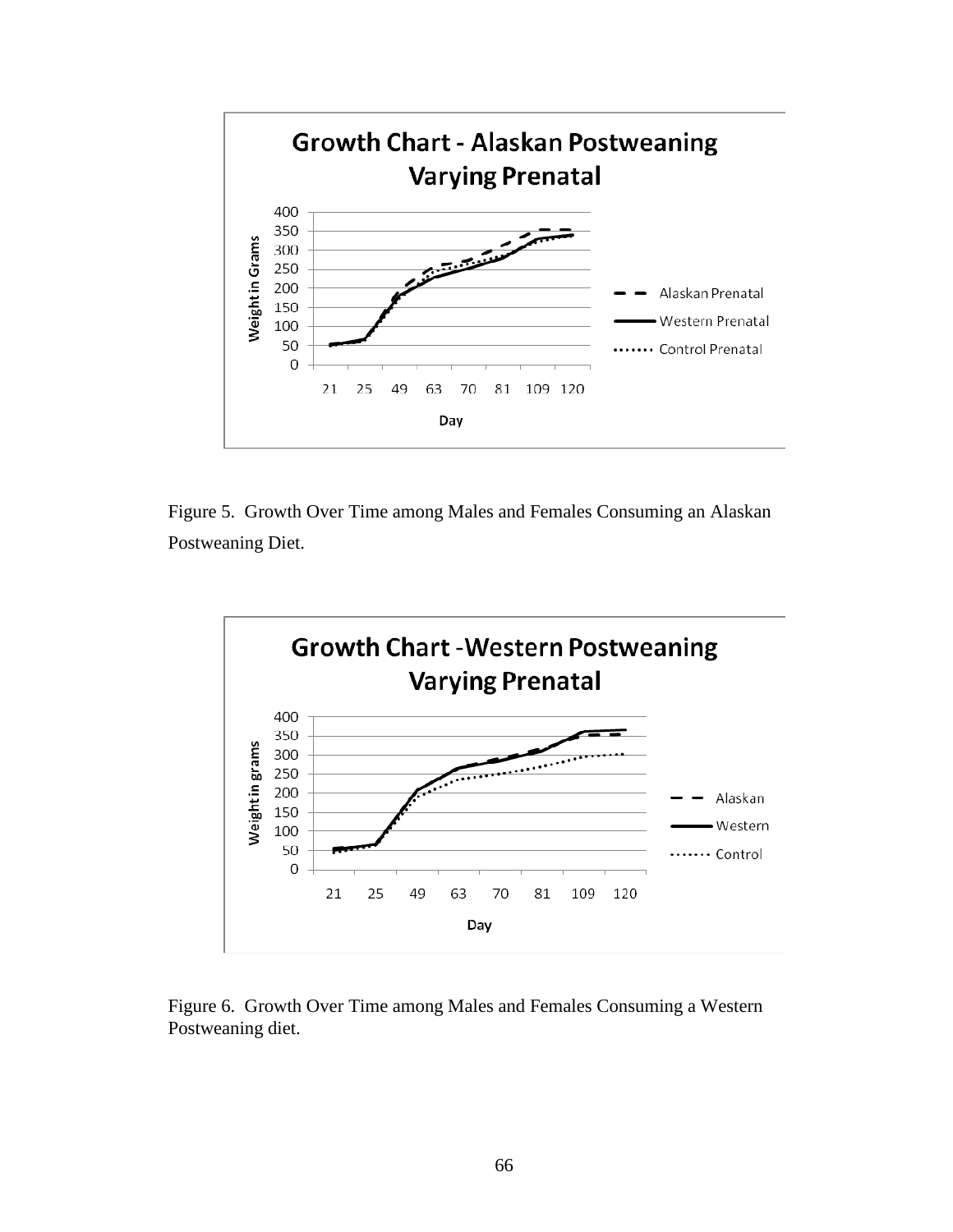Figure 5. Growth Over Time among Males and Females Consuming an Alaskan Postweaning Diet.

Figure 6. Growth Over Time among Males and Females Consuming a Western Postweaning diet.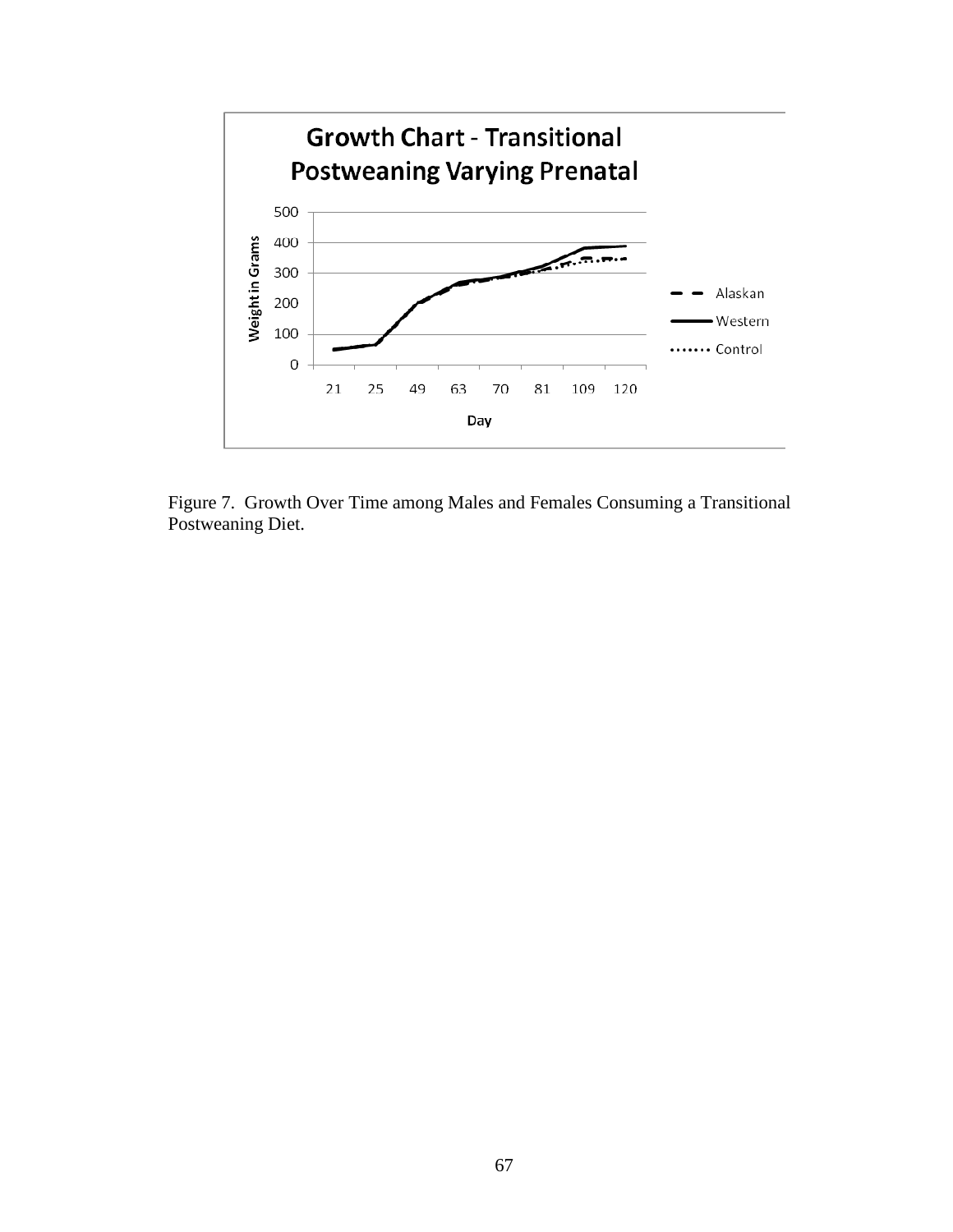Figure 7. Growth Over Time among Males and Females Consuming a Transitional Postweaning Diet.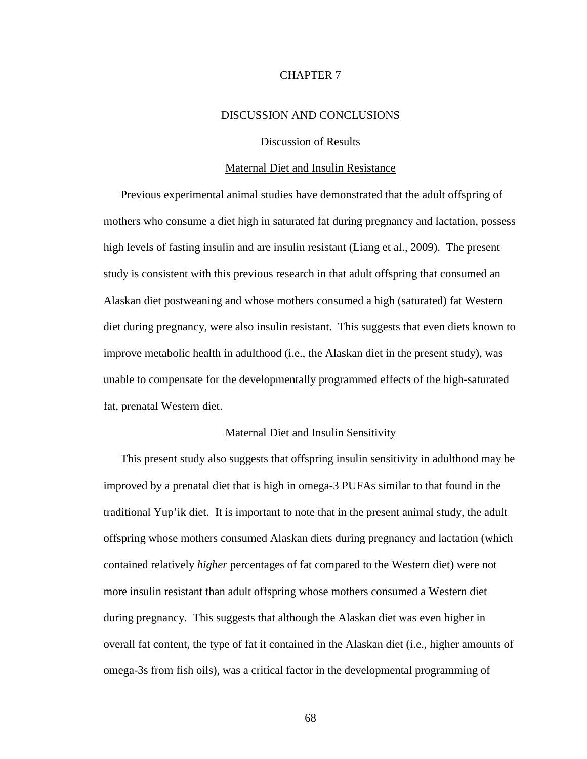# CHAPTER 7

# DISCUSSION AND CONCLUSIONS

## Discussion of Results

### Maternal Diet and Insulin Resistance

Previous experimental animal studies have demonstrated that the adult offspring of mothers who consume a diet high in saturated fat during pregnancy and lactation, possess high levels of fasting insulin and are insulin resistant (Liang et al., 2009). The present study is consistent with this previous research in that adult offspring that consumed an Alaskan diet postweaning and whose mothers consumed a high (saturated) fat Western diet during pregnancy, were also insulin resistant. This suggests that even diets known to improve metabolic health in adulthood (i.e., the Alaskan diet in the present study), was unable to compensate for the developmentally programmed effects of the high-saturated fat, prenatal Western diet.

### Maternal Diet and Insulin Sensitivity

This present study also suggests that offspring insulin sensitivity in adulthood may be improved by a prenatal diet that is high in omega-3 PUFAs similar to that found in the traditional Yup'ik diet. It is important to note that in the present animal study, the adult offspring whose mothers consumed Alaskan diets during pregnancy and lactation (which contained relatively *higher* percentages of fat compared to the Western diet) were not more insulin resistant than adult offspring whose mothers consumed a Western diet during pregnancy. This suggests that although the Alaskan diet was even higher in overall fat content, the type of fat it contained in the Alaskan diet (i.e., higher amounts of omega-3s from fish oils), was a critical factor in the developmental programming of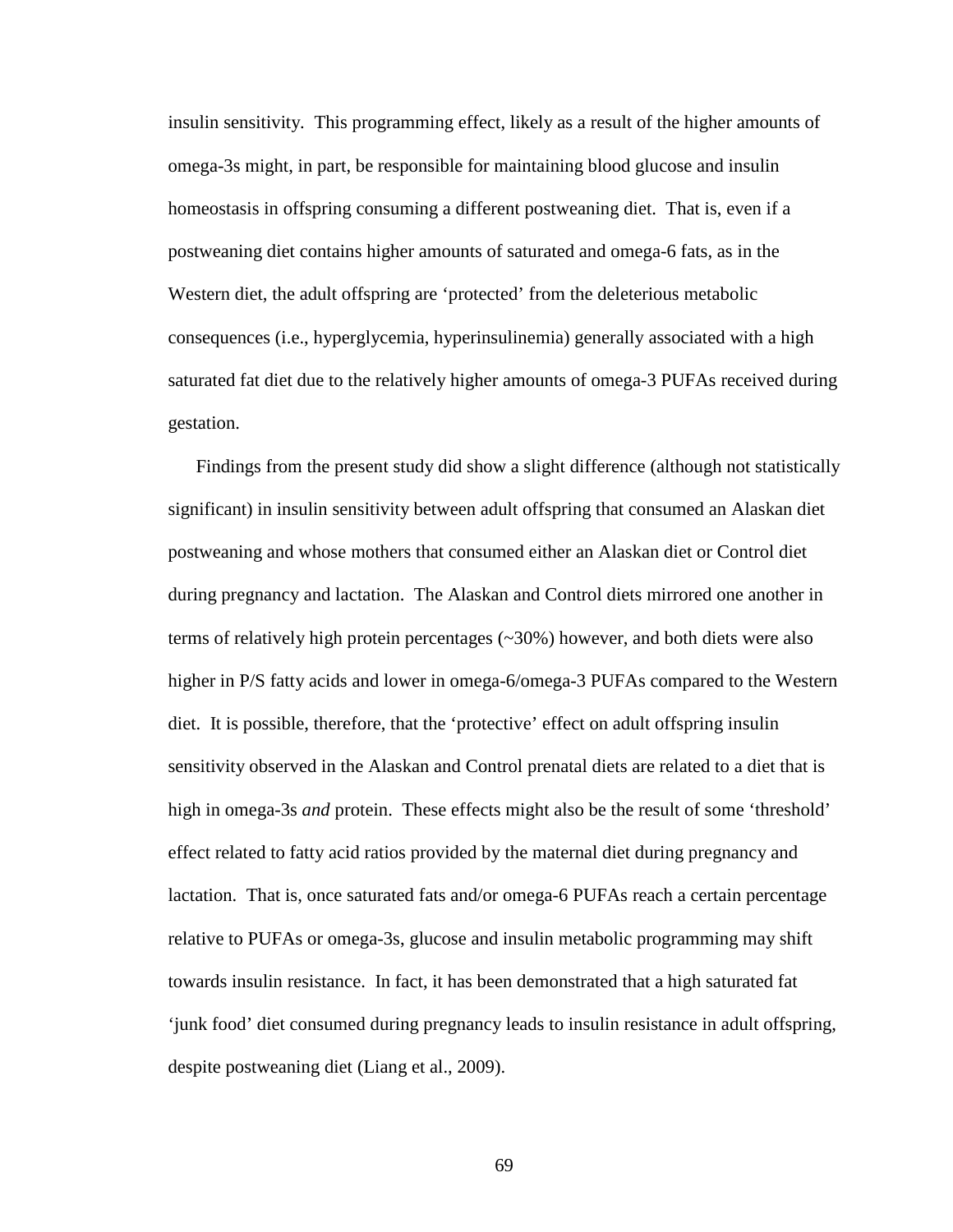insulin sensitivity. This programming effect, likely as a result of the higher amounts of omega-3s might, in part, be responsible for maintaining blood glucose and insulin homeostasis in offspring consuming a different postweaning diet. That is, even if a postweaning diet contains higher amounts of saturated and omega-6 fats, as in the Western diet, the adult offspring are 'protected' from the deleterious metabolic consequences (i.e., hyperglycemia, hyperinsulinemia) generally associated with a high saturated fat diet due to the relatively higher amounts of omega-3 PUFAs received during gestation.

Findings from the present study did show a slight difference (although not statistically significant) in insulin sensitivity between adult offspring that consumed an Alaskan diet postweaning and whose mothers that consumed either an Alaskan diet or Control diet during pregnancy and lactation. The Alaskan and Control diets mirrored one another in terms of relatively high protein percentages (~30%) however, and both diets were also higher in P/S fatty acids and lower in omega-6/omega-3 PUFAs compared to the Western diet. It is possible, therefore, that the 'protective' effect on adult offspring insulin sensitivity observed in the Alaskan and Control prenatal diets are related to a diet that is high in omega-3s *and* protein. These effects might also be the result of some 'threshold' effect related to fatty acid ratios provided by the maternal diet during pregnancy and lactation. That is, once saturated fats and/or omega-6 PUFAs reach a certain percentage relative to PUFAs or omega-3s, glucose and insulin metabolic programming may shift towards insulin resistance. In fact, it has been demonstrated that a high saturated fat 'junk food' diet consumed during pregnancy leads to insulin resistance in adult offspring, despite postweaning diet (Liang et al., 2009).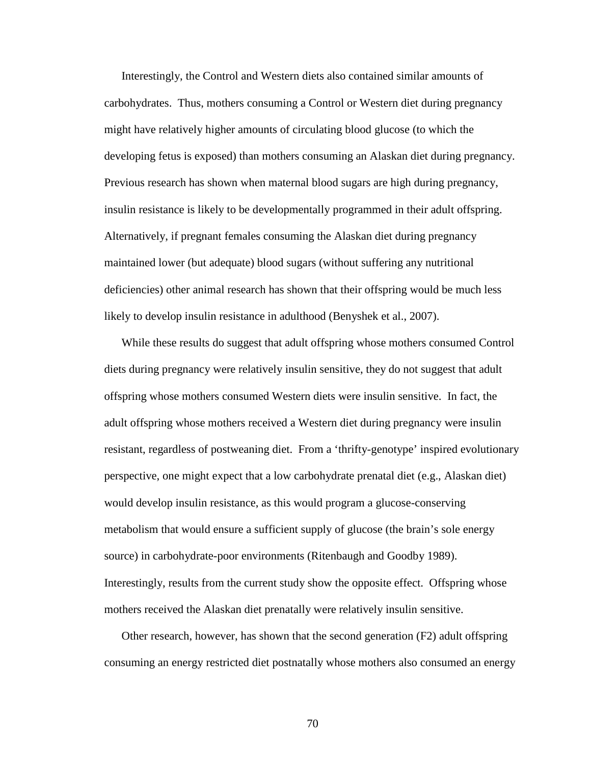Interestingly, the Control and Western diets also contained similar amounts of carbohydrates. Thus, mothers consuming a Control or Western diet during pregnancy might have relatively higher amounts of circulating blood glucose (to which the developing fetus is exposed) than mothers consuming an Alaskan diet during pregnancy. Previous research has shown when maternal blood sugars are high during pregnancy, insulin resistance is likely to be developmentally programmed in their adult offspring. Alternatively, if pregnant females consuming the Alaskan diet during pregnancy maintained lower (but adequate) blood sugars (without suffering any nutritional deficiencies) other animal research has shown that their offspring would be much less likely to develop insulin resistance in adulthood (Benyshek et al., 2007).

While these results do suggest that adult offspring whose mothers consumed Control diets during pregnancy were relatively insulin sensitive, they do not suggest that adult offspring whose mothers consumed Western diets were insulin sensitive. In fact, the adult offspring whose mothers received a Western diet during pregnancy were insulin resistant, regardless of postweaning diet. From a 'thrifty-genotype' inspired evolutionary perspective, one might expect that a low carbohydrate prenatal diet (e.g., Alaskan diet) would develop insulin resistance, as this would program a glucose-conserving metabolism that would ensure a sufficient supply of glucose (the brain's sole energy source) in carbohydrate-poor environments (Ritenbaugh and Goodby 1989). Interestingly, results from the current study show the opposite effect. Offspring whose mothers received the Alaskan diet prenatally were relatively insulin sensitive.

Other research, however, has shown that the second generation (F2) adult offspring consuming an energy restricted diet postnatally whose mothers also consumed an energy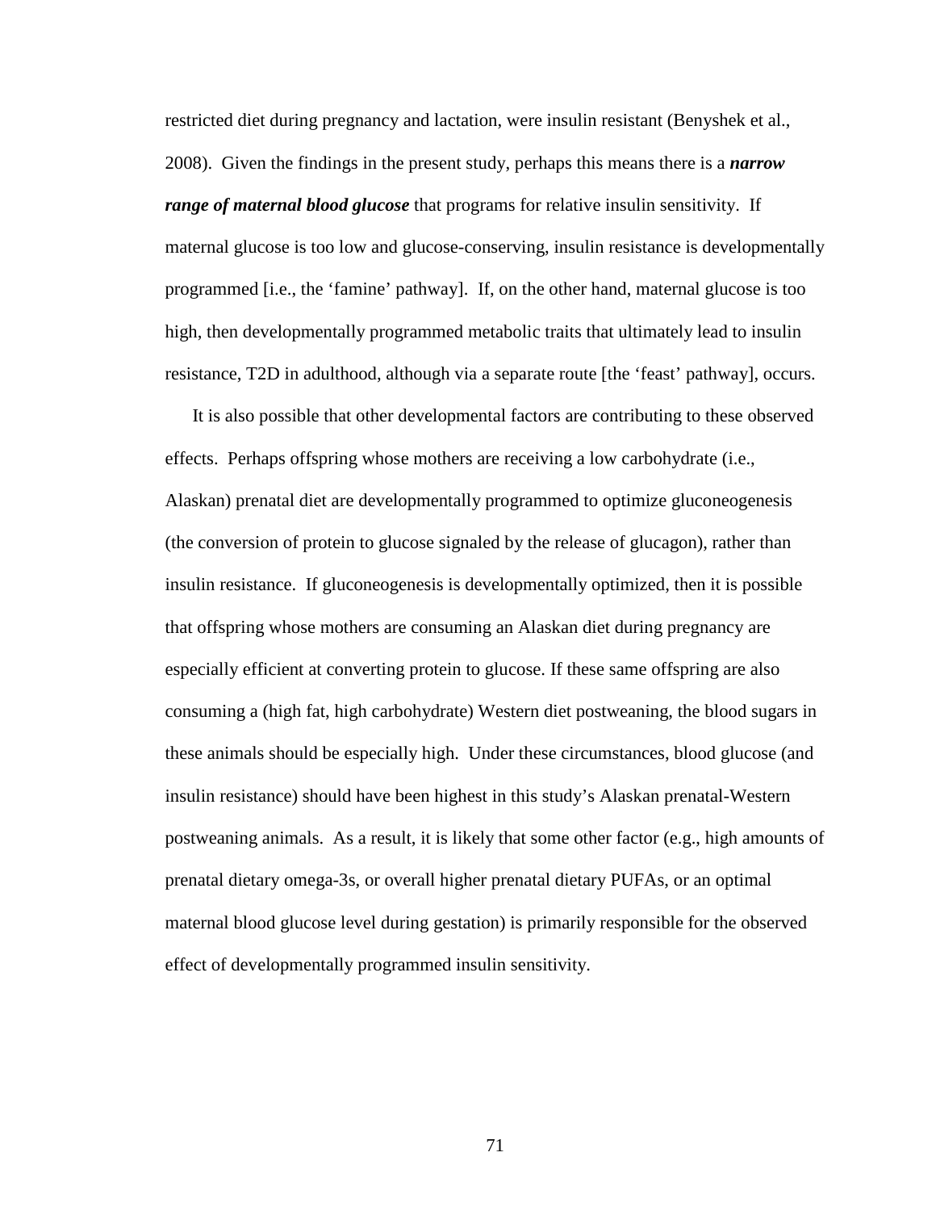restricted diet during pregnancy and lactation, were insulin resistant (Benyshek et al., 2008). Given the findings in the present study, perhaps this means there is a ***narrow range of maternal blood glucose*** that programs for relative insulin sensitivity. If maternal glucose is too low and glucose-conserving, insulin resistance is developmentally programmed [i.e., the 'famine' pathway]. If, on the other hand, maternal glucose is too high, then developmentally programmed metabolic traits that ultimately lead to insulin resistance, T2D in adulthood, although via a separate route [the 'feast' pathway], occurs.

It is also possible that other developmental factors are contributing to these observed effects. Perhaps offspring whose mothers are receiving a low carbohydrate (i.e., Alaskan) prenatal diet are developmentally programmed to optimize gluconeogenesis (the conversion of protein to glucose signaled by the release of glucagon), rather than insulin resistance. If gluconeogenesis is developmentally optimized, then it is possible that offspring whose mothers are consuming an Alaskan diet during pregnancy are especially efficient at converting protein to glucose. If these same offspring are also consuming a (high fat, high carbohydrate) Western diet postweaning, the blood sugars in these animals should be especially high. Under these circumstances, blood glucose (and insulin resistance) should have been highest in this study's Alaskan prenatal-Western postweaning animals. As a result, it is likely that some other factor (e.g., high amounts of prenatal dietary omega-3s, or overall higher prenatal dietary PUFAs, or an optimal maternal blood glucose level during gestation) is primarily responsible for the observed effect of developmentally programmed insulin sensitivity.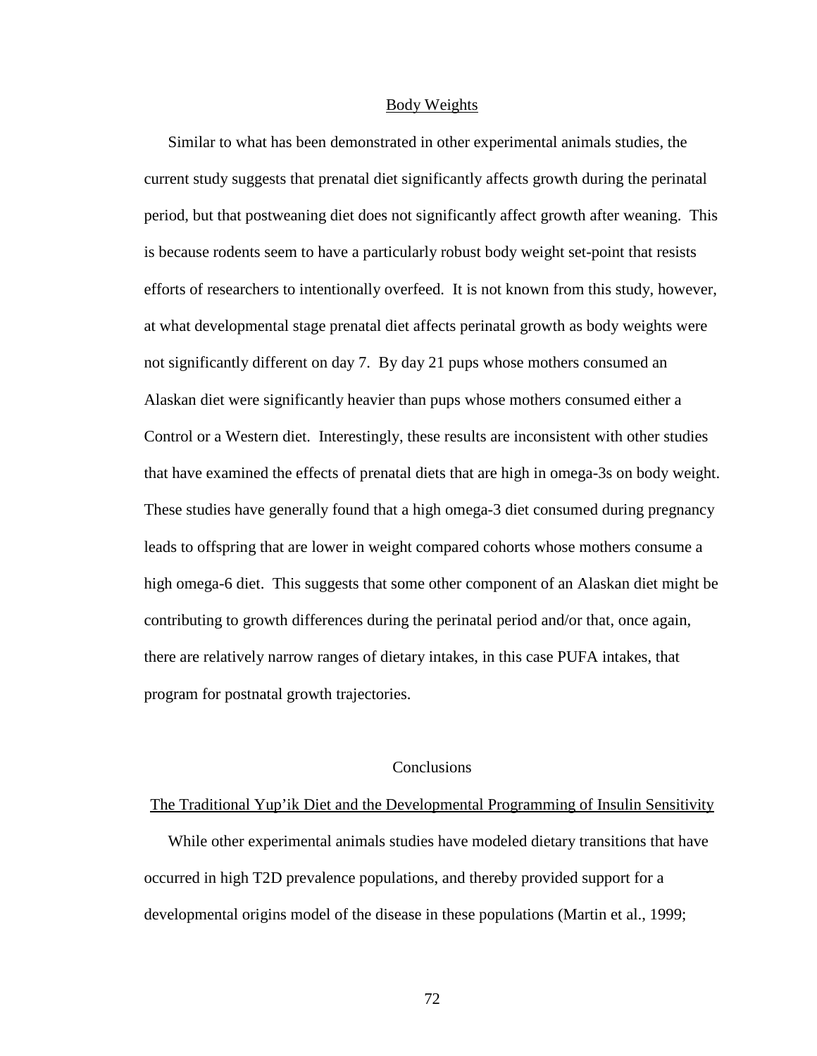### Body Weights

Similar to what has been demonstrated in other experimental animals studies, the current study suggests that prenatal diet significantly affects growth during the perinatal period, but that postweaning diet does not significantly affect growth after weaning. This is because rodents seem to have a particularly robust body weight set-point that resists efforts of researchers to intentionally overfeed. It is not known from this study, however, at what developmental stage prenatal diet affects perinatal growth as body weights were not significantly different on day 7. By day 21 pups whose mothers consumed an Alaskan diet were significantly heavier than pups whose mothers consumed either a Control or a Western diet. Interestingly, these results are inconsistent with other studies that have examined the effects of prenatal diets that are high in omega-3s on body weight. These studies have generally found that a high omega-3 diet consumed during pregnancy leads to offspring that are lower in weight compared cohorts whose mothers consume a high omega-6 diet. This suggests that some other component of an Alaskan diet might be contributing to growth differences during the perinatal period and/or that, once again, there are relatively narrow ranges of dietary intakes, in this case PUFA intakes, that program for postnatal growth trajectories.

## Conclusions

### The Traditional Yup'ik Diet and the Developmental Programming of Insulin Sensitivity

While other experimental animals studies have modeled dietary transitions that have occurred in high T2D prevalence populations, and thereby provided support for a developmental origins model of the disease in these populations (Martin et al., 1999;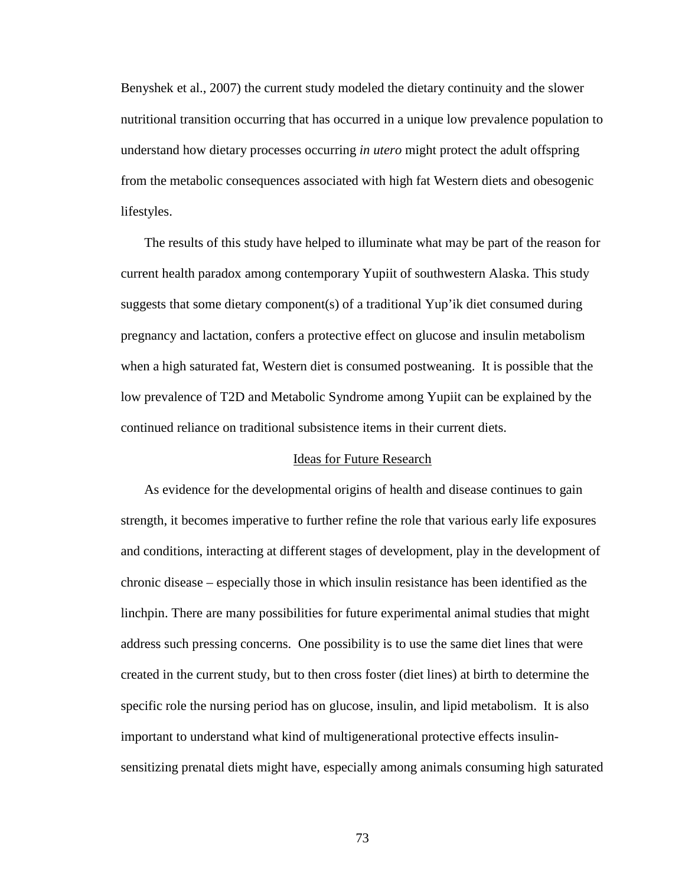Benyshek et al., 2007) the current study modeled the dietary continuity and the slower nutritional transition occurring that has occurred in a unique low prevalence population to understand how dietary processes occurring *in utero* might protect the adult offspring from the metabolic consequences associated with high fat Western diets and obesogenic lifestyles.

The results of this study have helped to illuminate what may be part of the reason for current health paradox among contemporary Yupiit of southwestern Alaska. This study suggests that some dietary component(s) of a traditional Yup'ik diet consumed during pregnancy and lactation, confers a protective effect on glucose and insulin metabolism when a high saturated fat, Western diet is consumed postweaning. It is possible that the low prevalence of T2D and Metabolic Syndrome among Yupiit can be explained by the continued reliance on traditional subsistence items in their current diets.

## Ideas for Future Research

As evidence for the developmental origins of health and disease continues to gain strength, it becomes imperative to further refine the role that various early life exposures and conditions, interacting at different stages of development, play in the development of chronic disease – especially those in which insulin resistance has been identified as the linchpin. There are many possibilities for future experimental animal studies that might address such pressing concerns. One possibility is to use the same diet lines that were created in the current study, but to then cross foster (diet lines) at birth to determine the specific role the nursing period has on glucose, insulin, and lipid metabolism. It is also important to understand what kind of multigenerational protective effects insulin-sensitizing prenatal diets might have, especially among animals consuming high saturated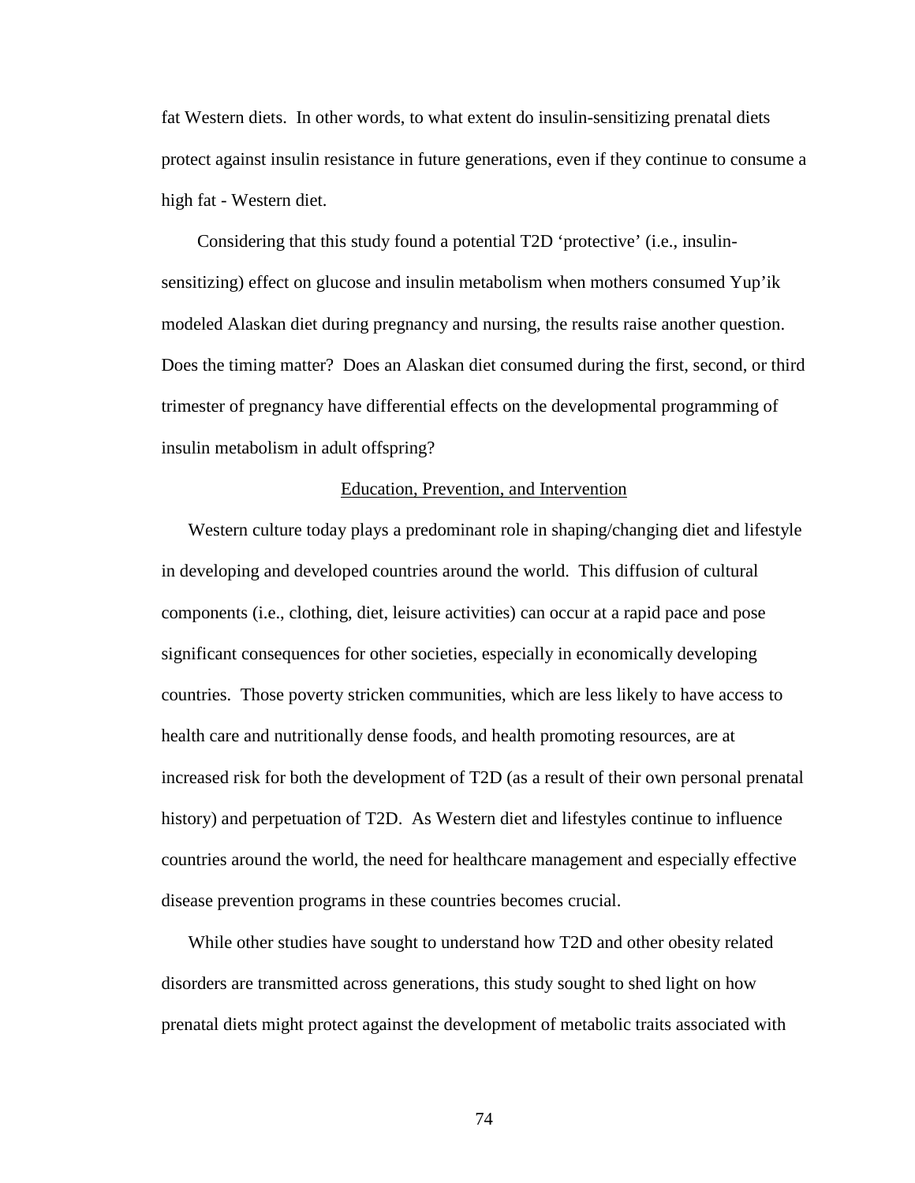fat Western diets. In other words, to what extent do insulin-sensitizing prenatal diets protect against insulin resistance in future generations, even if they continue to consume a high fat - Western diet.

Considering that this study found a potential T2D 'protective' (i.e., insulin-sensitizing) effect on glucose and insulin metabolism when mothers consumed Yup'ik modeled Alaskan diet during pregnancy and nursing, the results raise another question. Does the timing matter? Does an Alaskan diet consumed during the first, second, or third trimester of pregnancy have differential effects on the developmental programming of insulin metabolism in adult offspring?

## Education, Prevention, and Intervention

Western culture today plays a predominant role in shaping/changing diet and lifestyle in developing and developed countries around the world. This diffusion of cultural components (i.e., clothing, diet, leisure activities) can occur at a rapid pace and pose significant consequences for other societies, especially in economically developing countries. Those poverty stricken communities, which are less likely to have access to health care and nutritionally dense foods, and health promoting resources, are at increased risk for both the development of T2D (as a result of their own personal prenatal history) and perpetuation of T2D. As Western diet and lifestyles continue to influence countries around the world, the need for healthcare management and especially effective disease prevention programs in these countries becomes crucial.

While other studies have sought to understand how T2D and other obesity related disorders are transmitted across generations, this study sought to shed light on how prenatal diets might protect against the development of metabolic traits associated with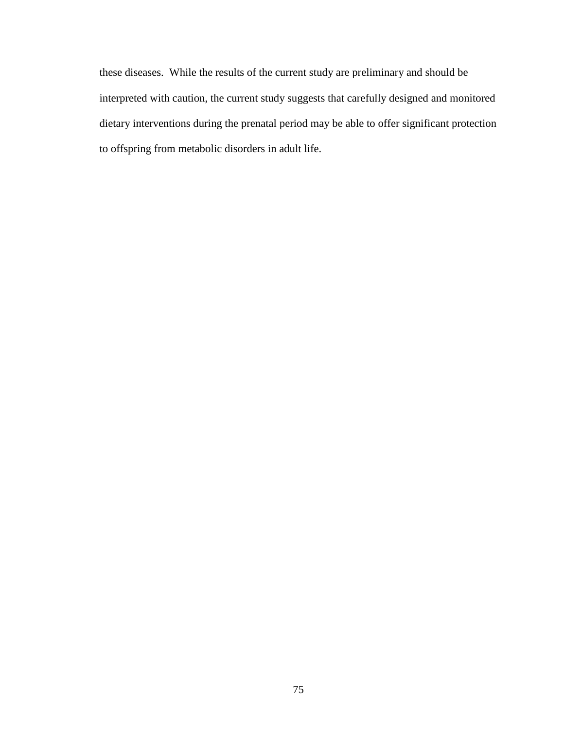these diseases. While the results of the current study are preliminary and should be interpreted with caution, the current study suggests that carefully designed and monitored dietary interventions during the prenatal period may be able to offer significant protection to offspring from metabolic disorders in adult life.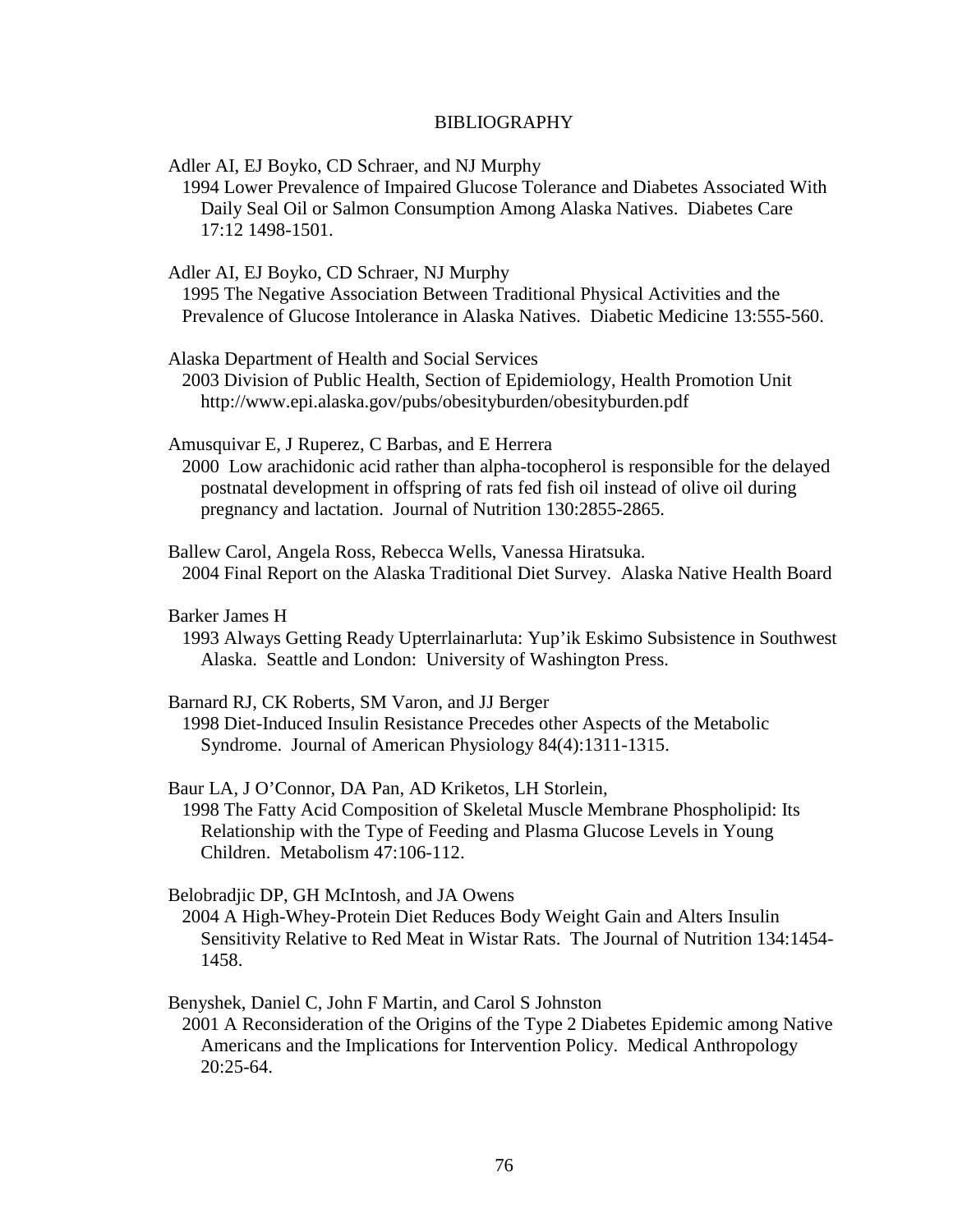# BIBLIOGRAPHY

Adler AI, EJ Boyko, CD Schraer, and NJ Murphy
1994 Lower Prevalence of Impaired Glucose Tolerance and Diabetes Associated With Daily Seal Oil or Salmon Consumption Among Alaska Natives. Diabetes Care 17:12 1498-1501.

Adler AI, EJ Boyko, CD Schraer, NJ Murphy
1995 The Negative Association Between Traditional Physical Activities and the Prevalence of Glucose Intolerance in Alaska Natives. Diabetic Medicine 13:555-560.

Alaska Department of Health and Social Services
2003 Division of Public Health, Section of Epidemiology, Health Promotion Unit http://www.epi.alaska.gov/pubs/obesityburden/obesityburden.pdf

Amusquivar E, J Ruperez, C Barbas, and E Herrera
2000 Low arachidonic acid rather than alpha-tocopherol is responsible for the delayed postnatal development in offspring of rats fed fish oil instead of olive oil during pregnancy and lactation. Journal of Nutrition 130:2855-2865.

Ballew Carol, Angela Ross, Rebecca Wells, Vanessa Hiratsuka.
2004 Final Report on the Alaska Traditional Diet Survey. Alaska Native Health Board

Barker James H
1993 Always Getting Ready Upterrlainarluta: Yup'ik Eskimo Subsistence in Southwest Alaska. Seattle and London: University of Washington Press.

Barnard RJ, CK Roberts, SM Varon, and JJ Berger
1998 Diet-Induced Insulin Resistance Precedes other Aspects of the Metabolic Syndrome. Journal of American Physiology 84(4):1311-1315.

Baur LA, J O'Connor, DA Pan, AD Kriketos, LH Storlein,
1998 The Fatty Acid Composition of Skeletal Muscle Membrane Phospholipid: Its Relationship with the Type of Feeding and Plasma Glucose Levels in Young Children. Metabolism 47:106-112.

Belobradjic DP, GH McIntosh, and JA Owens
2004 A High-Whey-Protein Diet Reduces Body Weight Gain and Alters Insulin Sensitivity Relative to Red Meat in Wistar Rats. The Journal of Nutrition 134:1454-1458.

Benyshek, Daniel C, John F Martin, and Carol S Johnston
2001 A Reconsideration of the Origins of the Type 2 Diabetes Epidemic among Native Americans and the Implications for Intervention Policy. Medical Anthropology 20:25-64.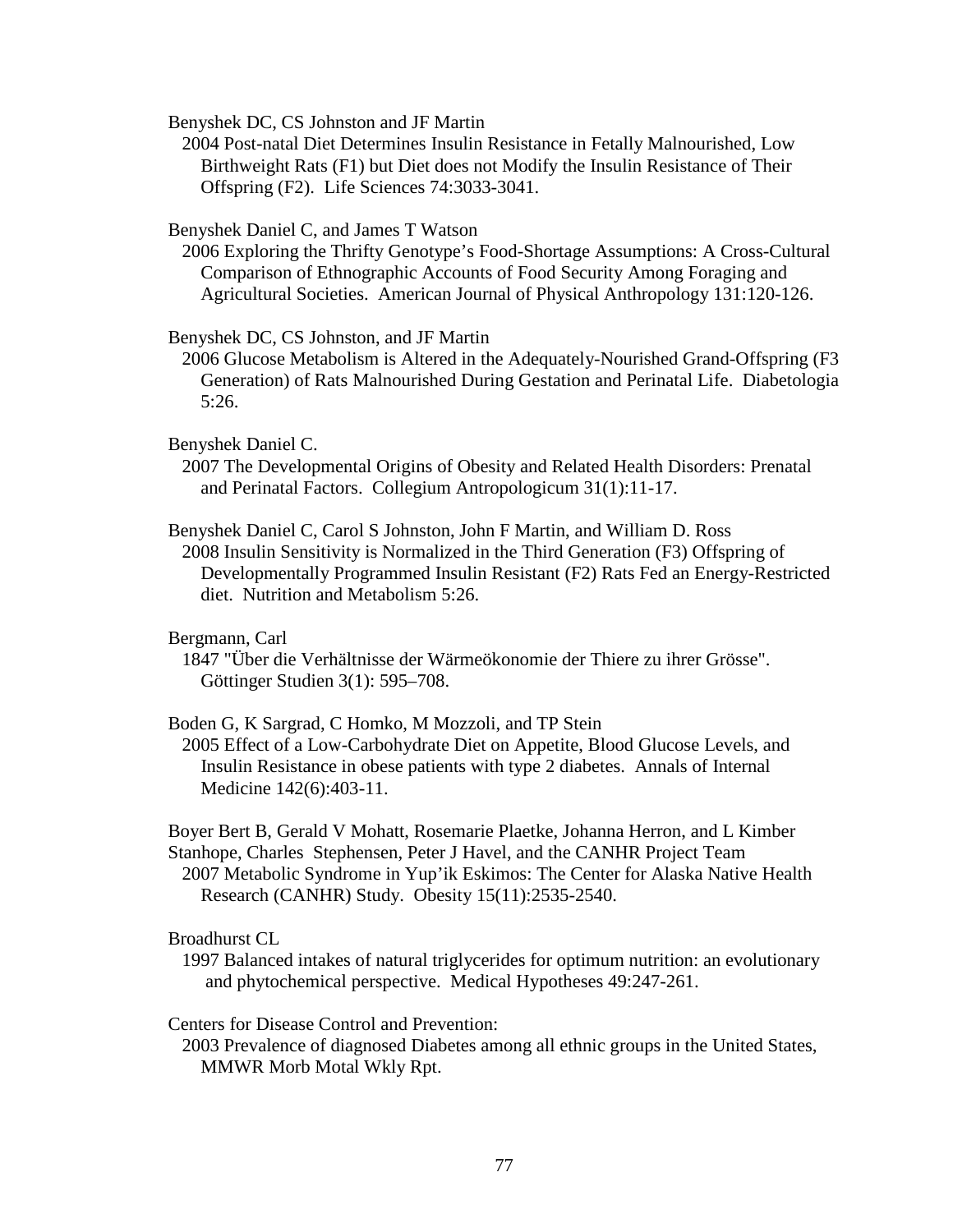Benyshek DC, CS Johnston and JF Martin
2004 Post-natal Diet Determines Insulin Resistance in Fetally Malnourished, Low Birthweight Rats (F1) but Diet does not Modify the Insulin Resistance of Their Offspring (F2). Life Sciences 74:3033-3041.

Benyshek Daniel C, and James T Watson
2006 Exploring the Thrifty Genotype's Food-Shortage Assumptions: A Cross-Cultural Comparison of Ethnographic Accounts of Food Security Among Foraging and Agricultural Societies. American Journal of Physical Anthropology 131:120-126.

Benyshek DC, CS Johnston, and JF Martin
2006 Glucose Metabolism is Altered in the Adequately-Nourished Grand-Offspring (F3 Generation) of Rats Malnourished During Gestation and Perinatal Life. Diabetologia 5:26.

Benyshek Daniel C.
2007 The Developmental Origins of Obesity and Related Health Disorders: Prenatal and Perinatal Factors. Collegium Antropologicum 31(1):11-17.

Benyshek Daniel C, Carol S Johnston, John F Martin, and William D. Ross
2008 Insulin Sensitivity is Normalized in the Third Generation (F3) Offspring of Developmentally Programmed Insulin Resistant (F2) Rats Fed an Energy-Restricted diet. Nutrition and Metabolism 5:26.

Bergmann, Carl
1847 "Über die Verhältnisse der Wärmeökonomie der Thiere zu ihrer Grösse". Göttinger Studien 3(1): 595–708.

Boden G, K Sargrad, C Homko, M Mozzoli, and TP Stein
2005 Effect of a Low-Carbohydrate Diet on Appetite, Blood Glucose Levels, and Insulin Resistance in obese patients with type 2 diabetes. Annals of Internal Medicine 142(6):403-11.

Boyer Bert B, Gerald V Mohatt, Rosemarie Plaetke, Johanna Herron, and L Kimber Stanhope, Charles Stephensen, Peter J Havel, and the CANHR Project Team
2007 Metabolic Syndrome in Yup'ik Eskimos: The Center for Alaska Native Health Research (CANHR) Study. Obesity 15(11):2535-2540.

Broadhurst CL
1997 Balanced intakes of natural triglycerides for optimum nutrition: an evolutionary and phytochemical perspective. Medical Hypotheses 49:247-261.

Centers for Disease Control and Prevention:
2003 Prevalence of diagnosed Diabetes among all ethnic groups in the United States, MMWR Morb Motal Wkly Rpt.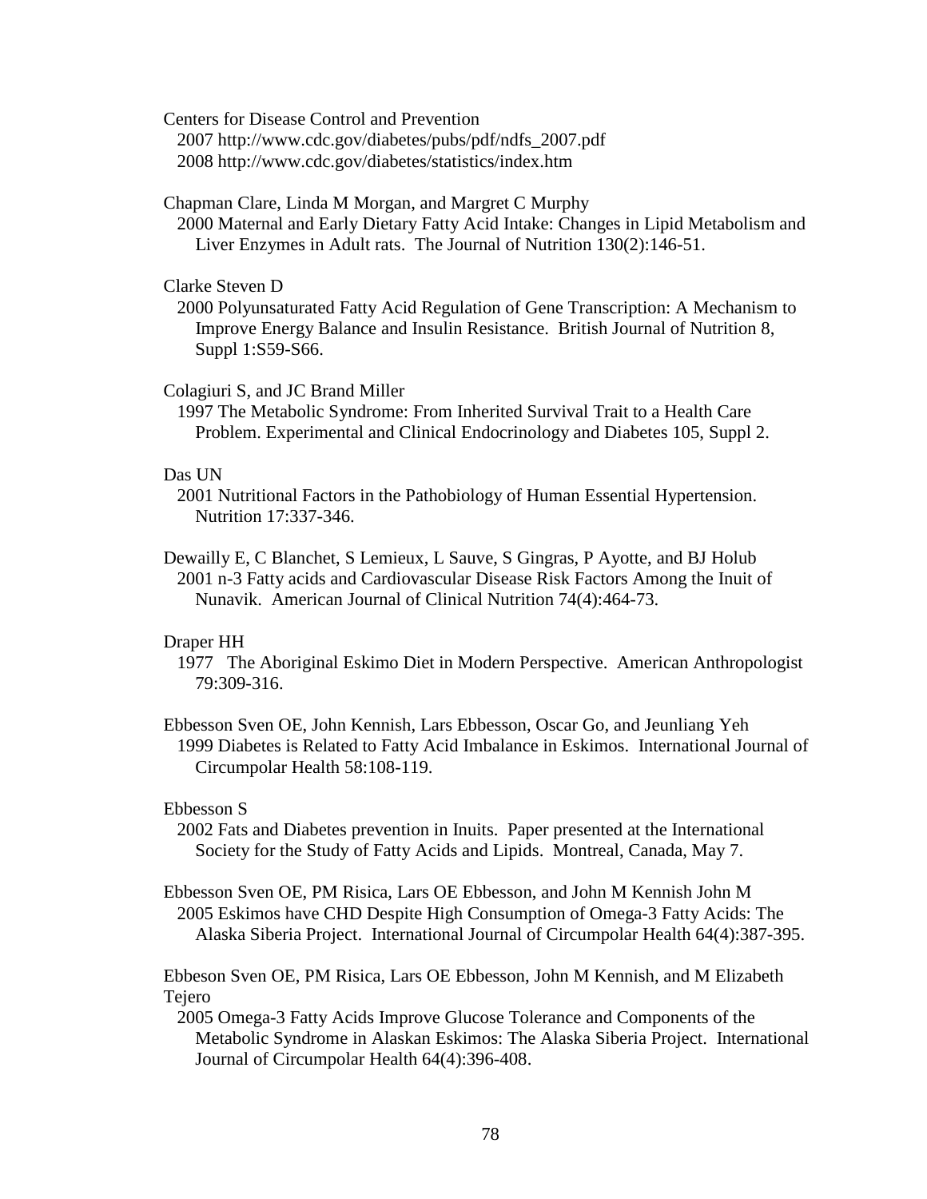Centers for Disease Control and Prevention
2007 http://www.cdc.gov/diabetes/pubs/pdf/ndfs_2007.pdf
2008 http://www.cdc.gov/diabetes/statistics/index.htm

Chapman Clare, Linda M Morgan, and Margret C Murphy
2000 Maternal and Early Dietary Fatty Acid Intake: Changes in Lipid Metabolism and Liver Enzymes in Adult rats. The Journal of Nutrition 130(2):146-51.

Clarke Steven D
2000 Polyunsaturated Fatty Acid Regulation of Gene Transcription: A Mechanism to Improve Energy Balance and Insulin Resistance. British Journal of Nutrition 8, Suppl 1:S59-S66.

Colagiuri S, and JC Brand Miller
1997 The Metabolic Syndrome: From Inherited Survival Trait to a Health Care Problem. Experimental and Clinical Endocrinology and Diabetes 105, Suppl 2.

Das UN
2001 Nutritional Factors in the Pathobiology of Human Essential Hypertension. Nutrition 17:337-346.

Dewailly E, C Blanchet, S Lemieux, L Sauve, S Gingras, P Ayotte, and BJ Holub
2001 n-3 Fatty acids and Cardiovascular Disease Risk Factors Among the Inuit of Nunavik. American Journal of Clinical Nutrition 74(4):464-73.

Draper HH
1977 The Aboriginal Eskimo Diet in Modern Perspective. American Anthropologist 79:309-316.

Ebbesson Sven OE, John Kennish, Lars Ebbesson, Oscar Go, and Jeunliang Yeh
1999 Diabetes is Related to Fatty Acid Imbalance in Eskimos. International Journal of Circumpolar Health 58:108-119.

Ebbesson S
2002 Fats and Diabetes prevention in Inuits. Paper presented at the International Society for the Study of Fatty Acids and Lipids. Montreal, Canada, May 7.

Ebbesson Sven OE, PM Risica, Lars OE Ebbesson, and John M Kennish John M
2005 Eskimos have CHD Despite High Consumption of Omega-3 Fatty Acids: The Alaska Siberia Project. International Journal of Circumpolar Health 64(4):387-395.

Ebbeson Sven OE, PM Risica, Lars OE Ebbesson, John M Kennish, and M Elizabeth Tejero
2005 Omega-3 Fatty Acids Improve Glucose Tolerance and Components of the Metabolic Syndrome in Alaskan Eskimos: The Alaska Siberia Project. International Journal of Circumpolar Health 64(4):396-408.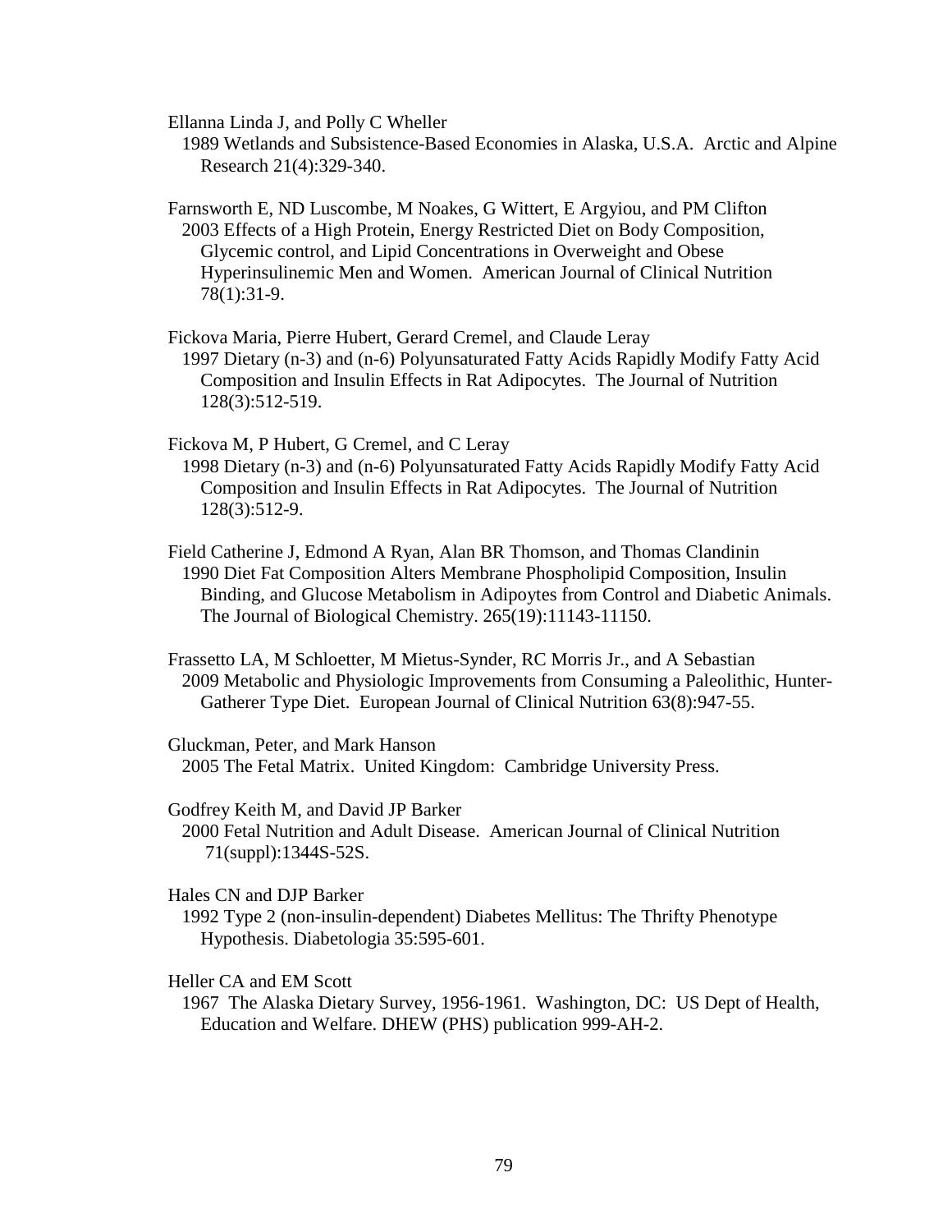Ellanna Linda J, and Polly C Wheller
1989 Wetlands and Subsistence-Based Economies in Alaska, U.S.A. Arctic and Alpine Research 21(4):329-340.

Farnsworth E, ND Luscombe, M Noakes, G Wittert, E Argyiou, and PM Clifton
2003 Effects of a High Protein, Energy Restricted Diet on Body Composition, Glycemic control, and Lipid Concentrations in Overweight and Obese Hyperinsulinemic Men and Women. American Journal of Clinical Nutrition 78(1):31-9.

Fickova Maria, Pierre Hubert, Gerard Cremel, and Claude Leray
1997 Dietary (n-3) and (n-6) Polyunsaturated Fatty Acids Rapidly Modify Fatty Acid Composition and Insulin Effects in Rat Adipocytes. The Journal of Nutrition 128(3):512-519.

Fickova M, P Hubert, G Cremel, and C Leray
1998 Dietary (n-3) and (n-6) Polyunsaturated Fatty Acids Rapidly Modify Fatty Acid Composition and Insulin Effects in Rat Adipocytes. The Journal of Nutrition 128(3):512-9.

Field Catherine J, Edmond A Ryan, Alan BR Thomson, and Thomas Clandinin
1990 Diet Fat Composition Alters Membrane Phospholipid Composition, Insulin Binding, and Glucose Metabolism in Adipoytes from Control and Diabetic Animals. The Journal of Biological Chemistry. 265(19):11143-11150.

Frassetto LA, M Schloetter, M Mietus-Synder, RC Morris Jr., and A Sebastian
2009 Metabolic and Physiologic Improvements from Consuming a Paleolithic, Hunter-Gatherer Type Diet. European Journal of Clinical Nutrition 63(8):947-55.

Gluckman, Peter, and Mark Hanson
2005 The Fetal Matrix. United Kingdom: Cambridge University Press.

Godfrey Keith M, and David JP Barker
2000 Fetal Nutrition and Adult Disease. American Journal of Clinical Nutrition 71(suppl):1344S-52S.

Hales CN and DJP Barker
1992 Type 2 (non-insulin-dependent) Diabetes Mellitus: The Thrifty Phenotype Hypothesis. Diabetologia 35:595-601.

Heller CA and EM Scott
1967 The Alaska Dietary Survey, 1956-1961. Washington, DC: US Dept of Health, Education and Welfare. DHEW (PHS) publication 999-AH-2.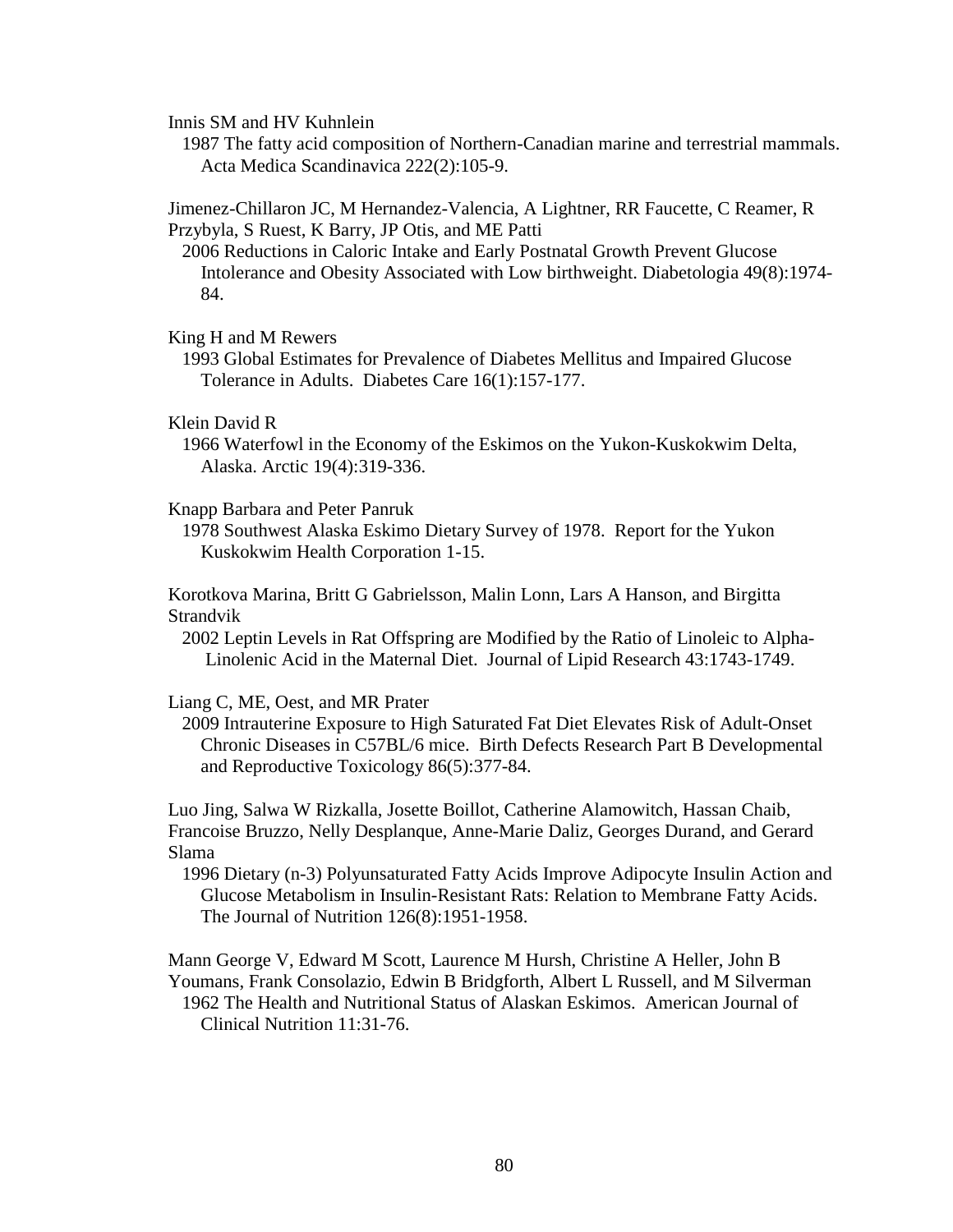Innis SM and HV Kuhnlein

1987 The fatty acid composition of Northern-Canadian marine and terrestrial mammals. Acta Medica Scandinavica 222(2):105-9.

Jimenez-Chillaron JC, M Hernandez-Valencia, A Lightner, RR Faucette, C Reamer, R Przybyla, S Ruest, K Barry, JP Otis, and ME Patti

2006 Reductions in Caloric Intake and Early Postnatal Growth Prevent Glucose Intolerance and Obesity Associated with Low birthweight. Diabetologia 49(8):1974-84.

King H and M Rewers

1993 Global Estimates for Prevalence of Diabetes Mellitus and Impaired Glucose Tolerance in Adults. Diabetes Care 16(1):157-177.

Klein David R

1966 Waterfowl in the Economy of the Eskimos on the Yukon-Kuskokwim Delta, Alaska. Arctic 19(4):319-336.

Knapp Barbara and Peter Panruk

1978 Southwest Alaska Eskimo Dietary Survey of 1978. Report for the Yukon Kuskokwim Health Corporation 1-15.

Korotkova Marina, Britt G Gabrielsson, Malin Lonn, Lars A Hanson, and Birgitta Strandvik

2002 Leptin Levels in Rat Offspring are Modified by the Ratio of Linoleic to Alpha-Linolenic Acid in the Maternal Diet. Journal of Lipid Research 43:1743-1749.

Liang C, ME, Oest, and MR Prater

2009 Intrauterine Exposure to High Saturated Fat Diet Elevates Risk of Adult-Onset Chronic Diseases in C57BL/6 mice. Birth Defects Research Part B Developmental and Reproductive Toxicology 86(5):377-84.

Luo Jing, Salwa W Rizkalla, Josette Boillot, Catherine Alamowitch, Hassan Chaib, Francoise Bruzzo, Nelly Desplanque, Anne-Marie Daliz, Georges Durand, and Gerard Slama

1996 Dietary (n-3) Polyunsaturated Fatty Acids Improve Adipocyte Insulin Action and Glucose Metabolism in Insulin-Resistant Rats: Relation to Membrane Fatty Acids. The Journal of Nutrition 126(8):1951-1958.

Mann George V, Edward M Scott, Laurence M Hursh, Christine A Heller, John B Youmans, Frank Consolazio, Edwin B Bridgforth, Albert L Russell, and M Silverman

1962 The Health and Nutritional Status of Alaskan Eskimos. American Journal of Clinical Nutrition 11:31-76.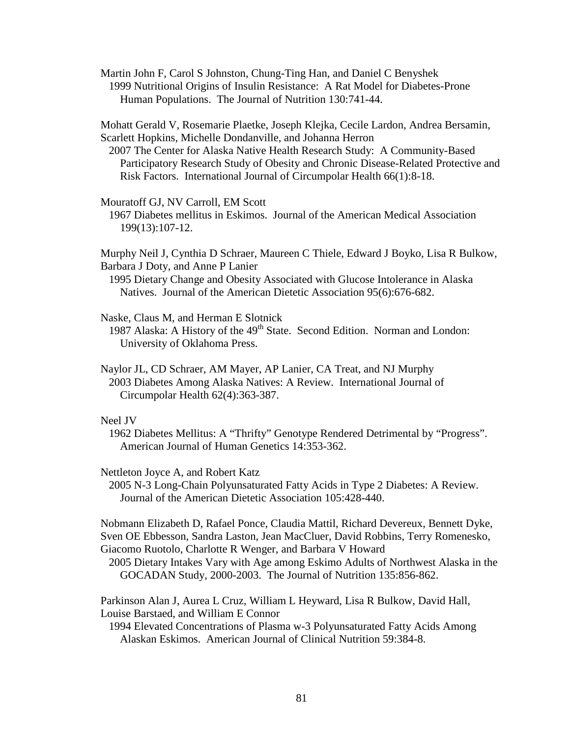Martin John F, Carol S Johnston, Chung-Ting Han, and Daniel C Benyshek
1999 Nutritional Origins of Insulin Resistance: A Rat Model for Diabetes-Prone Human Populations. The Journal of Nutrition 130:741-44.

Mohatt Gerald V, Rosemarie Plaetke, Joseph Klejka, Cecile Lardon, Andrea Bersamin, Scarlett Hopkins, Michelle Dondanville, and Johanna Herron
2007 The Center for Alaska Native Health Research Study: A Community-Based Participatory Research Study of Obesity and Chronic Disease-Related Protective and Risk Factors. International Journal of Circumpolar Health 66(1):8-18.

Mouratoff GJ, NV Carroll, EM Scott
1967 Diabetes mellitus in Eskimos. Journal of the American Medical Association 199(13):107-12.

Murphy Neil J, Cynthia D Schraer, Maureen C Thiele, Edward J Boyko, Lisa R Bulkow, Barbara J Doty, and Anne P Lanier
1995 Dietary Change and Obesity Associated with Glucose Intolerance in Alaska Natives. Journal of the American Dietetic Association 95(6):676-682.

Naske, Claus M, and Herman E Slotnick
1987 Alaska: A History of the 49th State. Second Edition. Norman and London: University of Oklahoma Press.

Naylor JL, CD Schraer, AM Mayer, AP Lanier, CA Treat, and NJ Murphy
2003 Diabetes Among Alaska Natives: A Review. International Journal of Circumpolar Health 62(4):363-387.

Neel JV
1962 Diabetes Mellitus: A "Thrifty" Genotype Rendered Detrimental by "Progress". American Journal of Human Genetics 14:353-362.

Nettleton Joyce A, and Robert Katz
2005 N-3 Long-Chain Polyunsaturated Fatty Acids in Type 2 Diabetes: A Review. Journal of the American Dietetic Association 105:428-440.

Nobmann Elizabeth D, Rafael Ponce, Claudia Mattil, Richard Devereux, Bennett Dyke, Sven OE Ebbesson, Sandra Laston, Jean MacCluer, David Robbins, Terry Romenesko, Giacomo Ruotolo, Charlotte R Wenger, and Barbara V Howard
2005 Dietary Intakes Vary with Age among Eskimo Adults of Northwest Alaska in the GOCADAN Study, 2000-2003. The Journal of Nutrition 135:856-862.

Parkinson Alan J, Aurea L Cruz, William L Heyward, Lisa R Bulkow, David Hall, Louise Barstaed, and William E Connor
1994 Elevated Concentrations of Plasma w-3 Polyunsaturated Fatty Acids Among Alaskan Eskimos. American Journal of Clinical Nutrition 59:384-8.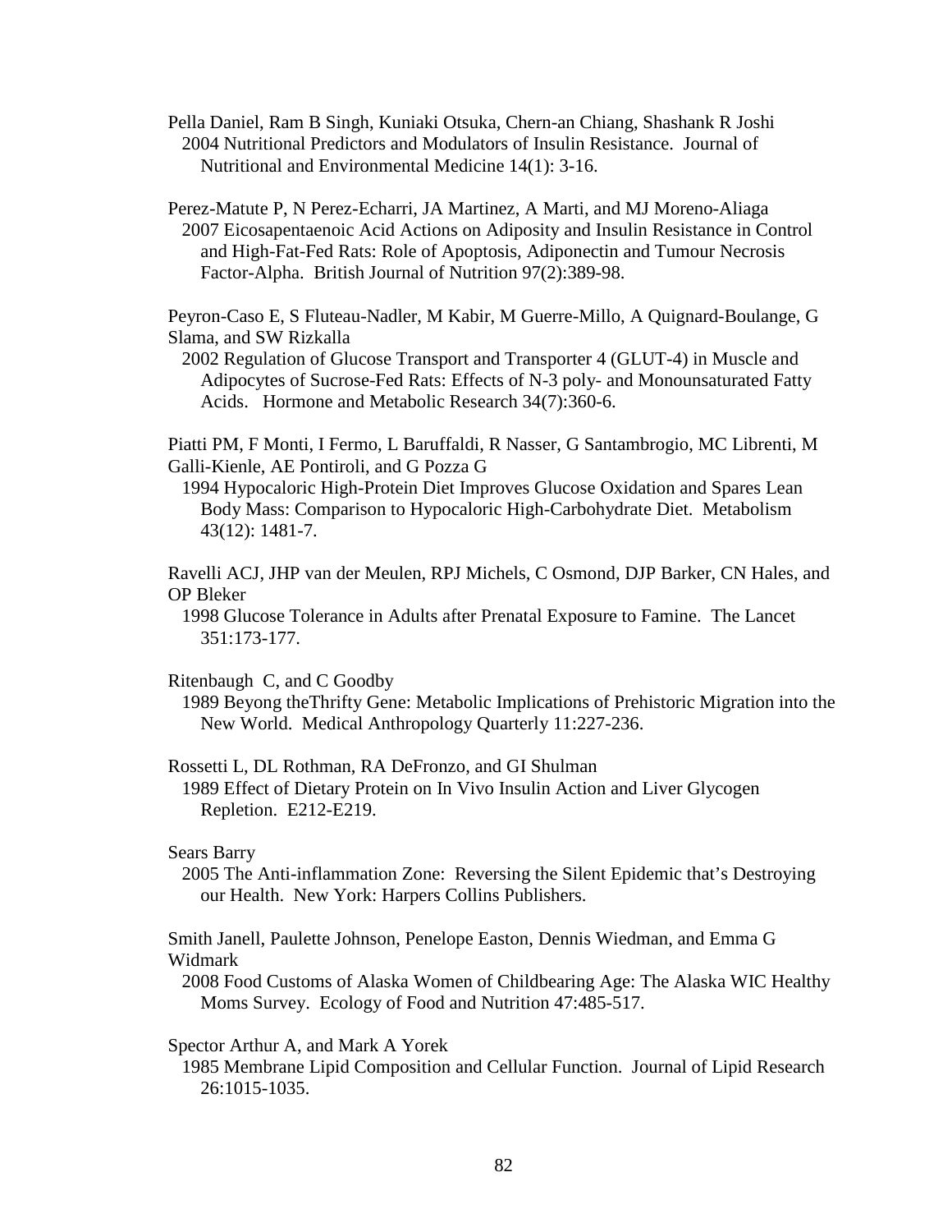Pella Daniel, Ram B Singh, Kuniaki Otsuka, Chern-an Chiang, Shashank R Joshi
2004 Nutritional Predictors and Modulators of Insulin Resistance. Journal of Nutritional and Environmental Medicine 14(1): 3-16.

Perez-Matute P, N Perez-Echarri, JA Martinez, A Marti, and MJ Moreno-Aliaga
2007 Eicosapentaenoic Acid Actions on Adiposity and Insulin Resistance in Control and High-Fat-Fed Rats: Role of Apoptosis, Adiponectin and Tumour Necrosis Factor-Alpha. British Journal of Nutrition 97(2):389-98.

Peyron-Caso E, S Fluteau-Nadler, M Kabir, M Guerre-Millo, A Quignard-Boulange, G Slama, and SW Rizkalla
2002 Regulation of Glucose Transport and Transporter 4 (GLUT-4) in Muscle and Adipocytes of Sucrose-Fed Rats: Effects of N-3 poly- and Monounsaturated Fatty Acids. Hormone and Metabolic Research 34(7):360-6.

Piatti PM, F Monti, I Fermo, L Baruffaldi, R Nasser, G Santambrogio, MC Librenti, M Galli-Kienle, AE Pontiroli, and G Pozza G
1994 Hypocaloric High-Protein Diet Improves Glucose Oxidation and Spares Lean Body Mass: Comparison to Hypocaloric High-Carbohydrate Diet. Metabolism 43(12): 1481-7.

Ravelli ACJ, JHP van der Meulen, RPJ Michels, C Osmond, DJP Barker, CN Hales, and OP Bleker
1998 Glucose Tolerance in Adults after Prenatal Exposure to Famine. The Lancet 351:173-177.

Ritenbaugh C, and C Goodby
1989 Beyong theThrifty Gene: Metabolic Implications of Prehistoric Migration into the New World. Medical Anthropology Quarterly 11:227-236.

Rossetti L, DL Rothman, RA DeFronzo, and GI Shulman
1989 Effect of Dietary Protein on In Vivo Insulin Action and Liver Glycogen Repletion. E212-E219.

Sears Barry
2005 The Anti-inflammation Zone: Reversing the Silent Epidemic that's Destroying our Health. New York: Harpers Collins Publishers.

Smith Janell, Paulette Johnson, Penelope Easton, Dennis Wiedman, and Emma G Widmark
2008 Food Customs of Alaska Women of Childbearing Age: The Alaska WIC Healthy Moms Survey. Ecology of Food and Nutrition 47:485-517.

Spector Arthur A, and Mark A Yorek
1985 Membrane Lipid Composition and Cellular Function. Journal of Lipid Research 26:1015-1035.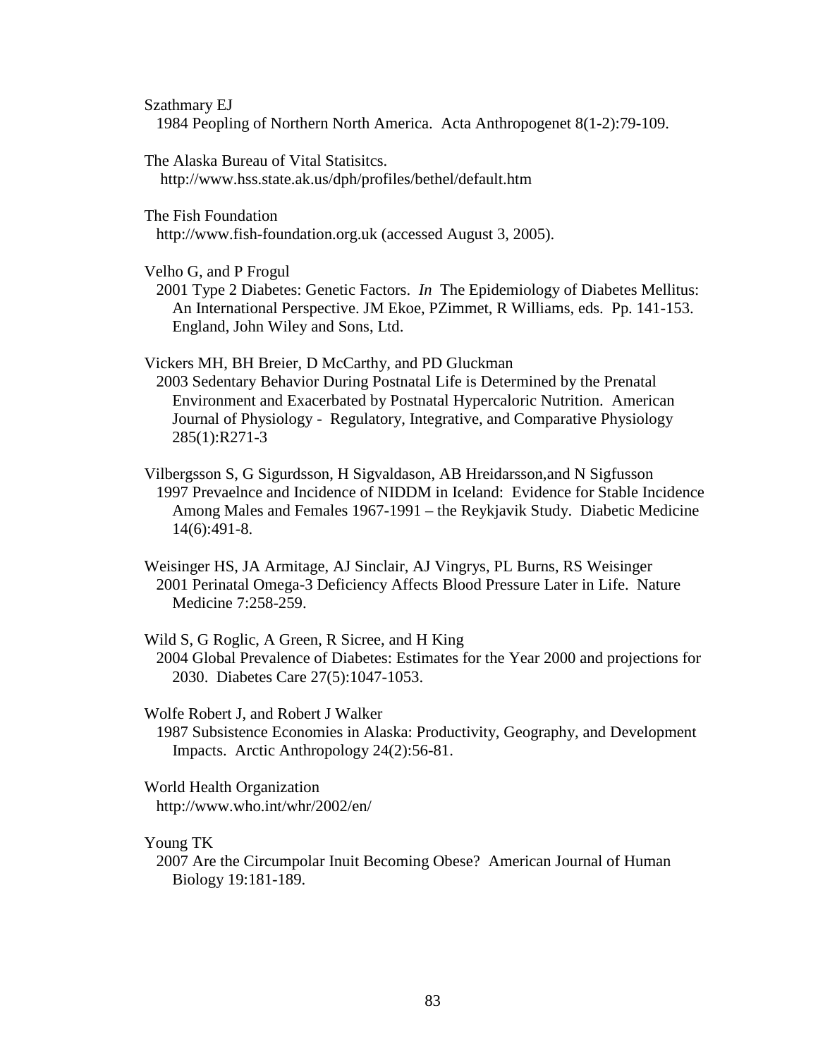Szathmary EJ
1984 Peopling of Northern North America. Acta Anthropogenet 8(1-2):79-109.

The Alaska Bureau of Vital Statisitcs.
http://www.hss.state.ak.us/dph/profiles/bethel/default.htm

The Fish Foundation
http://www.fish-foundation.org.uk (accessed August 3, 2005).

Velho G, and P Frogul
2001 Type 2 Diabetes: Genetic Factors. *In* The Epidemiology of Diabetes Mellitus: An International Perspective. JM Ekoe, PZimmet, R Williams, eds. Pp. 141-153. England, John Wiley and Sons, Ltd.

Vickers MH, BH Breier, D McCarthy, and PD Gluckman
2003 Sedentary Behavior During Postnatal Life is Determined by the Prenatal Environment and Exacerbated by Postnatal Hypercaloric Nutrition. American Journal of Physiology - Regulatory, Integrative, and Comparative Physiology 285(1):R271-3

Vilbergsson S, G Sigurdsson, H Sigvaldason, AB Hreidarsson,and N Sigfusson
1997 Prevaelnce and Incidence of NIDDM in Iceland: Evidence for Stable Incidence Among Males and Females 1967-1991 – the Reykjavik Study. Diabetic Medicine 14(6):491-8.

Weisinger HS, JA Armitage, AJ Sinclair, AJ Vingrys, PL Burns, RS Weisinger
2001 Perinatal Omega-3 Deficiency Affects Blood Pressure Later in Life. Nature Medicine 7:258-259.

Wild S, G Roglic, A Green, R Sicree, and H King
2004 Global Prevalence of Diabetes: Estimates for the Year 2000 and projections for 2030. Diabetes Care 27(5):1047-1053.

Wolfe Robert J, and Robert J Walker
1987 Subsistence Economies in Alaska: Productivity, Geography, and Development Impacts. Arctic Anthropology 24(2):56-81.

World Health Organization
http://www.who.int/whr/2002/en/

Young TK
2007 Are the Circumpolar Inuit Becoming Obese? American Journal of Human Biology 19:181-189.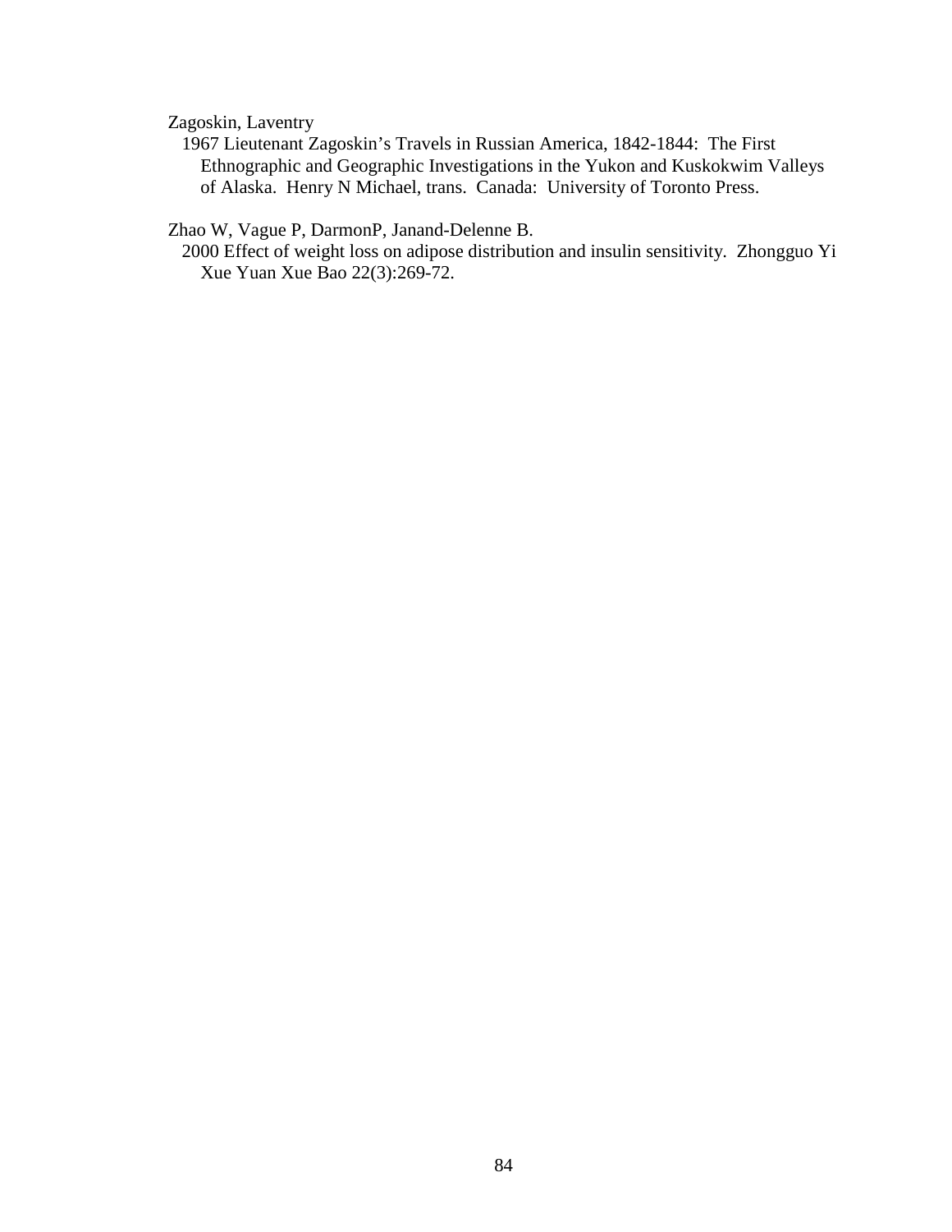Zagoskin, Laventry

1967 Lieutenant Zagoskin's Travels in Russian America, 1842-1844: The First Ethnographic and Geographic Investigations in the Yukon and Kuskokwim Valleys of Alaska. Henry N Michael, trans. Canada: University of Toronto Press.

Zhao W, Vague P, DarmonP, Janand-Delenne B.

2000 Effect of weight loss on adipose distribution and insulin sensitivity. Zhongguo Yi Xue Yuan Xue Bao 22(3):269-72.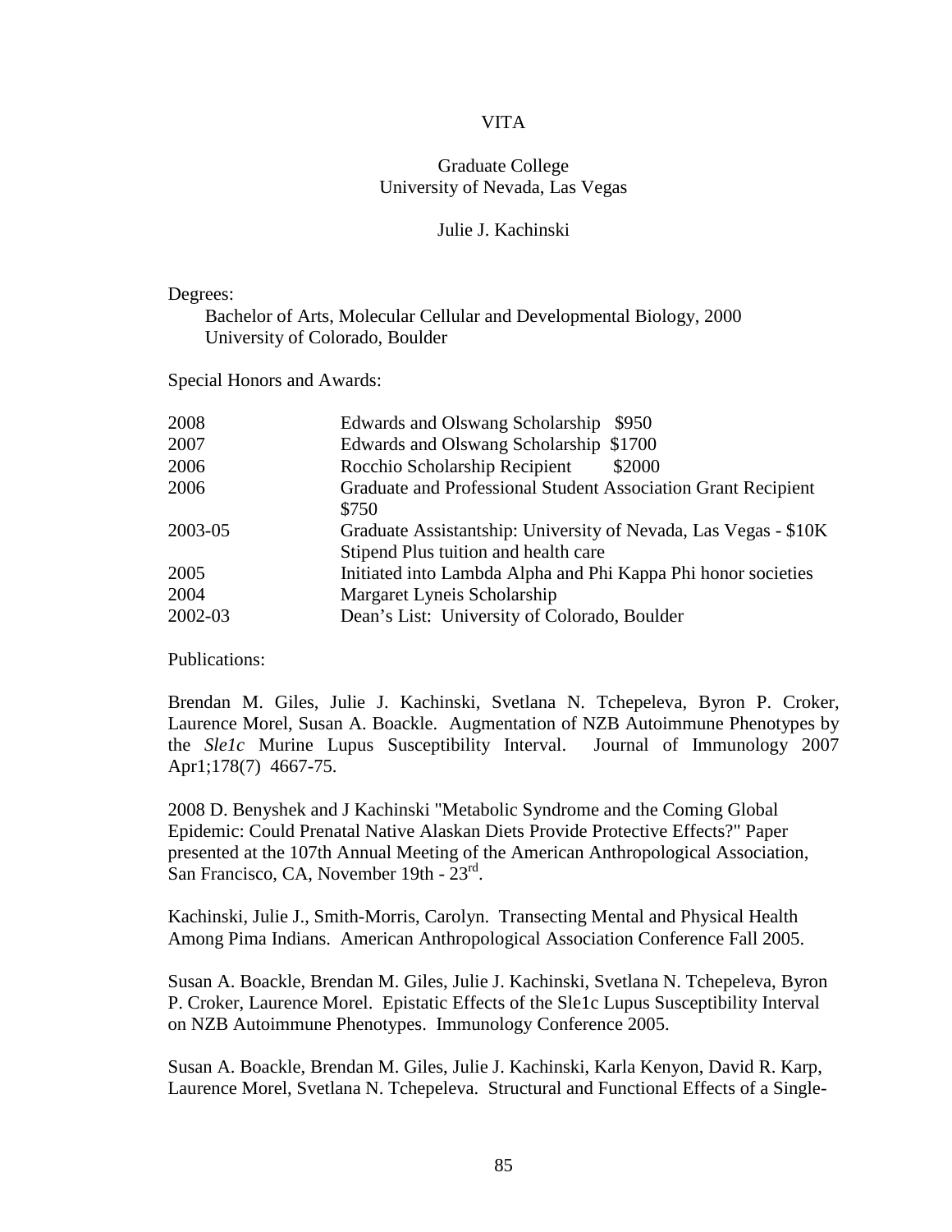# VITA

Graduate College
University of Nevada, Las Vegas

Julie J. Kachinski

Degrees:

Bachelor of Arts, Molecular Cellular and Developmental Biology, 2000
University of Colorado, Boulder

Special Honors and Awards:

| | |
|---|---|
| 2008 | Edwards and Olswang Scholarship $950 |
| 2007 | Edwards and Olswang Scholarship $1700 |
| 2006 | Rocchio Scholarship Recipient $2000 |
| 2006 | Graduate and Professional Student Association Grant Recipient $750 |
| 2003-05 | Graduate Assistantship: University of Nevada, Las Vegas - $10K Stipend Plus tuition and health care |
| 2005 | Initiated into Lambda Alpha and Phi Kappa Phi honor societies |
| 2004 | Margaret Lyneis Scholarship |
| 2002-03 | Dean's List: University of Colorado, Boulder |

Publications:

Brendan M. Giles, Julie J. Kachinski, Svetlana N. Tchepeleva, Byron P. Croker, Laurence Morel, Susan A. Boackle. Augmentation of NZB Autoimmune Phenotypes by the *Sle1c* Murine Lupus Susceptibility Interval. Journal of Immunology 2007 Apr1;178(7) 4667-75.

2008 D. Benyshek and J Kachinski "Metabolic Syndrome and the Coming Global Epidemic: Could Prenatal Native Alaskan Diets Provide Protective Effects?" Paper presented at the 107th Annual Meeting of the American Anthropological Association, San Francisco, CA, November 19th - 23rd.

Kachinski, Julie J., Smith-Morris, Carolyn. Transecting Mental and Physical Health Among Pima Indians. American Anthropological Association Conference Fall 2005.

Susan A. Boackle, Brendan M. Giles, Julie J. Kachinski, Svetlana N. Tchepeleva, Byron P. Croker, Laurence Morel. Epistatic Effects of the Sle1c Lupus Susceptibility Interval on NZB Autoimmune Phenotypes. Immunology Conference 2005.

Susan A. Boackle, Brendan M. Giles, Julie J. Kachinski, Karla Kenyon, David R. Karp, Laurence Morel, Svetlana N. Tchepeleva. Structural and Functional Effects of a Single-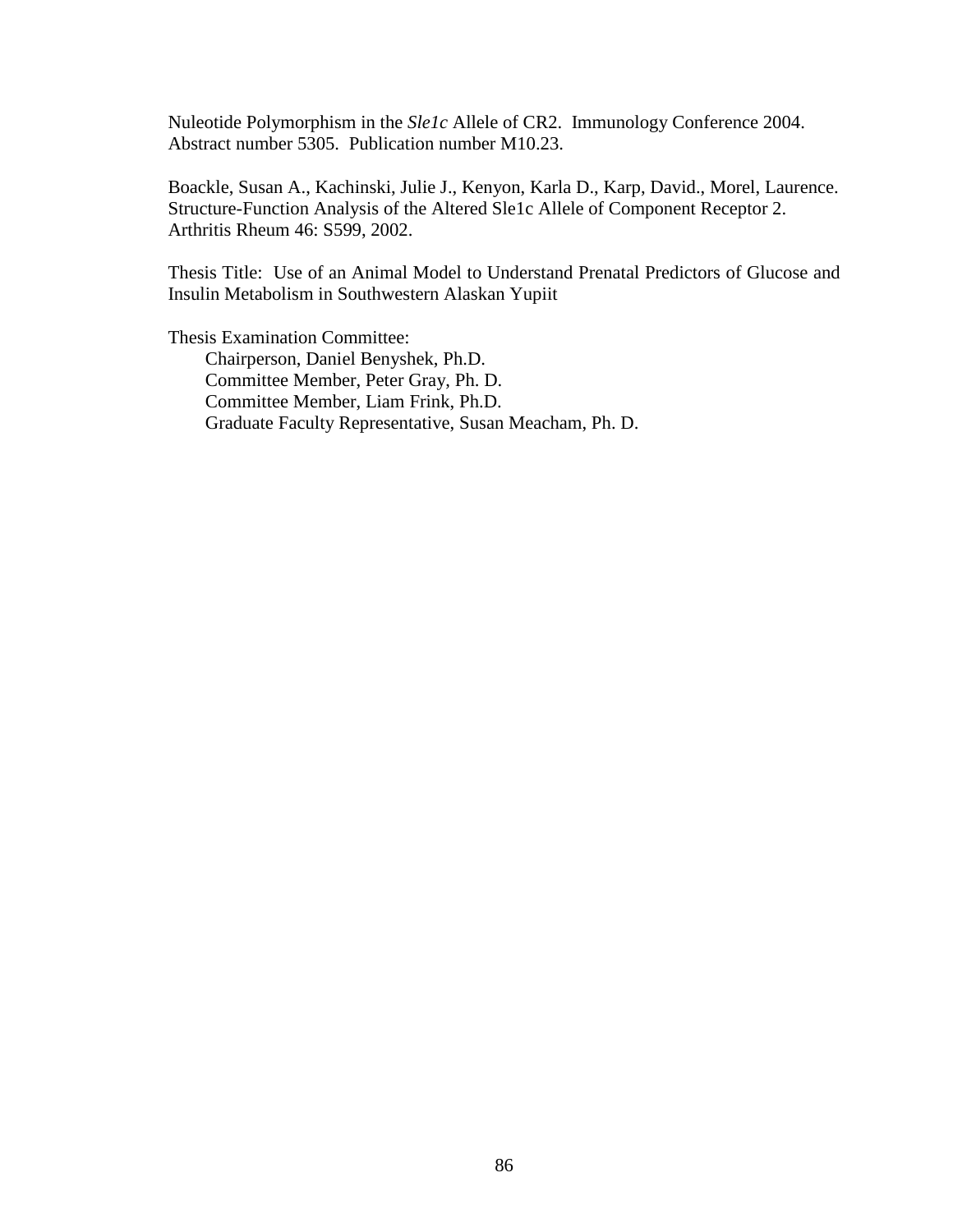Nuleotide Polymorphism in the *Sle1c* Allele of CR2. Immunology Conference 2004. Abstract number 5305. Publication number M10.23.

Boackle, Susan A., Kachinski, Julie J., Kenyon, Karla D., Karp, David., Morel, Laurence. Structure-Function Analysis of the Altered Sle1c Allele of Component Receptor 2. Arthritis Rheum 46: S599, 2002.

Thesis Title: Use of an Animal Model to Understand Prenatal Predictors of Glucose and Insulin Metabolism in Southwestern Alaskan Yupiit

Thesis Examination Committee:

Chairperson, Daniel Benyshek, Ph.D.
Committee Member, Peter Gray, Ph. D.
Committee Member, Liam Frink, Ph.D.
Graduate Faculty Representative, Susan Meacham, Ph. D.